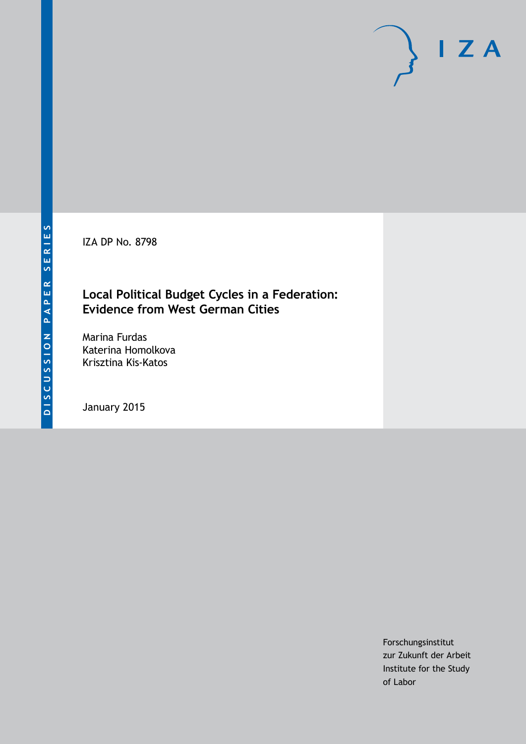DISCUSSION PAPER SERIES

I Z A

IZA DP No. 8798

# Local Political Budget Cycles in a Federation: Evidence from West German Cities

Marina Furdas
Katerina Homolkova
Krisztina Kis-Katos

January 2015

Forschungsinstitut
zur Zukunft der Arbeit
Institute for the Study
of Labor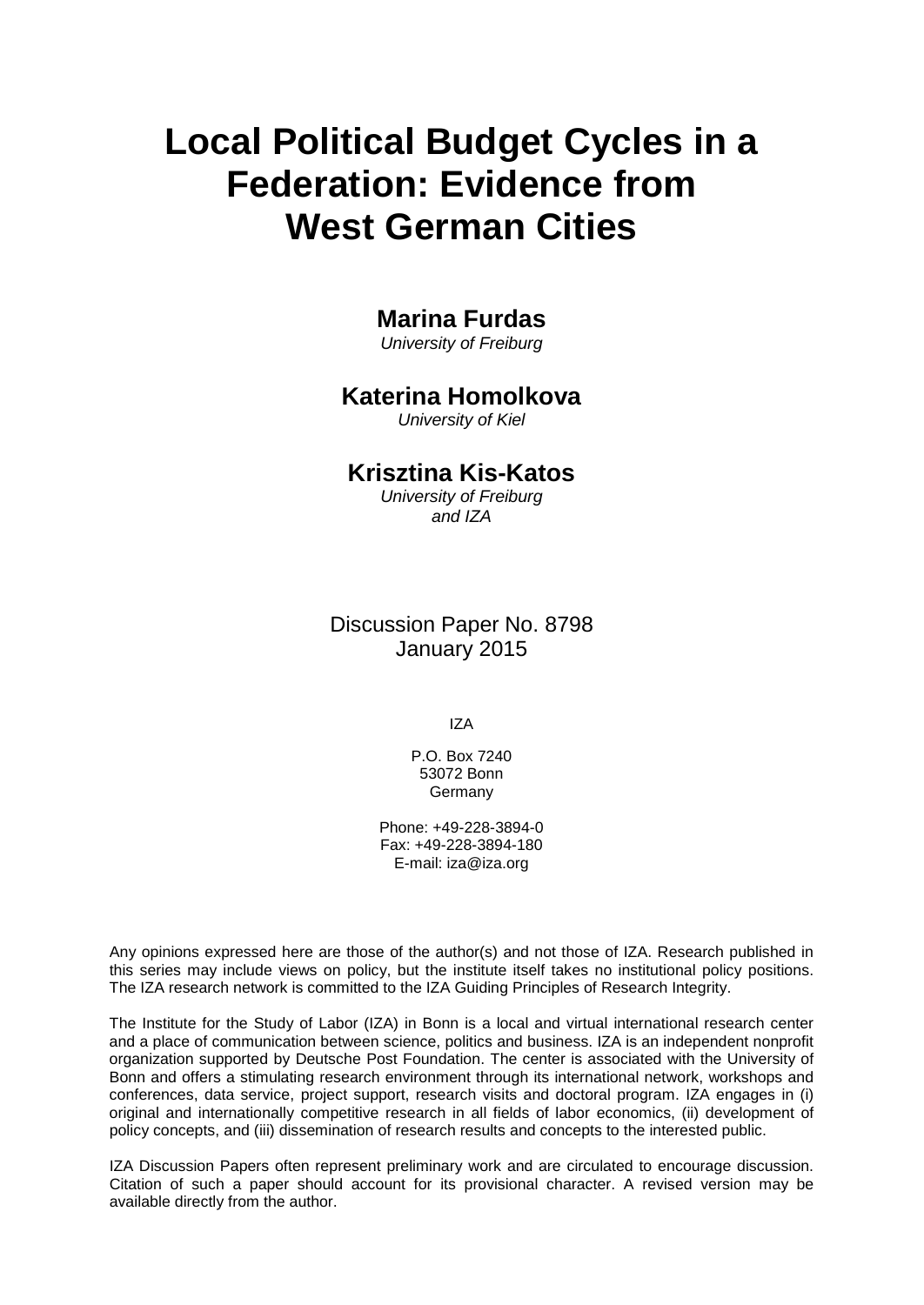# Local Political Budget Cycles in a Federation: Evidence from West German Cities

**Marina Furdas**
*University of Freiburg*

**Katerina Homolkova**
*University of Kiel*

**Krisztina Kis-Katos**
*University of Freiburg and IZA*

Discussion Paper No. 8798
January 2015

IZA

P.O. Box 7240
53072 Bonn
Germany

Phone: +49-228-3894-0
Fax: +49-228-3894-180
E-mail: iza@iza.org

Any opinions expressed here are those of the author(s) and not those of IZA. Research published in this series may include views on policy, but the institute itself takes no institutional policy positions. The IZA research network is committed to the IZA Guiding Principles of Research Integrity.

The Institute for the Study of Labor (IZA) in Bonn is a local and virtual international research center and a place of communication between science, politics and business. IZA is an independent nonprofit organization supported by Deutsche Post Foundation. The center is associated with the University of Bonn and offers a stimulating research environment through its international network, workshops and conferences, data service, project support, research visits and doctoral program. IZA engages in (i) original and internationally competitive research in all fields of labor economics, (ii) development of policy concepts, and (iii) dissemination of research results and concepts to the interested public.

IZA Discussion Papers often represent preliminary work and are circulated to encourage discussion. Citation of such a paper should account for its provisional character. A revised version may be available directly from the author.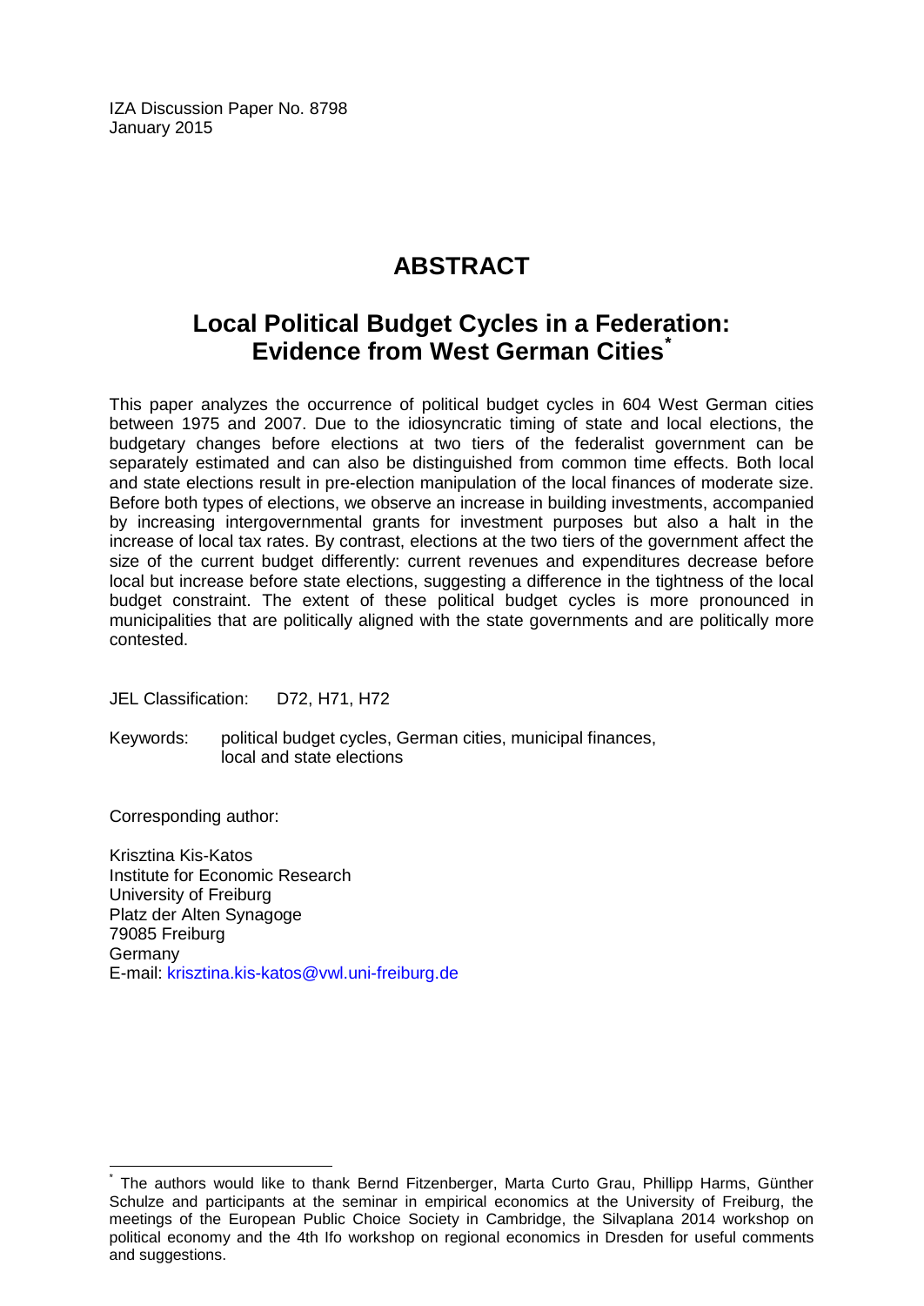IZA Discussion Paper No. 8798
January 2015

# ABSTRACT

## Local Political Budget Cycles in a Federation: Evidence from West German Cities*

This paper analyzes the occurrence of political budget cycles in 604 West German cities between 1975 and 2007. Due to the idiosyncratic timing of state and local elections, the budgetary changes before elections at two tiers of the federalist government can be separately estimated and can also be distinguished from common time effects. Both local and state elections result in pre-election manipulation of the local finances of moderate size. Before both types of elections, we observe an increase in building investments, accompanied by increasing intergovernmental grants for investment purposes but also a halt in the increase of local tax rates. By contrast, elections at the two tiers of the government affect the size of the current budget differently: current revenues and expenditures decrease before local but increase before state elections, suggesting a difference in the tightness of the local budget constraint. The extent of these political budget cycles is more pronounced in municipalities that are politically aligned with the state governments and are politically more contested.

JEL Classification: D72, H71, H72

Keywords: political budget cycles, German cities, municipal finances, local and state elections

Corresponding author:

Krisztina Kis-Katos
Institute for Economic Research
University of Freiburg
Platz der Alten Synagoge
79085 Freiburg
Germany
E-mail: krisztina.kis-katos@vwl.uni-freiburg.de

---

* The authors would like to thank Bernd Fitzenberger, Marta Curto Grau, Phillipp Harms, Günther Schulze and participants at the seminar in empirical economics at the University of Freiburg, the meetings of the European Public Choice Society in Cambridge, the Silvaplana 2014 workshop on political economy and the 4th Ifo workshop on regional economics in Dresden for useful comments and suggestions.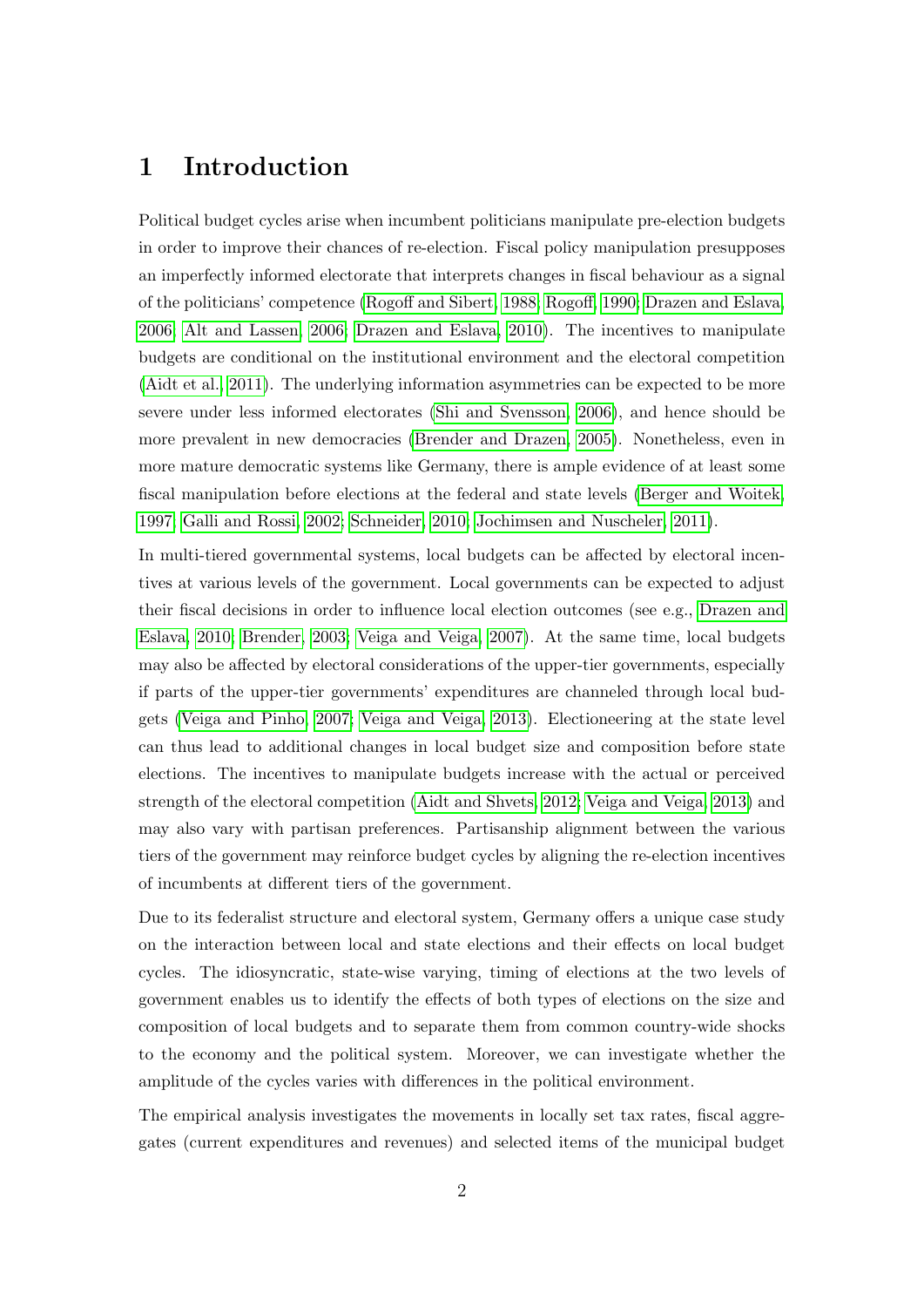# 1 Introduction

Political budget cycles arise when incumbent politicians manipulate pre-election budgets in order to improve their chances of re-election. Fiscal policy manipulation presupposes an imperfectly informed electorate that interprets changes in fiscal behaviour as a signal of the politicians' competence (Rogoff and Sibert, 1988; Rogoff, 1990; Drazen and Eslava, 2006; Alt and Lassen, 2006; Drazen and Eslava, 2010). The incentives to manipulate budgets are conditional on the institutional environment and the electoral competition (Aidt et al., 2011). The underlying information asymmetries can be expected to be more severe under less informed electorates (Shi and Svensson, 2006), and hence should be more prevalent in new democracies (Brender and Drazen, 2005). Nonetheless, even in more mature democratic systems like Germany, there is ample evidence of at least some fiscal manipulation before elections at the federal and state levels (Berger and Woitek, 1997; Galli and Rossi, 2002; Schneider, 2010; Jochimsen and Nuscheler, 2011).

In multi-tiered governmental systems, local budgets can be affected by electoral incentives at various levels of the government. Local governments can be expected to adjust their fiscal decisions in order to influence local election outcomes (see e.g., Drazen and Eslava, 2010; Brender, 2003; Veiga and Veiga, 2007). At the same time, local budgets may also be affected by electoral considerations of the upper-tier governments, especially if parts of the upper-tier governments' expenditures are channeled through local budgets (Veiga and Pinho, 2007; Veiga and Veiga, 2013). Electioneering at the state level can thus lead to additional changes in local budget size and composition before state elections. The incentives to manipulate budgets increase with the actual or perceived strength of the electoral competition (Aidt and Shvets, 2012; Veiga and Veiga, 2013) and may also vary with partisan preferences. Partisanship alignment between the various tiers of the government may reinforce budget cycles by aligning the re-election incentives of incumbents at different tiers of the government.

Due to its federalist structure and electoral system, Germany offers a unique case study on the interaction between local and state elections and their effects on local budget cycles. The idiosyncratic, state-wise varying, timing of elections at the two levels of government enables us to identify the effects of both types of elections on the size and composition of local budgets and to separate them from common country-wide shocks to the economy and the political system. Moreover, we can investigate whether the amplitude of the cycles varies with differences in the political environment.

The empirical analysis investigates the movements in locally set tax rates, fiscal aggregates (current expenditures and revenues) and selected items of the municipal budget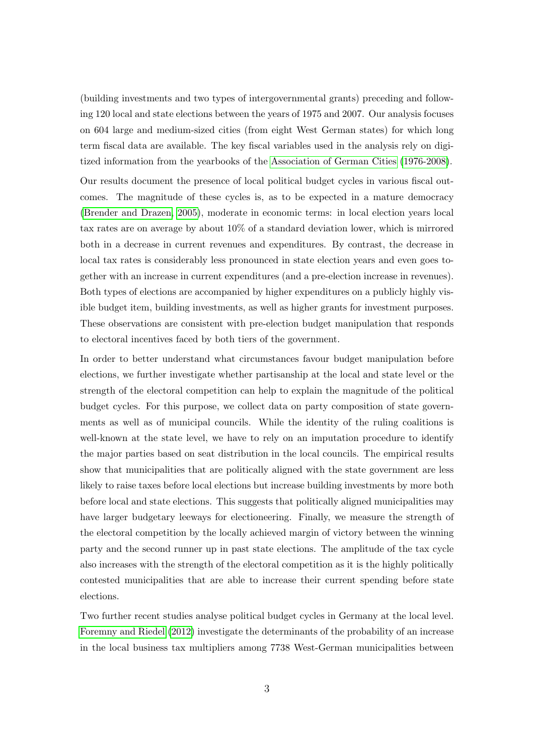(building investments and two types of intergovernmental grants) preceding and following 120 local and state elections between the years of 1975 and 2007. Our analysis focuses on 604 large and medium-sized cities (from eight West German states) for which long term fiscal data are available. The key fiscal variables used in the analysis rely on digitized information from the yearbooks of the Association of German Cities (1976-2008).

Our results document the presence of local political budget cycles in various fiscal outcomes. The magnitude of these cycles is, as to be expected in a mature democracy (Brender and Drazen, 2005), moderate in economic terms: in local election years local tax rates are on average by about 10% of a standard deviation lower, which is mirrored both in a decrease in current revenues and expenditures. By contrast, the decrease in local tax rates is considerably less pronounced in state election years and even goes together with an increase in current expenditures (and a pre-election increase in revenues). Both types of elections are accompanied by higher expenditures on a publicly highly visible budget item, building investments, as well as higher grants for investment purposes. These observations are consistent with pre-election budget manipulation that responds to electoral incentives faced by both tiers of the government.

In order to better understand what circumstances favour budget manipulation before elections, we further investigate whether partisanship at the local and state level or the strength of the electoral competition can help to explain the magnitude of the political budget cycles. For this purpose, we collect data on party composition of state governments as well as of municipal councils. While the identity of the ruling coalitions is well-known at the state level, we have to rely on an imputation procedure to identify the major parties based on seat distribution in the local councils. The empirical results show that municipalities that are politically aligned with the state government are less likely to raise taxes before local elections but increase building investments by more both before local and state elections. This suggests that politically aligned municipalities may have larger budgetary leeways for electioneering. Finally, we measure the strength of the electoral competition by the locally achieved margin of victory between the winning party and the second runner up in past state elections. The amplitude of the tax cycle also increases with the strength of the electoral competition as it is the highly politically contested municipalities that are able to increase their current spending before state elections.

Two further recent studies analyse political budget cycles in Germany at the local level. Foremny and Riedel (2012) investigate the determinants of the probability of an increase in the local business tax multipliers among 7738 West-German municipalities between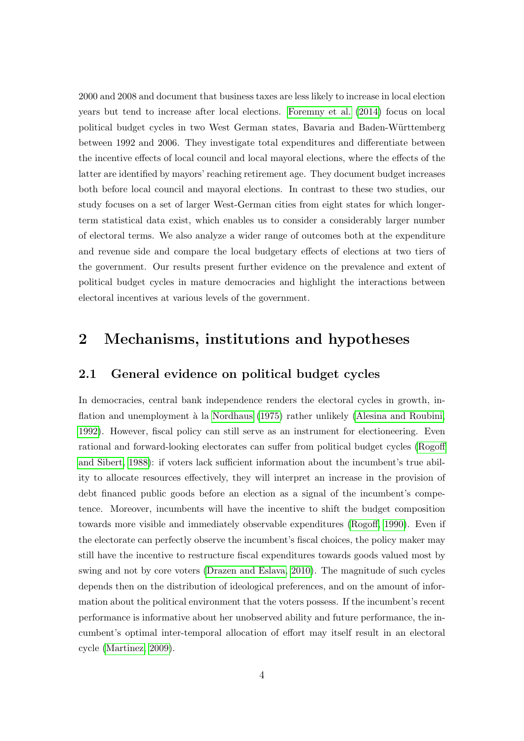2000 and 2008 and document that business taxes are less likely to increase in local election years but tend to increase after local elections. Foremny et al. (2014) focus on local political budget cycles in two West German states, Bavaria and Baden-Württemberg between 1992 and 2006. They investigate total expenditures and differentiate between the incentive effects of local council and local mayoral elections, where the effects of the latter are identified by mayors' reaching retirement age. They document budget increases both before local council and mayoral elections. In contrast to these two studies, our study focuses on a set of larger West-German cities from eight states for which longer-term statistical data exist, which enables us to consider a considerably larger number of electoral terms. We also analyze a wider range of outcomes both at the expenditure and revenue side and compare the local budgetary effects of elections at two tiers of the government. Our results present further evidence on the prevalence and extent of political budget cycles in mature democracies and highlight the interactions between electoral incentives at various levels of the government.

# 2 Mechanisms, institutions and hypotheses

## 2.1 General evidence on political budget cycles

In democracies, central bank independence renders the electoral cycles in growth, inflation and unemployment à la Nordhaus (1975) rather unlikely (Alesina and Roubini, 1992). However, fiscal policy can still serve as an instrument for electioneering. Even rational and forward-looking electorates can suffer from political budget cycles (Rogoff and Sibert, 1988): if voters lack sufficient information about the incumbent's true ability to allocate resources effectively, they will interpret an increase in the provision of debt financed public goods before an election as a signal of the incumbent's competence. Moreover, incumbents will have the incentive to shift the budget composition towards more visible and immediately observable expenditures (Rogoff, 1990). Even if the electorate can perfectly observe the incumbent's fiscal choices, the policy maker may still have the incentive to restructure fiscal expenditures towards goods valued most by swing and not by core voters (Drazen and Eslava, 2010). The magnitude of such cycles depends then on the distribution of ideological preferences, and on the amount of information about the political environment that the voters possess. If the incumbent's recent performance is informative about her unobserved ability and future performance, the incumbent's optimal inter-temporal allocation of effort may itself result in an electoral cycle (Martinez, 2009).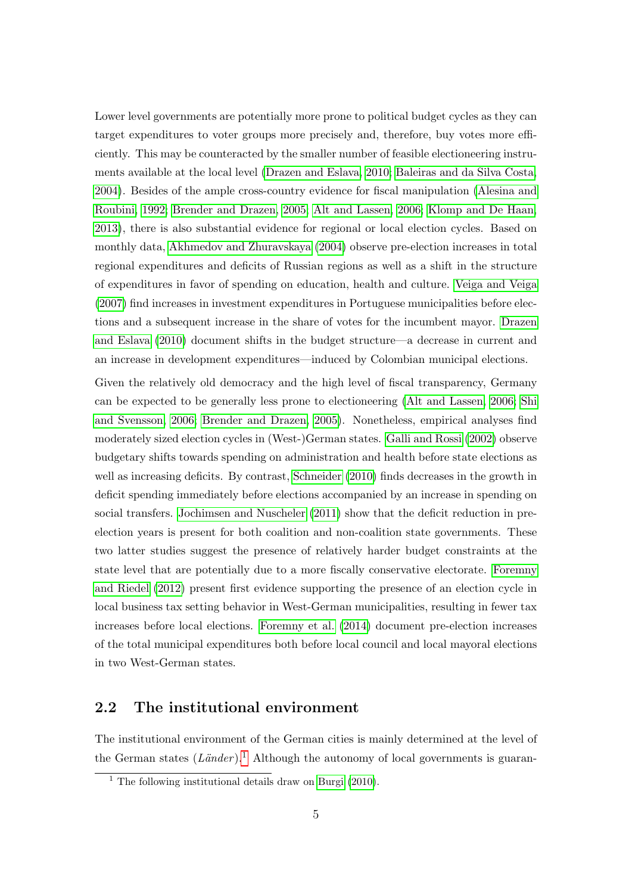Lower level governments are potentially more prone to political budget cycles as they can target expenditures to voter groups more precisely and, therefore, buy votes more efficiently. This may be counteracted by the smaller number of feasible electioneering instruments available at the local level (Drazen and Eslava, 2010; Baleiras and da Silva Costa, 2004). Besides of the ample cross-country evidence for fiscal manipulation (Alesina and Roubini, 1992; Brender and Drazen, 2005; Alt and Lassen, 2006; Klomp and De Haan, 2013), there is also substantial evidence for regional or local election cycles. Based on monthly data, Akhmedov and Zhuravskaya (2004) observe pre-election increases in total regional expenditures and deficits of Russian regions as well as a shift in the structure of expenditures in favor of spending on education, health and culture. Veiga and Veiga (2007) find increases in investment expenditures in Portuguese municipalities before elections and a subsequent increase in the share of votes for the incumbent mayor. Drazen and Eslava (2010) document shifts in the budget structure—a decrease in current and an increase in development expenditures—induced by Colombian municipal elections.

Given the relatively old democracy and the high level of fiscal transparency, Germany can be expected to be generally less prone to electioneering (Alt and Lassen, 2006; Shi and Svensson, 2006; Brender and Drazen, 2005). Nonetheless, empirical analyses find moderately sized election cycles in (West-)German states. Galli and Rossi (2002) observe budgetary shifts towards spending on administration and health before state elections as well as increasing deficits. By contrast, Schneider (2010) finds decreases in the growth in deficit spending immediately before elections accompanied by an increase in spending on social transfers. Jochimsen and Nuscheler (2011) show that the deficit reduction in pre-election years is present for both coalition and non-coalition state governments. These two latter studies suggest the presence of relatively harder budget constraints at the state level that are potentially due to a more fiscally conservative electorate. Foremny and Riedel (2012) present first evidence supporting the presence of an election cycle in local business tax setting behavior in West-German municipalities, resulting in fewer tax increases before local elections. Foremny et al. (2014) document pre-election increases of the total municipal expenditures both before local council and local mayoral elections in two West-German states.

## 2.2 The institutional environment

The institutional environment of the German cities is mainly determined at the level of the German states (*Länder*).[1] Although the autonomy of local governments is guaran-

[1] The following institutional details draw on Burgi (2010).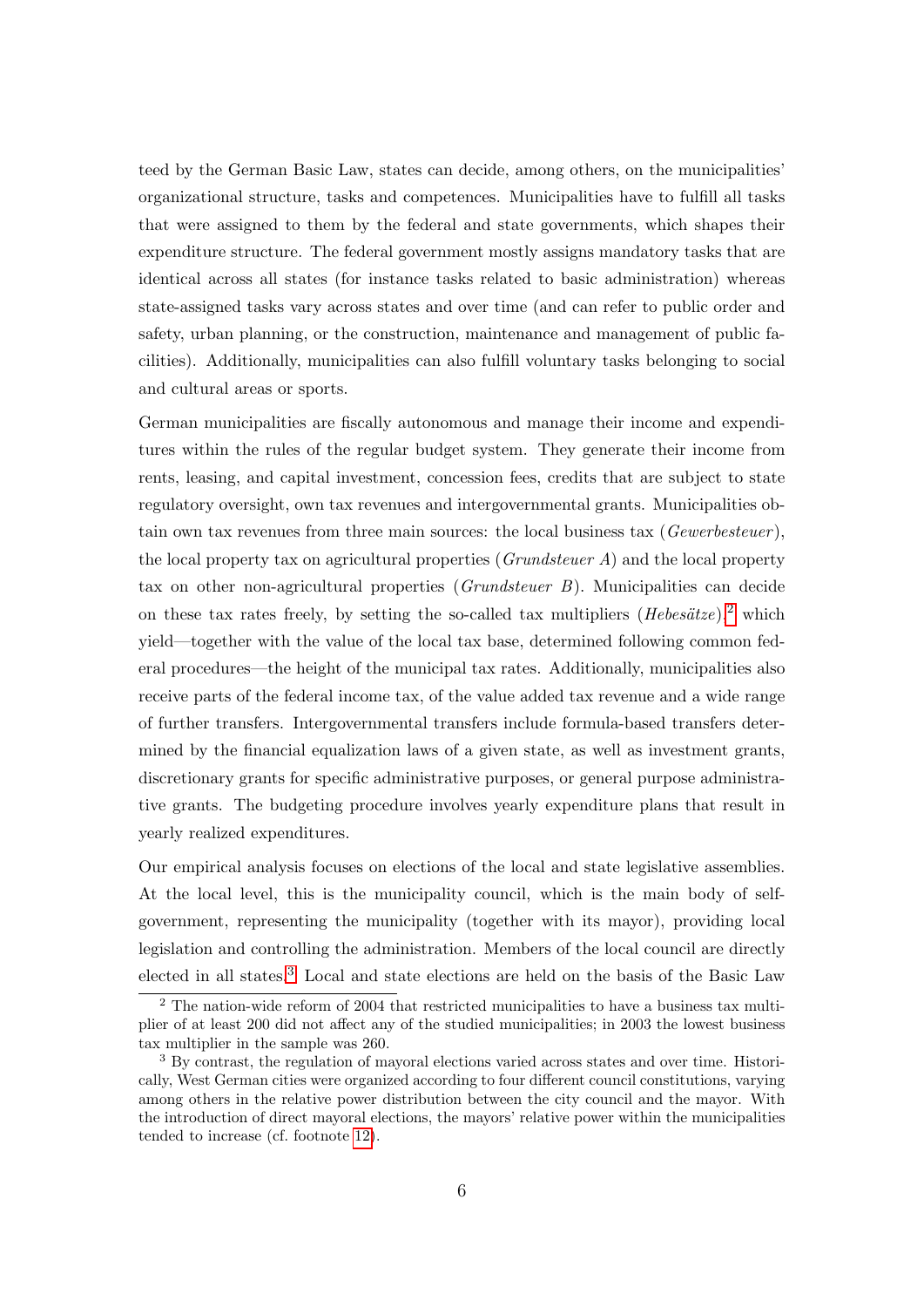teed by the German Basic Law, states can decide, among others, on the municipalities' organizational structure, tasks and competences. Municipalities have to fulfill all tasks that were assigned to them by the federal and state governments, which shapes their expenditure structure. The federal government mostly assigns mandatory tasks that are identical across all states (for instance tasks related to basic administration) whereas state-assigned tasks vary across states and over time (and can refer to public order and safety, urban planning, or the construction, maintenance and management of public facilities). Additionally, municipalities can also fulfill voluntary tasks belonging to social and cultural areas or sports.

German municipalities are fiscally autonomous and manage their income and expenditures within the rules of the regular budget system. They generate their income from rents, leasing, and capital investment, concession fees, credits that are subject to state regulatory oversight, own tax revenues and intergovernmental grants. Municipalities obtain own tax revenues from three main sources: the local business tax (*Gewerbesteuer*), the local property tax on agricultural properties (*Grundsteuer A*) and the local property tax on other non-agricultural properties (*Grundsteuer B*). Municipalities can decide on these tax rates freely, by setting the so-called tax multipliers (*Hebesätze*),[2] which yield—together with the value of the local tax base, determined following common federal procedures—the height of the municipal tax rates. Additionally, municipalities also receive parts of the federal income tax, of the value added tax revenue and a wide range of further transfers. Intergovernmental transfers include formula-based transfers determined by the financial equalization laws of a given state, as well as investment grants, discretionary grants for specific administrative purposes, or general purpose administrative grants. The budgeting procedure involves yearly expenditure plans that result in yearly realized expenditures.

Our empirical analysis focuses on elections of the local and state legislative assemblies. At the local level, this is the municipality council, which is the main body of self-government, representing the municipality (together with its mayor), providing local legislation and controlling the administration. Members of the local council are directly elected in all states.[3] Local and state elections are held on the basis of the Basic Law

[2] The nation-wide reform of 2004 that restricted municipalities to have a business tax multiplier of at least 200 did not affect any of the studied municipalities; in 2003 the lowest business tax multiplier in the sample was 260.

[3] By contrast, the regulation of mayoral elections varied across states and over time. Historically, West German cities were organized according to four different council constitutions, varying among others in the relative power distribution between the city council and the mayor. With the introduction of direct mayoral elections, the mayors' relative power within the municipalities tended to increase (cf. footnote 12).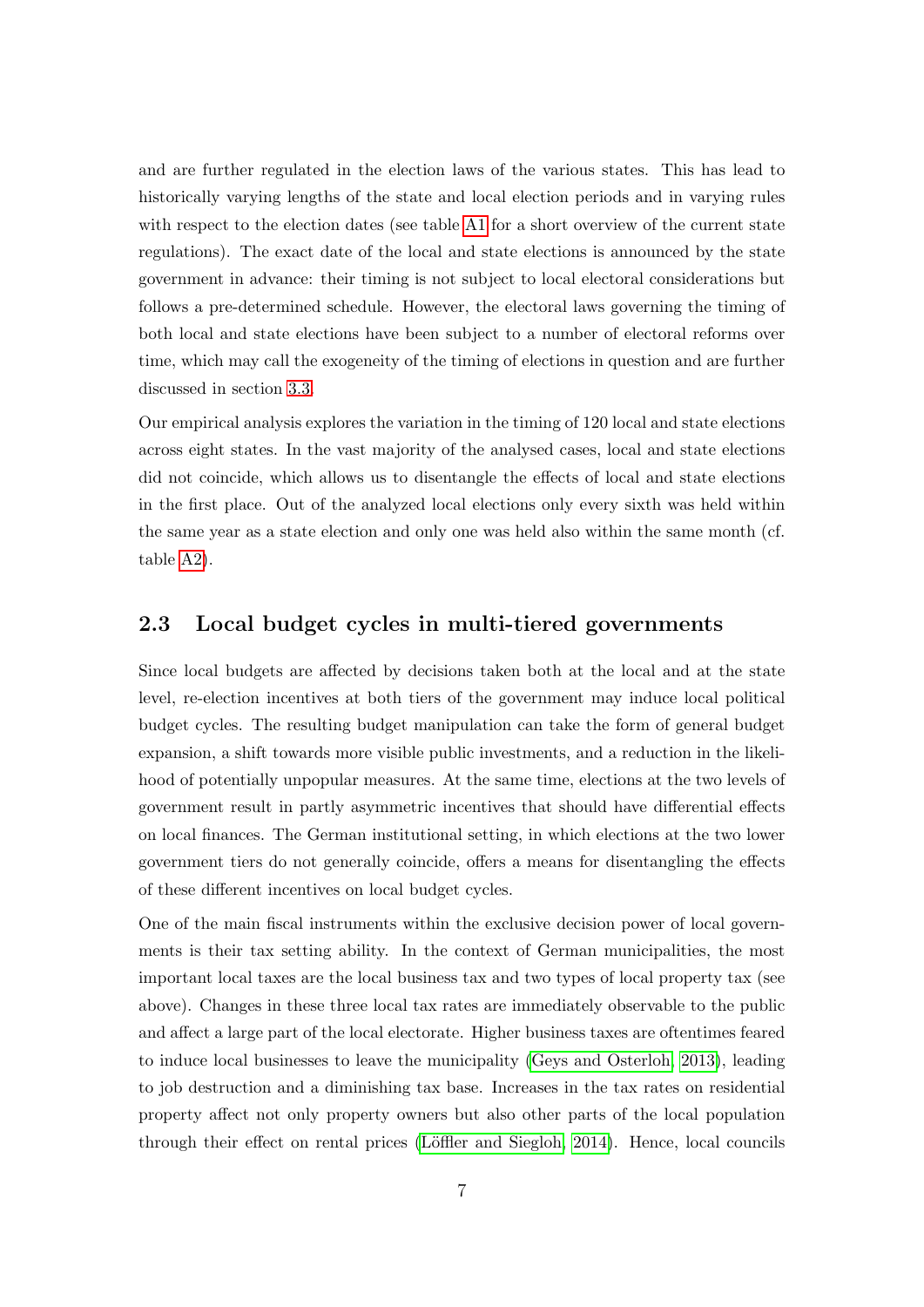and are further regulated in the election laws of the various states. This has lead to historically varying lengths of the state and local election periods and in varying rules with respect to the election dates (see table A1 for a short overview of the current state regulations). The exact date of the local and state elections is announced by the state government in advance: their timing is not subject to local electoral considerations but follows a pre-determined schedule. However, the electoral laws governing the timing of both local and state elections have been subject to a number of electoral reforms over time, which may call the exogeneity of the timing of elections in question and are further discussed in section 3.3.

Our empirical analysis explores the variation in the timing of 120 local and state elections across eight states. In the vast majority of the analysed cases, local and state elections did not coincide, which allows us to disentangle the effects of local and state elections in the first place. Out of the analyzed local elections only every sixth was held within the same year as a state election and only one was held also within the same month (cf. table A2).

## 2.3 Local budget cycles in multi-tiered governments

Since local budgets are affected by decisions taken both at the local and at the state level, re-election incentives at both tiers of the government may induce local political budget cycles. The resulting budget manipulation can take the form of general budget expansion, a shift towards more visible public investments, and a reduction in the likelihood of potentially unpopular measures. At the same time, elections at the two levels of government result in partly asymmetric incentives that should have differential effects on local finances. The German institutional setting, in which elections at the two lower government tiers do not generally coincide, offers a means for disentangling the effects of these different incentives on local budget cycles.

One of the main fiscal instruments within the exclusive decision power of local governments is their tax setting ability. In the context of German municipalities, the most important local taxes are the local business tax and two types of local property tax (see above). Changes in these three local tax rates are immediately observable to the public and affect a large part of the local electorate. Higher business taxes are oftentimes feared to induce local businesses to leave the municipality (Geys and Osterloh, 2013), leading to job destruction and a diminishing tax base. Increases in the tax rates on residential property affect not only property owners but also other parts of the local population through their effect on rental prices (Löffler and Siegloh, 2014). Hence, local councils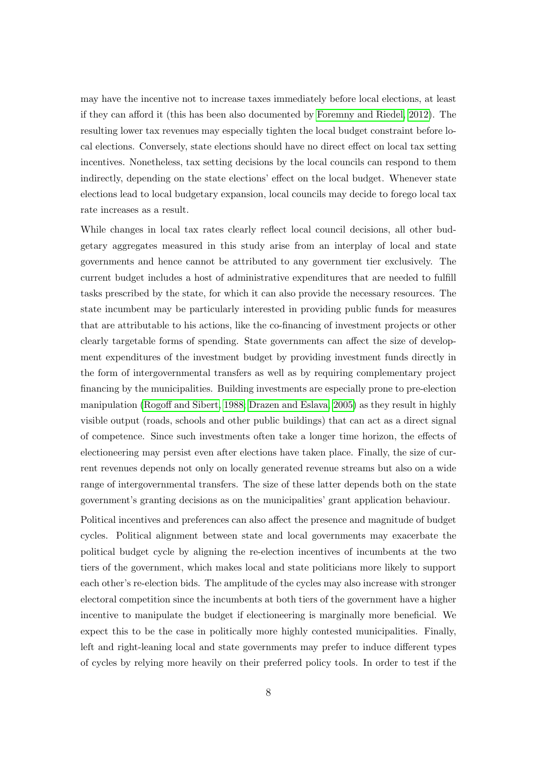may have the incentive not to increase taxes immediately before local elections, at least if they can afford it (this has been also documented by Foremny and Riedel, 2012). The resulting lower tax revenues may especially tighten the local budget constraint before local elections. Conversely, state elections should have no direct effect on local tax setting incentives. Nonetheless, tax setting decisions by the local councils can respond to them indirectly, depending on the state elections' effect on the local budget. Whenever state elections lead to local budgetary expansion, local councils may decide to forego local tax rate increases as a result.

While changes in local tax rates clearly reflect local council decisions, all other budgetary aggregates measured in this study arise from an interplay of local and state governments and hence cannot be attributed to any government tier exclusively. The current budget includes a host of administrative expenditures that are needed to fulfill tasks prescribed by the state, for which it can also provide the necessary resources. The state incumbent may be particularly interested in providing public funds for measures that are attributable to his actions, like the co-financing of investment projects or other clearly targetable forms of spending. State governments can affect the size of development expenditures of the investment budget by providing investment funds directly in the form of intergovernmental transfers as well as by requiring complementary project financing by the municipalities. Building investments are especially prone to pre-election manipulation (Rogoff and Sibert, 1988; Drazen and Eslava, 2005) as they result in highly visible output (roads, schools and other public buildings) that can act as a direct signal of competence. Since such investments often take a longer time horizon, the effects of electioneering may persist even after elections have taken place. Finally, the size of current revenues depends not only on locally generated revenue streams but also on a wide range of intergovernmental transfers. The size of these latter depends both on the state government's granting decisions as on the municipalities' grant application behaviour.

Political incentives and preferences can also affect the presence and magnitude of budget cycles. Political alignment between state and local governments may exacerbate the political budget cycle by aligning the re-election incentives of incumbents at the two tiers of the government, which makes local and state politicians more likely to support each other's re-election bids. The amplitude of the cycles may also increase with stronger electoral competition since the incumbents at both tiers of the government have a higher incentive to manipulate the budget if electioneering is marginally more beneficial. We expect this to be the case in politically more highly contested municipalities. Finally, left and right-leaning local and state governments may prefer to induce different types of cycles by relying more heavily on their preferred policy tools. In order to test if the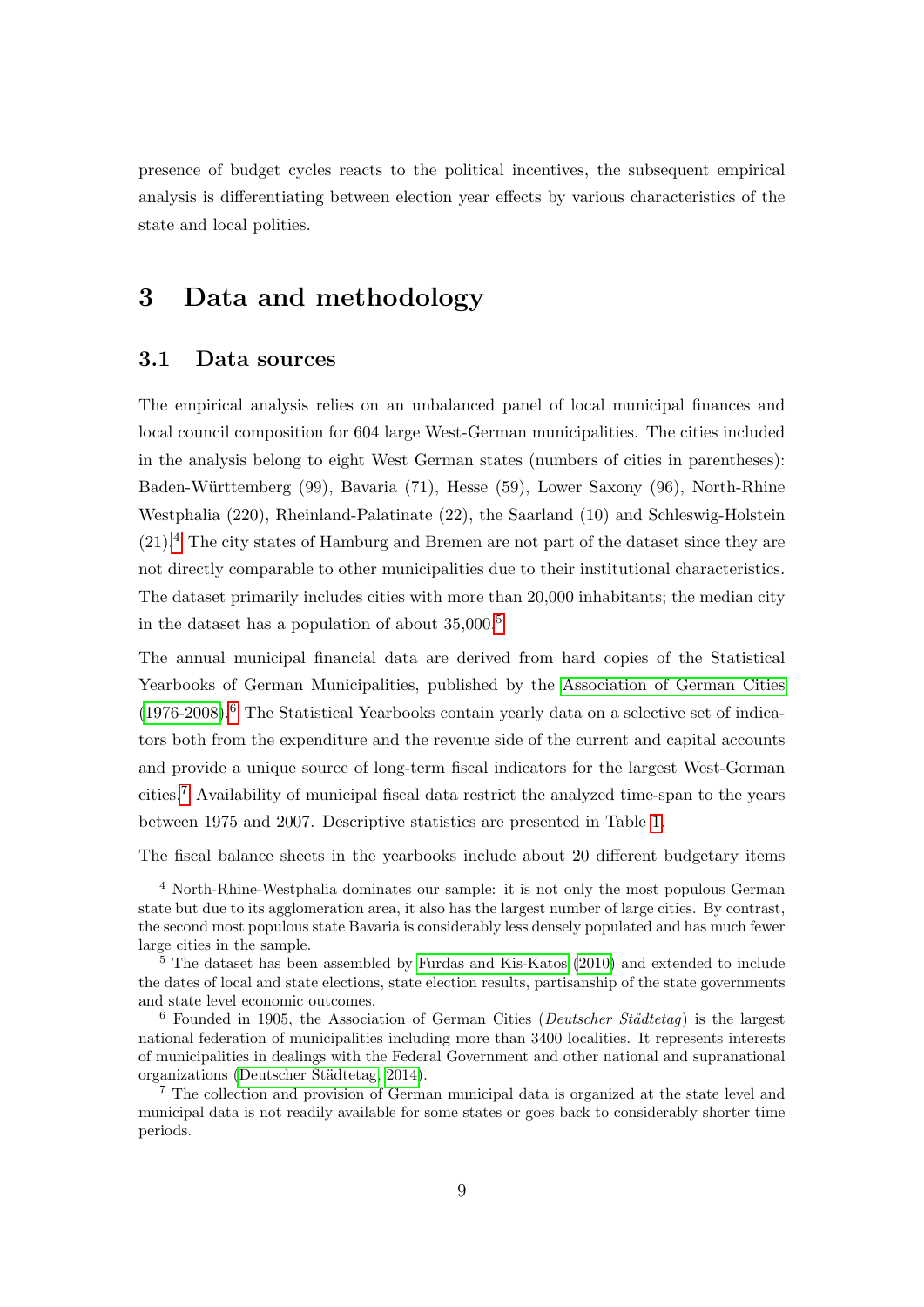presence of budget cycles reacts to the political incentives, the subsequent empirical analysis is differentiating between election year effects by various characteristics of the state and local polities.

# 3 Data and methodology

## 3.1 Data sources

The empirical analysis relies on an unbalanced panel of local municipal finances and local council composition for 604 large West-German municipalities. The cities included in the analysis belong to eight West German states (numbers of cities in parentheses): Baden-Württemberg (99), Bavaria (71), Hesse (59), Lower Saxony (96), North-Rhine Westphalia (220), Rheinland-Palatinate (22), the Saarland (10) and Schleswig-Holstein (21).[4] The city states of Hamburg and Bremen are not part of the dataset since they are not directly comparable to other municipalities due to their institutional characteristics. The dataset primarily includes cities with more than 20,000 inhabitants; the median city in the dataset has a population of about 35,000.[5]

The annual municipal financial data are derived from hard copies of the Statistical Yearbooks of German Municipalities, published by the Association of German Cities (1976-2008).[6] The Statistical Yearbooks contain yearly data on a selective set of indicators both from the expenditure and the revenue side of the current and capital accounts and provide a unique source of long-term fiscal indicators for the largest West-German cities.[7] Availability of municipal fiscal data restrict the analyzed time-span to the years between 1975 and 2007. Descriptive statistics are presented in Table 1.

The fiscal balance sheets in the yearbooks include about 20 different budgetary items

[4] North-Rhine-Westphalia dominates our sample: it is not only the most populous German state but due to its agglomeration area, it also has the largest number of large cities. By contrast, the second most populous state Bavaria is considerably less densely populated and has much fewer large cities in the sample.

[5] The dataset has been assembled by Furdas and Kis-Katos (2010) and extended to include the dates of local and state elections, state election results, partisanship of the state governments and state level economic outcomes.

[6] Founded in 1905, the Association of German Cities (*Deutscher Städtetag*) is the largest national federation of municipalities including more than 3400 localities. It represents interests of municipalities in dealings with the Federal Government and other national and supranational organizations (Deutscher Städtetag, 2014).

[7] The collection and provision of German municipal data is organized at the state level and municipal data is not readily available for some states or goes back to considerably shorter time periods.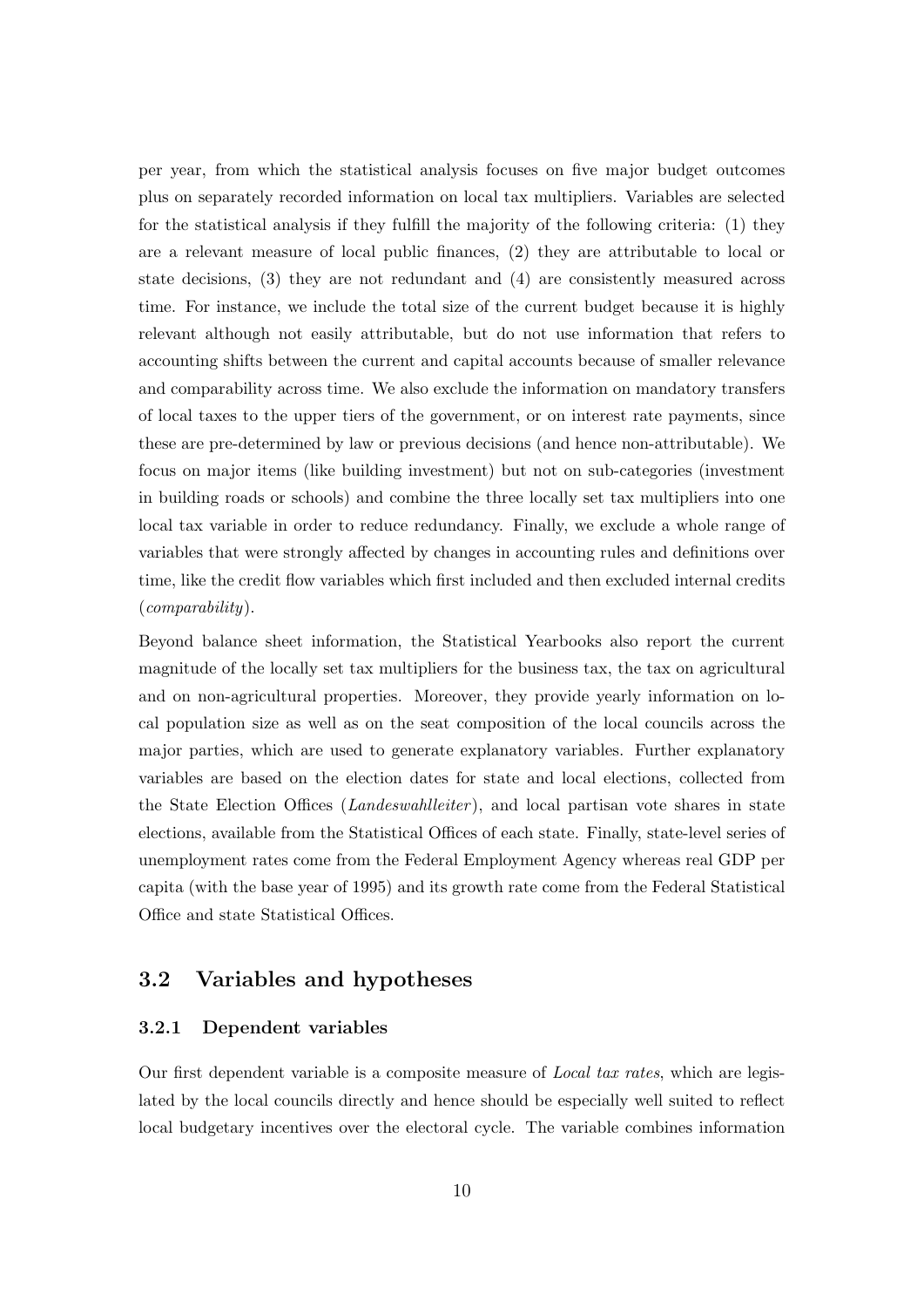per year, from which the statistical analysis focuses on five major budget outcomes plus on separately recorded information on local tax multipliers. Variables are selected for the statistical analysis if they fulfill the majority of the following criteria: (1) they are a relevant measure of local public finances, (2) they are attributable to local or state decisions, (3) they are not redundant and (4) are consistently measured across time. For instance, we include the total size of the current budget because it is highly relevant although not easily attributable, but do not use information that refers to accounting shifts between the current and capital accounts because of smaller relevance and comparability across time. We also exclude the information on mandatory transfers of local taxes to the upper tiers of the government, or on interest rate payments, since these are pre-determined by law or previous decisions (and hence non-attributable). We focus on major items (like building investment) but not on sub-categories (investment in building roads or schools) and combine the three locally set tax multipliers into one local tax variable in order to reduce redundancy. Finally, we exclude a whole range of variables that were strongly affected by changes in accounting rules and definitions over time, like the credit flow variables which first included and then excluded internal credits (*comparability*).

Beyond balance sheet information, the Statistical Yearbooks also report the current magnitude of the locally set tax multipliers for the business tax, the tax on agricultural and on non-agricultural properties. Moreover, they provide yearly information on local population size as well as on the seat composition of the local councils across the major parties, which are used to generate explanatory variables. Further explanatory variables are based on the election dates for state and local elections, collected from the State Election Offices (*Landeswahlleiter*), and local partisan vote shares in state elections, available from the Statistical Offices of each state. Finally, state-level series of unemployment rates come from the Federal Employment Agency whereas real GDP per capita (with the base year of 1995) and its growth rate come from the Federal Statistical Office and state Statistical Offices.

## 3.2 Variables and hypotheses

### 3.2.1 Dependent variables

Our first dependent variable is a composite measure of *Local tax rates*, which are legislated by the local councils directly and hence should be especially well suited to reflect local budgetary incentives over the electoral cycle. The variable combines information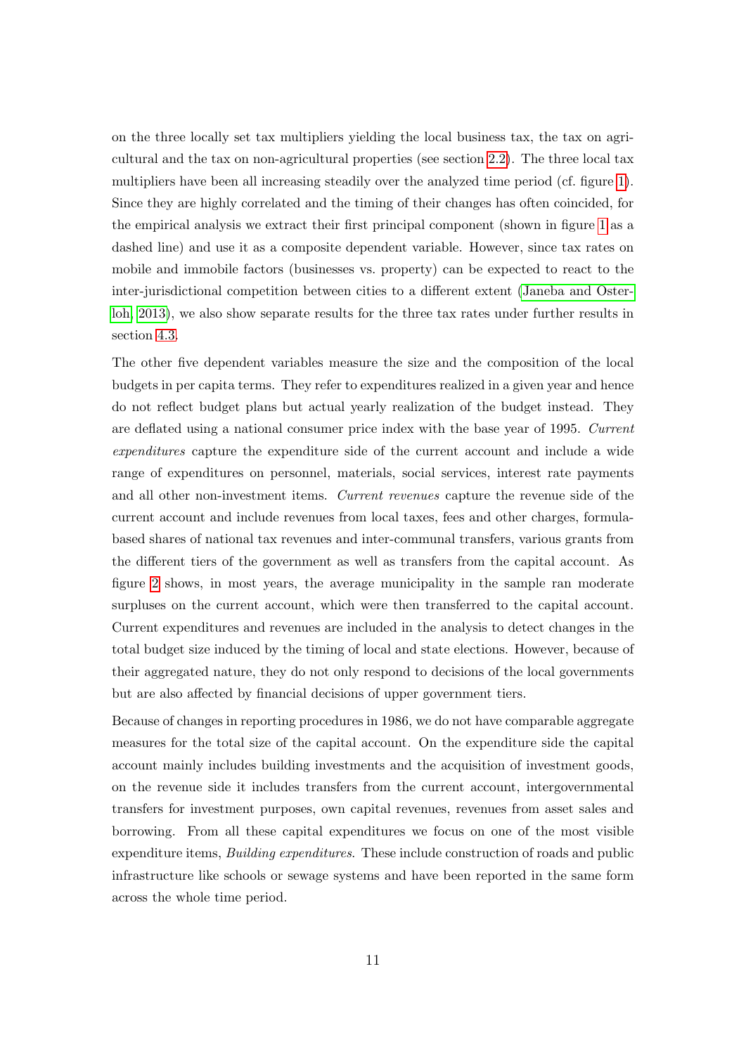on the three locally set tax multipliers yielding the local business tax, the tax on agricultural and the tax on non-agricultural properties (see section 2.2). The three local tax multipliers have been all increasing steadily over the analyzed time period (cf. figure 1). Since they are highly correlated and the timing of their changes has often coincided, for the empirical analysis we extract their first principal component (shown in figure 1 as a dashed line) and use it as a composite dependent variable. However, since tax rates on mobile and immobile factors (businesses vs. property) can be expected to react to the inter-jurisdictional competition between cities to a different extent (Janeba and Osterloh, 2013), we also show separate results for the three tax rates under further results in section 4.3.

The other five dependent variables measure the size and the composition of the local budgets in per capita terms. They refer to expenditures realized in a given year and hence do not reflect budget plans but actual yearly realization of the budget instead. They are deflated using a national consumer price index with the base year of 1995. *Current expenditures* capture the expenditure side of the current account and include a wide range of expenditures on personnel, materials, social services, interest rate payments and all other non-investment items. *Current revenues* capture the revenue side of the current account and include revenues from local taxes, fees and other charges, formula-based shares of national tax revenues and inter-communal transfers, various grants from the different tiers of the government as well as transfers from the capital account. As figure 2 shows, in most years, the average municipality in the sample ran moderate surpluses on the current account, which were then transferred to the capital account. Current expenditures and revenues are included in the analysis to detect changes in the total budget size induced by the timing of local and state elections. However, because of their aggregated nature, they do not only respond to decisions of the local governments but are also affected by financial decisions of upper government tiers.

Because of changes in reporting procedures in 1986, we do not have comparable aggregate measures for the total size of the capital account. On the expenditure side the capital account mainly includes building investments and the acquisition of investment goods, on the revenue side it includes transfers from the current account, intergovernmental transfers for investment purposes, own capital revenues, revenues from asset sales and borrowing. From all these capital expenditures we focus on one of the most visible expenditure items, *Building expenditures*. These include construction of roads and public infrastructure like schools or sewage systems and have been reported in the same form across the whole time period.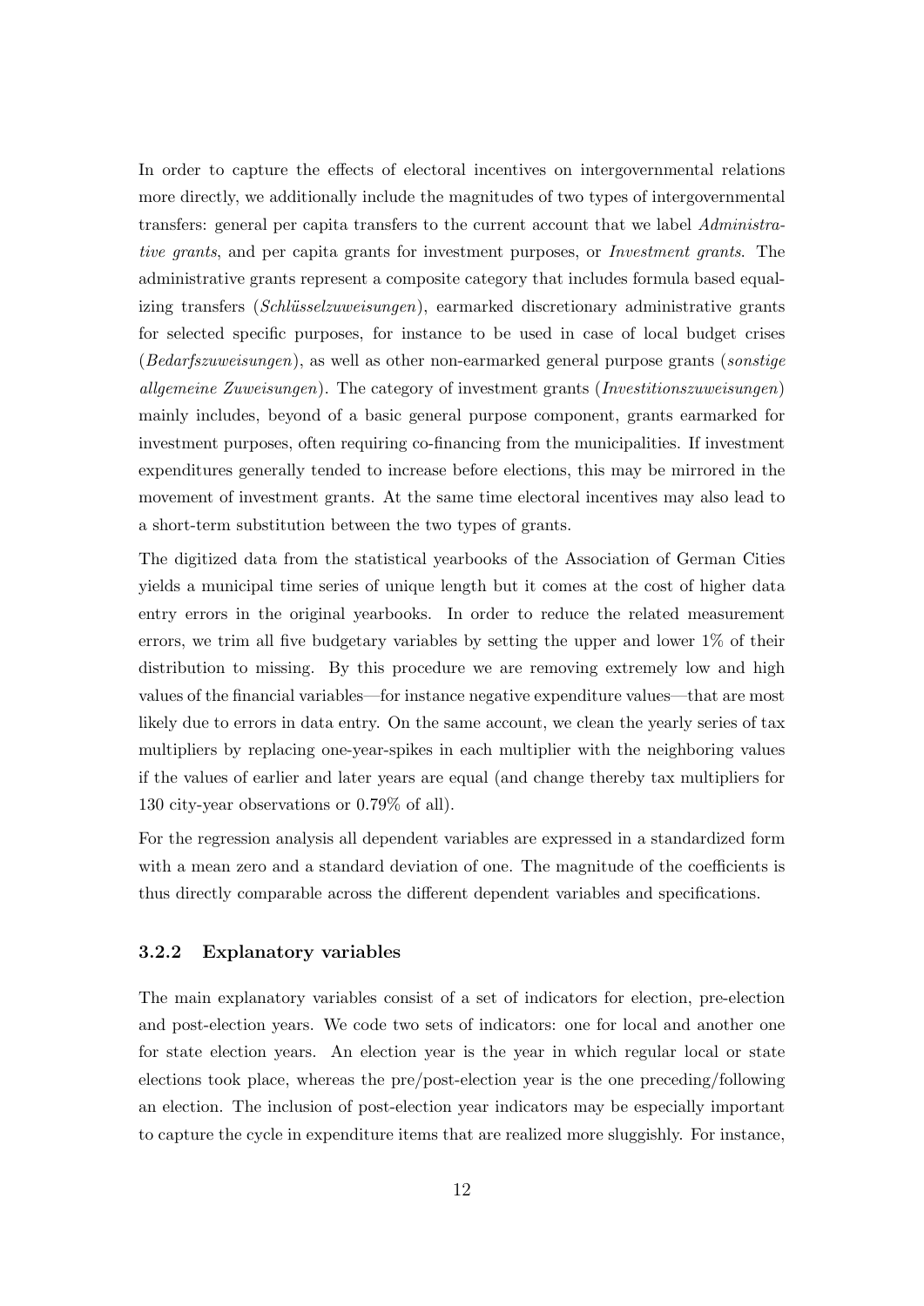In order to capture the effects of electoral incentives on intergovernmental relations more directly, we additionally include the magnitudes of two types of intergovernmental transfers: general per capita transfers to the current account that we label *Administrative grants*, and per capita grants for investment purposes, or *Investment grants*. The administrative grants represent a composite category that includes formula based equalizing transfers (*Schlüsselzuweisungen*), earmarked discretionary administrative grants for selected specific purposes, for instance to be used in case of local budget crises (*Bedarfszuweisungen*), as well as other non-earmarked general purpose grants (*sonstige allgemeine Zuweisungen*). The category of investment grants (*Investitionszuweisungen*) mainly includes, beyond of a basic general purpose component, grants earmarked for investment purposes, often requiring co-financing from the municipalities. If investment expenditures generally tended to increase before elections, this may be mirrored in the movement of investment grants. At the same time electoral incentives may also lead to a short-term substitution between the two types of grants.

The digitized data from the statistical yearbooks of the Association of German Cities yields a municipal time series of unique length but it comes at the cost of higher data entry errors in the original yearbooks. In order to reduce the related measurement errors, we trim all five budgetary variables by setting the upper and lower 1% of their distribution to missing. By this procedure we are removing extremely low and high values of the financial variables—for instance negative expenditure values—that are most likely due to errors in data entry. On the same account, we clean the yearly series of tax multipliers by replacing one-year-spikes in each multiplier with the neighboring values if the values of earlier and later years are equal (and change thereby tax multipliers for 130 city-year observations or 0.79% of all).

For the regression analysis all dependent variables are expressed in a standardized form with a mean zero and a standard deviation of one. The magnitude of the coefficients is thus directly comparable across the different dependent variables and specifications.

### 3.2.2 Explanatory variables

The main explanatory variables consist of a set of indicators for election, pre-election and post-election years. We code two sets of indicators: one for local and another one for state election years. An election year is the year in which regular local or state elections took place, whereas the pre/post-election year is the one preceding/following an election. The inclusion of post-election year indicators may be especially important to capture the cycle in expenditure items that are realized more sluggishly. For instance,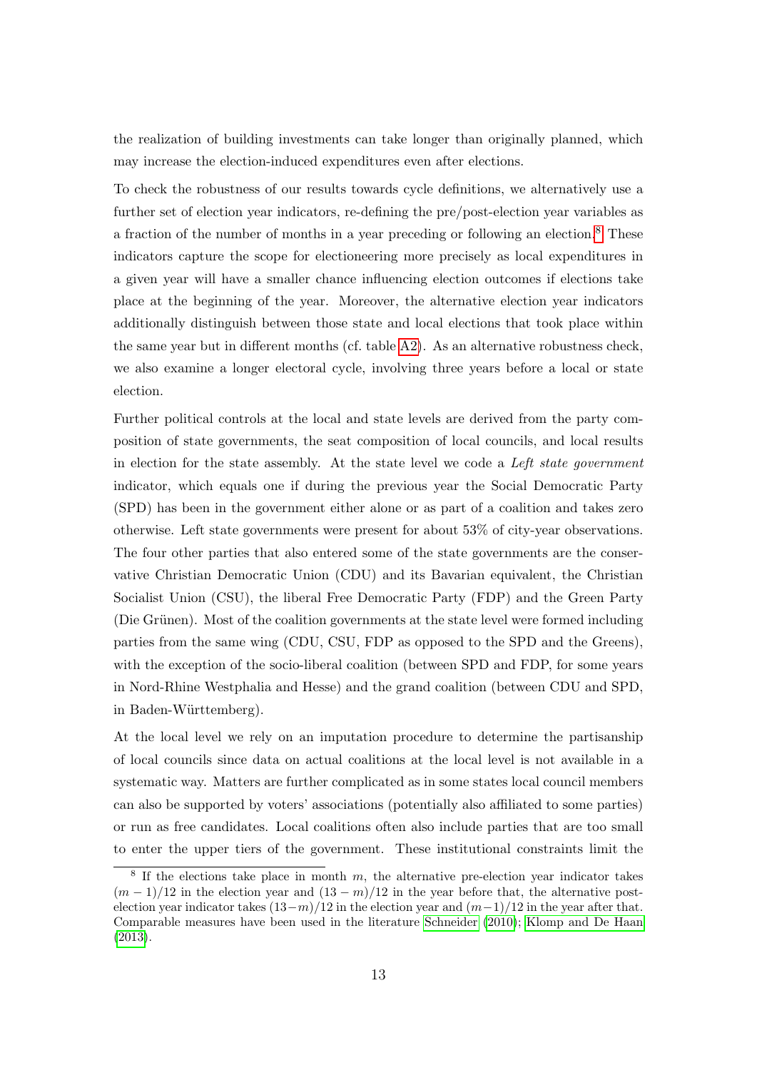the realization of building investments can take longer than originally planned, which may increase the election-induced expenditures even after elections.

To check the robustness of our results towards cycle definitions, we alternatively use a further set of election year indicators, re-defining the pre/post-election year variables as a fraction of the number of months in a year preceding or following an election.[8] These indicators capture the scope for electioneering more precisely as local expenditures in a given year will have a smaller chance influencing election outcomes if elections take place at the beginning of the year. Moreover, the alternative election year indicators additionally distinguish between those state and local elections that took place within the same year but in different months (cf. table A2). As an alternative robustness check, we also examine a longer electoral cycle, involving three years before a local or state election.

Further political controls at the local and state levels are derived from the party composition of state governments, the seat composition of local councils, and local results in election for the state assembly. At the state level we code a *Left state government* indicator, which equals one if during the previous year the Social Democratic Party (SPD) has been in the government either alone or as part of a coalition and takes zero otherwise. Left state governments were present for about 53% of city-year observations. The four other parties that also entered some of the state governments are the conservative Christian Democratic Union (CDU) and its Bavarian equivalent, the Christian Socialist Union (CSU), the liberal Free Democratic Party (FDP) and the Green Party (Die Grünen). Most of the coalition governments at the state level were formed including parties from the same wing (CDU, CSU, FDP as opposed to the SPD and the Greens), with the exception of the socio-liberal coalition (between SPD and FDP, for some years in Nord-Rhine Westphalia and Hesse) and the grand coalition (between CDU and SPD, in Baden-Württemberg).

At the local level we rely on an imputation procedure to determine the partisanship of local councils since data on actual coalitions at the local level is not available in a systematic way. Matters are further complicated as in some states local council members can also be supported by voters' associations (potentially also affiliated to some parties) or run as free candidates. Local coalitions often also include parties that are too small to enter the upper tiers of the government. These institutional constraints limit the

[8] If the elections take place in month $m$, the alternative pre-election year indicator takes $(m-1)/12$ in the election year and $(13-m)/12$ in the year before that, the alternative post-election year indicator takes $(13-m)/12$ in the election year and $(m-1)/12$ in the year after that. Comparable measures have been used in the literature Schneider (2010); Klomp and De Haan (2013).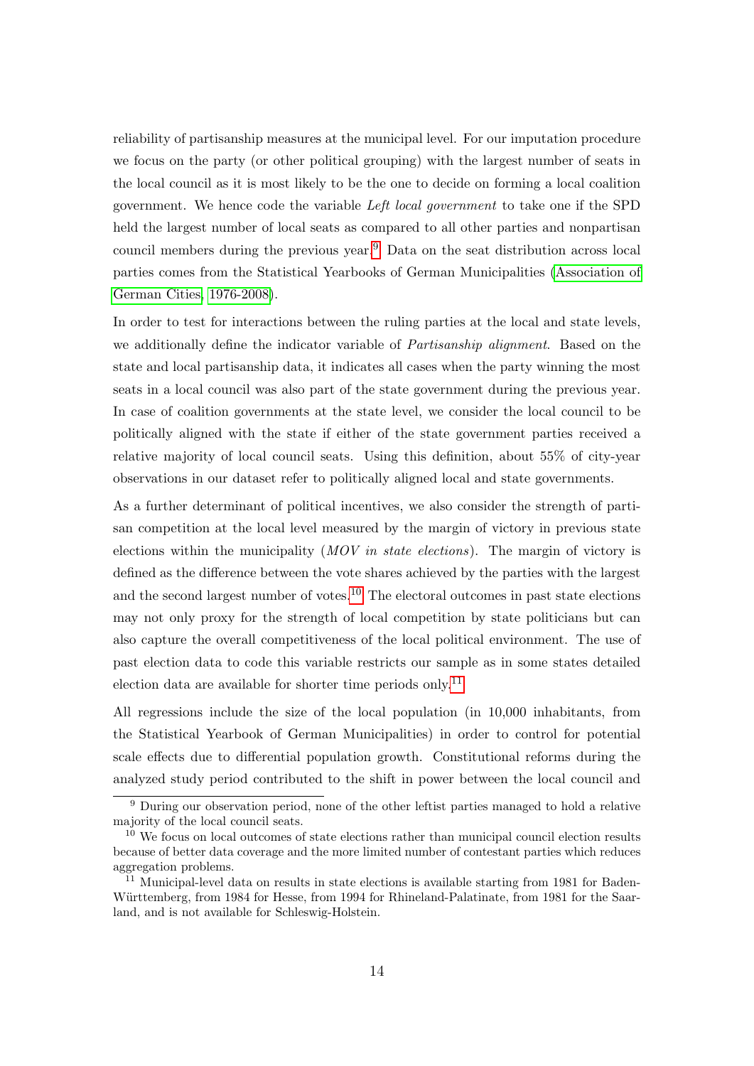reliability of partisanship measures at the municipal level. For our imputation procedure we focus on the party (or other political grouping) with the largest number of seats in the local council as it is most likely to be the one to decide on forming a local coalition government. We hence code the variable *Left local government* to take one if the SPD held the largest number of local seats as compared to all other parties and nonpartisan council members during the previous year.[9] Data on the seat distribution across local parties comes from the Statistical Yearbooks of German Municipalities (Association of German Cities, 1976-2008).

In order to test for interactions between the ruling parties at the local and state levels, we additionally define the indicator variable of *Partisanship alignment*. Based on the state and local partisanship data, it indicates all cases when the party winning the most seats in a local council was also part of the state government during the previous year. In case of coalition governments at the state level, we consider the local council to be politically aligned with the state if either of the state government parties received a relative majority of local council seats. Using this definition, about 55% of city-year observations in our dataset refer to politically aligned local and state governments.

As a further determinant of political incentives, we also consider the strength of partisan competition at the local level measured by the margin of victory in previous state elections within the municipality (*MOV in state elections*). The margin of victory is defined as the difference between the vote shares achieved by the parties with the largest and the second largest number of votes.[10] The electoral outcomes in past state elections may not only proxy for the strength of local competition by state politicians but can also capture the overall competitiveness of the local political environment. The use of past election data to code this variable restricts our sample as in some states detailed election data are available for shorter time periods only.[11]

All regressions include the size of the local population (in 10,000 inhabitants, from the Statistical Yearbook of German Municipalities) in order to control for potential scale effects due to differential population growth. Constitutional reforms during the analyzed study period contributed to the shift in power between the local council and

[9] During our observation period, none of the other leftist parties managed to hold a relative majority of the local council seats.

[10] We focus on local outcomes of state elections rather than municipal council election results because of better data coverage and the more limited number of contestant parties which reduces aggregation problems.

[11] Municipal-level data on results in state elections is available starting from 1981 for Baden-Württemberg, from 1984 for Hesse, from 1994 for Rhineland-Palatinate, from 1981 for the Saarland, and is not available for Schleswig-Holstein.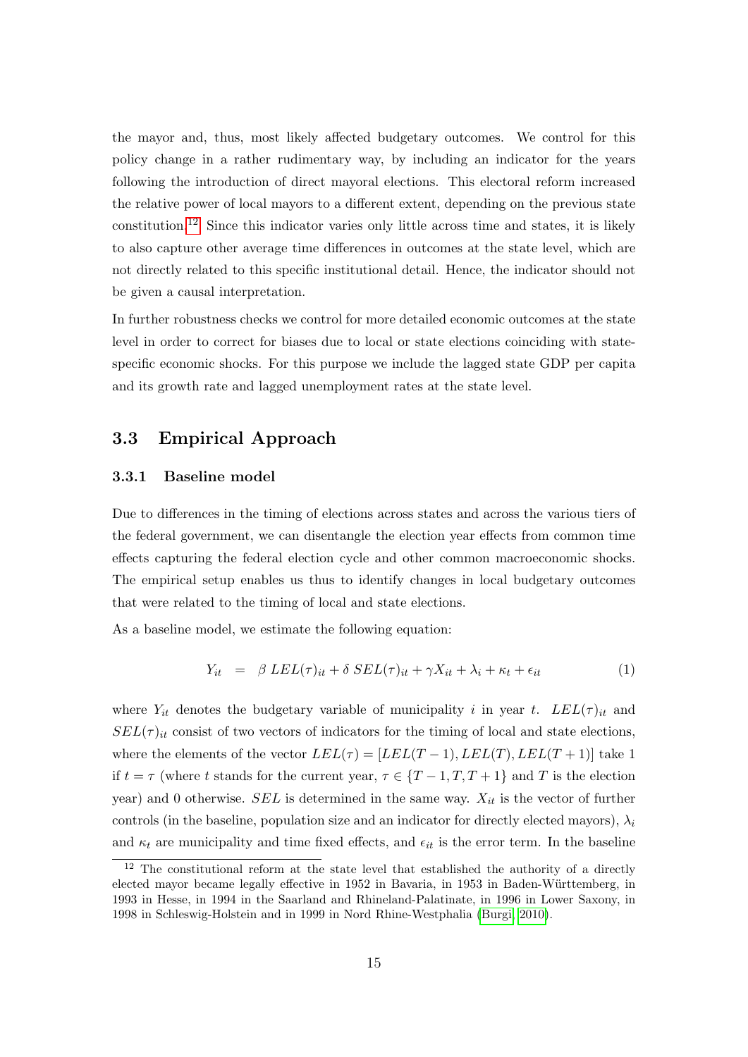the mayor and, thus, most likely affected budgetary outcomes. We control for this policy change in a rather rudimentary way, by including an indicator for the years following the introduction of direct mayoral elections. This electoral reform increased the relative power of local mayors to a different extent, depending on the previous state constitution.[12] Since this indicator varies only little across time and states, it is likely to also capture other average time differences in outcomes at the state level, which are not directly related to this specific institutional detail. Hence, the indicator should not be given a causal interpretation.

In further robustness checks we control for more detailed economic outcomes at the state level in order to correct for biases due to local or state elections coinciding with state-specific economic shocks. For this purpose we include the lagged state GDP per capita and its growth rate and lagged unemployment rates at the state level.

## 3.3 Empirical Approach

### 3.3.1 Baseline model

Due to differences in the timing of elections across states and across the various tiers of the federal government, we can disentangle the election year effects from common time effects capturing the federal election cycle and other common macroeconomic shocks. The empirical setup enables us thus to identify changes in local budgetary outcomes that were related to the timing of local and state elections.

As a baseline model, we estimate the following equation:

$$Y_{it} \;\; = \;\; \beta \; LEL(\tau)_{it} + \delta \; SEL(\tau)_{it} + \gamma X_{it} + \lambda_i + \kappa_t + \epsilon_{it} \tag{1}$$

where $Y_{it}$ denotes the budgetary variable of municipality $i$ in year $t$. $LEL(\tau)_{it}$ and $SEL(\tau)_{it}$ consist of two vectors of indicators for the timing of local and state elections, where the elements of the vector $LEL(\tau) = [LEL(T-1), LEL(T), LEL(T+1)]$ take 1 if $t = \tau$ (where $t$ stands for the current year, $\tau \in \{T-1, T, T+1\}$ and $T$ is the election year) and 0 otherwise. $SEL$ is determined in the same way. $X_{it}$ is the vector of further controls (in the baseline, population size and an indicator for directly elected mayors), $\lambda_i$ and $\kappa_t$ are municipality and time fixed effects, and $\epsilon_{it}$ is the error term. In the baseline

[12] The constitutional reform at the state level that established the authority of a directly elected mayor became legally effective in 1952 in Bavaria, in 1953 in Baden-Württemberg, in 1993 in Hesse, in 1994 in the Saarland and Rhineland-Palatinate, in 1996 in Lower Saxony, in 1998 in Schleswig-Holstein and in 1999 in Nord Rhine-Westphalia (Burgi, 2010).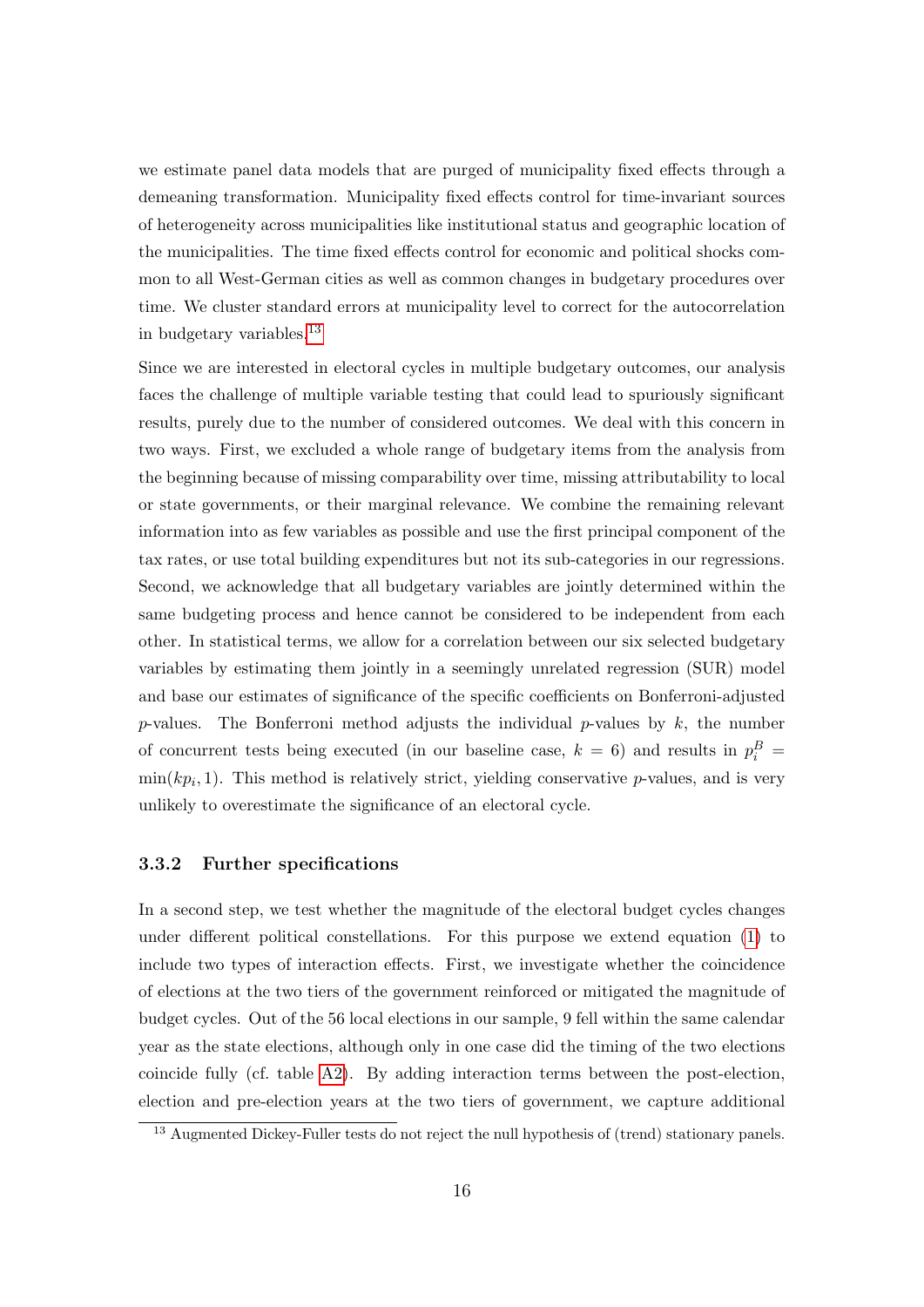we estimate panel data models that are purged of municipality fixed effects through a demeaning transformation. Municipality fixed effects control for time-invariant sources of heterogeneity across municipalities like institutional status and geographic location of the municipalities. The time fixed effects control for economic and political shocks common to all West-German cities as well as common changes in budgetary procedures over time. We cluster standard errors at municipality level to correct for the autocorrelation in budgetary variables.[13]

Since we are interested in electoral cycles in multiple budgetary outcomes, our analysis faces the challenge of multiple variable testing that could lead to spuriously significant results, purely due to the number of considered outcomes. We deal with this concern in two ways. First, we excluded a whole range of budgetary items from the analysis from the beginning because of missing comparability over time, missing attributability to local or state governments, or their marginal relevance. We combine the remaining relevant information into as few variables as possible and use the first principal component of the tax rates, or use total building expenditures but not its sub-categories in our regressions. Second, we acknowledge that all budgetary variables are jointly determined within the same budgeting process and hence cannot be considered to be independent from each other. In statistical terms, we allow for a correlation between our six selected budgetary variables by estimating them jointly in a seemingly unrelated regression (SUR) model and base our estimates of significance of the specific coefficients on Bonferroni-adjusted $p$-values. The Bonferroni method adjusts the individual $p$-values by $k$, the number of concurrent tests being executed (in our baseline case, $k = 6$) and results in $p_i^B = \min(kp_i, 1)$. This method is relatively strict, yielding conservative $p$-values, and is very unlikely to overestimate the significance of an electoral cycle.

### 3.3.2 Further specifications

In a second step, we test whether the magnitude of the electoral budget cycles changes under different political constellations. For this purpose we extend equation (1) to include two types of interaction effects. First, we investigate whether the coincidence of elections at the two tiers of the government reinforced or mitigated the magnitude of budget cycles. Out of the 56 local elections in our sample, 9 fell within the same calendar year as the state elections, although only in one case did the timing of the two elections coincide fully (cf. table A2). By adding interaction terms between the post-election, election and pre-election years at the two tiers of government, we capture additional

[13] Augmented Dickey-Fuller tests do not reject the null hypothesis of (trend) stationary panels.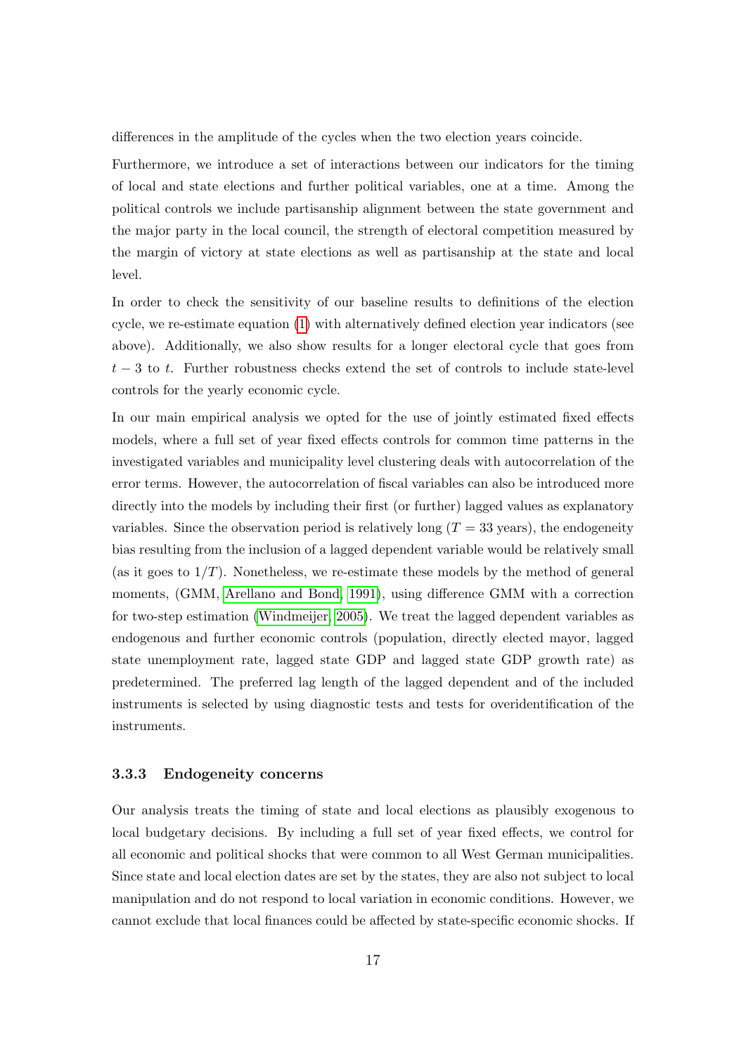differences in the amplitude of the cycles when the two election years coincide.

Furthermore, we introduce a set of interactions between our indicators for the timing of local and state elections and further political variables, one at a time. Among the political controls we include partisanship alignment between the state government and the major party in the local council, the strength of electoral competition measured by the margin of victory at state elections as well as partisanship at the state and local level.

In order to check the sensitivity of our baseline results to definitions of the election cycle, we re-estimate equation (1) with alternatively defined election year indicators (see above). Additionally, we also show results for a longer electoral cycle that goes from $t-3$ to $t$. Further robustness checks extend the set of controls to include state-level controls for the yearly economic cycle.

In our main empirical analysis we opted for the use of jointly estimated fixed effects models, where a full set of year fixed effects controls for common time patterns in the investigated variables and municipality level clustering deals with autocorrelation of the error terms. However, the autocorrelation of fiscal variables can also be introduced more directly into the models by including their first (or further) lagged values as explanatory variables. Since the observation period is relatively long ($T = 33$ years), the endogeneity bias resulting from the inclusion of a lagged dependent variable would be relatively small (as it goes to $1/T$). Nonetheless, we re-estimate these models by the method of general moments, (GMM, Arellano and Bond, 1991), using difference GMM with a correction for two-step estimation (Windmeijer, 2005). We treat the lagged dependent variables as endogenous and further economic controls (population, directly elected mayor, lagged state unemployment rate, lagged state GDP and lagged state GDP growth rate) as predetermined. The preferred lag length of the lagged dependent and of the included instruments is selected by using diagnostic tests and tests for overidentification of the instruments.

### 3.3.3 Endogeneity concerns

Our analysis treats the timing of state and local elections as plausibly exogenous to local budgetary decisions. By including a full set of year fixed effects, we control for all economic and political shocks that were common to all West German municipalities. Since state and local election dates are set by the states, they are also not subject to local manipulation and do not respond to local variation in economic conditions. However, we cannot exclude that local finances could be affected by state-specific economic shocks. If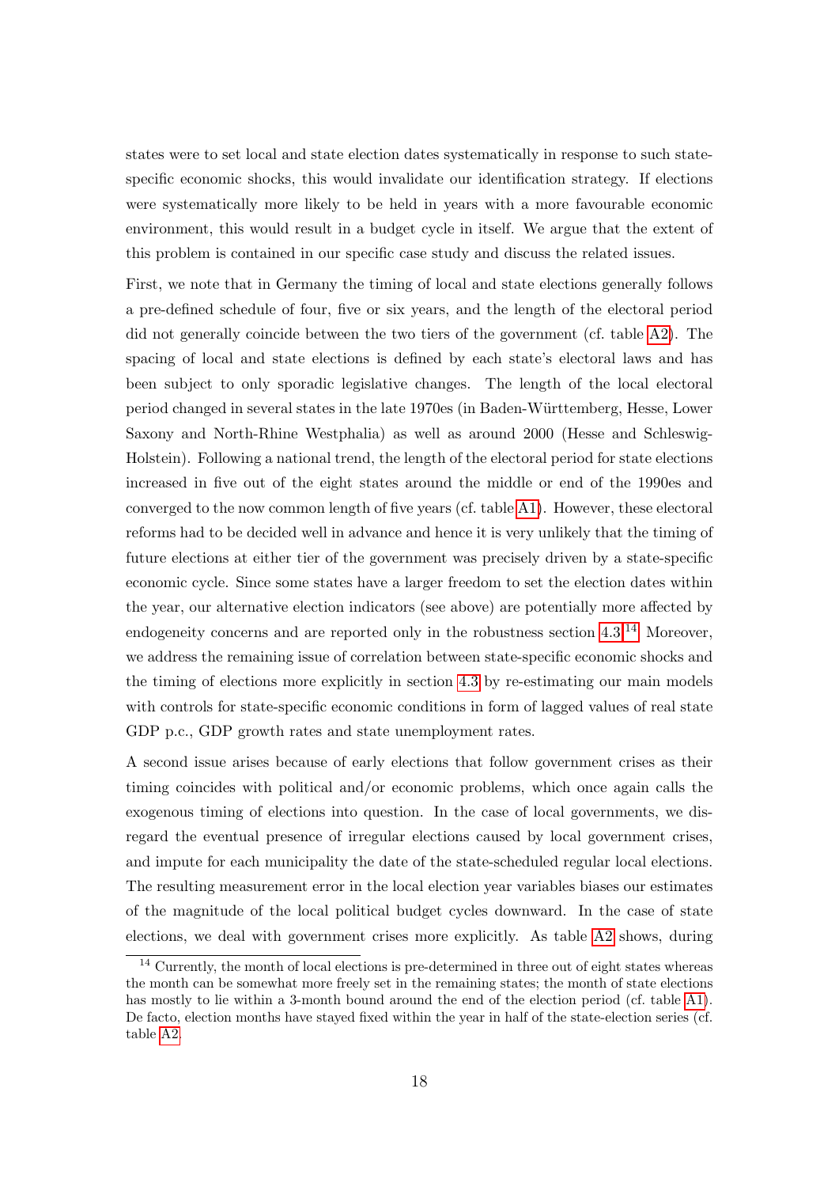states were to set local and state election dates systematically in response to such state-specific economic shocks, this would invalidate our identification strategy. If elections were systematically more likely to be held in years with a more favourable economic environment, this would result in a budget cycle in itself. We argue that the extent of this problem is contained in our specific case study and discuss the related issues.

First, we note that in Germany the timing of local and state elections generally follows a pre-defined schedule of four, five or six years, and the length of the electoral period did not generally coincide between the two tiers of the government (cf. table A2). The spacing of local and state elections is defined by each state's electoral laws and has been subject to only sporadic legislative changes. The length of the local electoral period changed in several states in the late 1970es (in Baden-Württemberg, Hesse, Lower Saxony and North-Rhine Westphalia) as well as around 2000 (Hesse and Schleswig-Holstein). Following a national trend, the length of the electoral period for state elections increased in five out of the eight states around the middle or end of the 1990es and converged to the now common length of five years (cf. table A1). However, these electoral reforms had to be decided well in advance and hence it is very unlikely that the timing of future elections at either tier of the government was precisely driven by a state-specific economic cycle. Since some states have a larger freedom to set the election dates within the year, our alternative election indicators (see above) are potentially more affected by endogeneity concerns and are reported only in the robustness section 4.3.[14] Moreover, we address the remaining issue of correlation between state-specific economic shocks and the timing of elections more explicitly in section 4.3 by re-estimating our main models with controls for state-specific economic conditions in form of lagged values of real state GDP p.c., GDP growth rates and state unemployment rates.

A second issue arises because of early elections that follow government crises as their timing coincides with political and/or economic problems, which once again calls the exogenous timing of elections into question. In the case of local governments, we disregard the eventual presence of irregular elections caused by local government crises, and impute for each municipality the date of the state-scheduled regular local elections. The resulting measurement error in the local election year variables biases our estimates of the magnitude of the local political budget cycles downward. In the case of state elections, we deal with government crises more explicitly. As table A2 shows, during

[14] Currently, the month of local elections is pre-determined in three out of eight states whereas the month can be somewhat more freely set in the remaining states; the month of state elections has mostly to lie within a 3-month bound around the end of the election period (cf. table A1). De facto, election months have stayed fixed within the year in half of the state-election series (cf. table A2.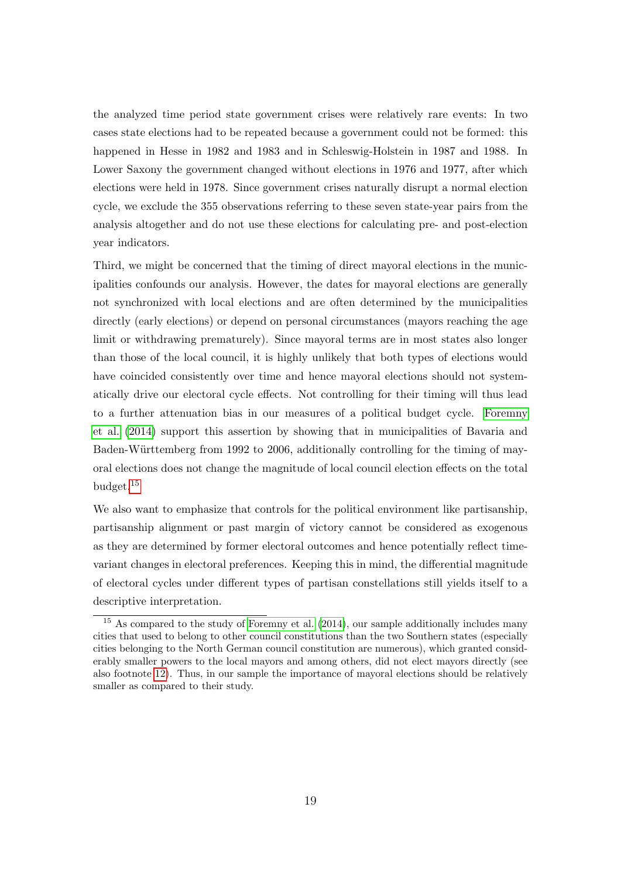the analyzed time period state government crises were relatively rare events: In two cases state elections had to be repeated because a government could not be formed: this happened in Hesse in 1982 and 1983 and in Schleswig-Holstein in 1987 and 1988. In Lower Saxony the government changed without elections in 1976 and 1977, after which elections were held in 1978. Since government crises naturally disrupt a normal election cycle, we exclude the 355 observations referring to these seven state-year pairs from the analysis altogether and do not use these elections for calculating pre- and post-election year indicators.

Third, we might be concerned that the timing of direct mayoral elections in the municipalities confounds our analysis. However, the dates for mayoral elections are generally not synchronized with local elections and are often determined by the municipalities directly (early elections) or depend on personal circumstances (mayors reaching the age limit or withdrawing prematurely). Since mayoral terms are in most states also longer than those of the local council, it is highly unlikely that both types of elections would have coincided consistently over time and hence mayoral elections should not systematically drive our electoral cycle effects. Not controlling for their timing will thus lead to a further attenuation bias in our measures of a political budget cycle. Foremny et al. (2014) support this assertion by showing that in municipalities of Bavaria and Baden-Württemberg from 1992 to 2006, additionally controlling for the timing of mayoral elections does not change the magnitude of local council election effects on the total budget.[15]

We also want to emphasize that controls for the political environment like partisanship, partisanship alignment or past margin of victory cannot be considered as exogenous as they are determined by former electoral outcomes and hence potentially reflect time-variant changes in electoral preferences. Keeping this in mind, the differential magnitude of electoral cycles under different types of partisan constellations still yields itself to a descriptive interpretation.

[15] As compared to the study of Foremny et al. (2014), our sample additionally includes many cities that used to belong to other council constitutions than the two Southern states (especially cities belonging to the North German council constitution are numerous), which granted considerably smaller powers to the local mayors and among others, did not elect mayors directly (see also footnote 12). Thus, in our sample the importance of mayoral elections should be relatively smaller as compared to their study.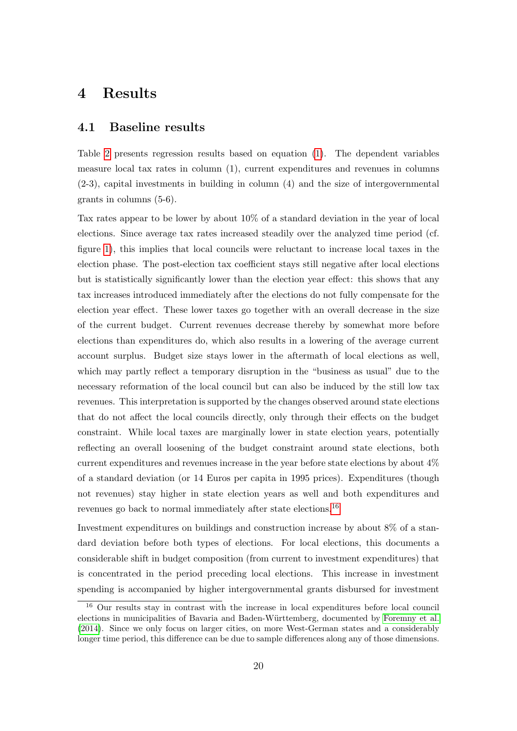# 4 Results

## 4.1 Baseline results

Table 2 presents regression results based on equation (1). The dependent variables measure local tax rates in column (1), current expenditures and revenues in columns (2-3), capital investments in building in column (4) and the size of intergovernmental grants in columns (5-6).

Tax rates appear to be lower by about 10% of a standard deviation in the year of local elections. Since average tax rates increased steadily over the analyzed time period (cf. figure 1), this implies that local councils were reluctant to increase local taxes in the election phase. The post-election tax coefficient stays still negative after local elections but is statistically significantly lower than the election year effect: this shows that any tax increases introduced immediately after the elections do not fully compensate for the election year effect. These lower taxes go together with an overall decrease in the size of the current budget. Current revenues decrease thereby by somewhat more before elections than expenditures do, which also results in a lowering of the average current account surplus. Budget size stays lower in the aftermath of local elections as well, which may partly reflect a temporary disruption in the "business as usual" due to the necessary reformation of the local council but can also be induced by the still low tax revenues. This interpretation is supported by the changes observed around state elections that do not affect the local councils directly, only through their effects on the budget constraint. While local taxes are marginally lower in state election years, potentially reflecting an overall loosening of the budget constraint around state elections, both current expenditures and revenues increase in the year before state elections by about 4% of a standard deviation (or 14 Euros per capita in 1995 prices). Expenditures (though not revenues) stay higher in state election years as well and both expenditures and revenues go back to normal immediately after state elections.[16]

Investment expenditures on buildings and construction increase by about 8% of a standard deviation before both types of elections. For local elections, this documents a considerable shift in budget composition (from current to investment expenditures) that is concentrated in the period preceding local elections. This increase in investment spending is accompanied by higher intergovernmental grants disbursed for investment

[16] Our results stay in contrast with the increase in local expenditures before local council elections in municipalities of Bavaria and Baden-Württemberg, documented by Foremny et al. (2014). Since we only focus on larger cities, on more West-German states and a considerably longer time period, this difference can be due to sample differences along any of those dimensions.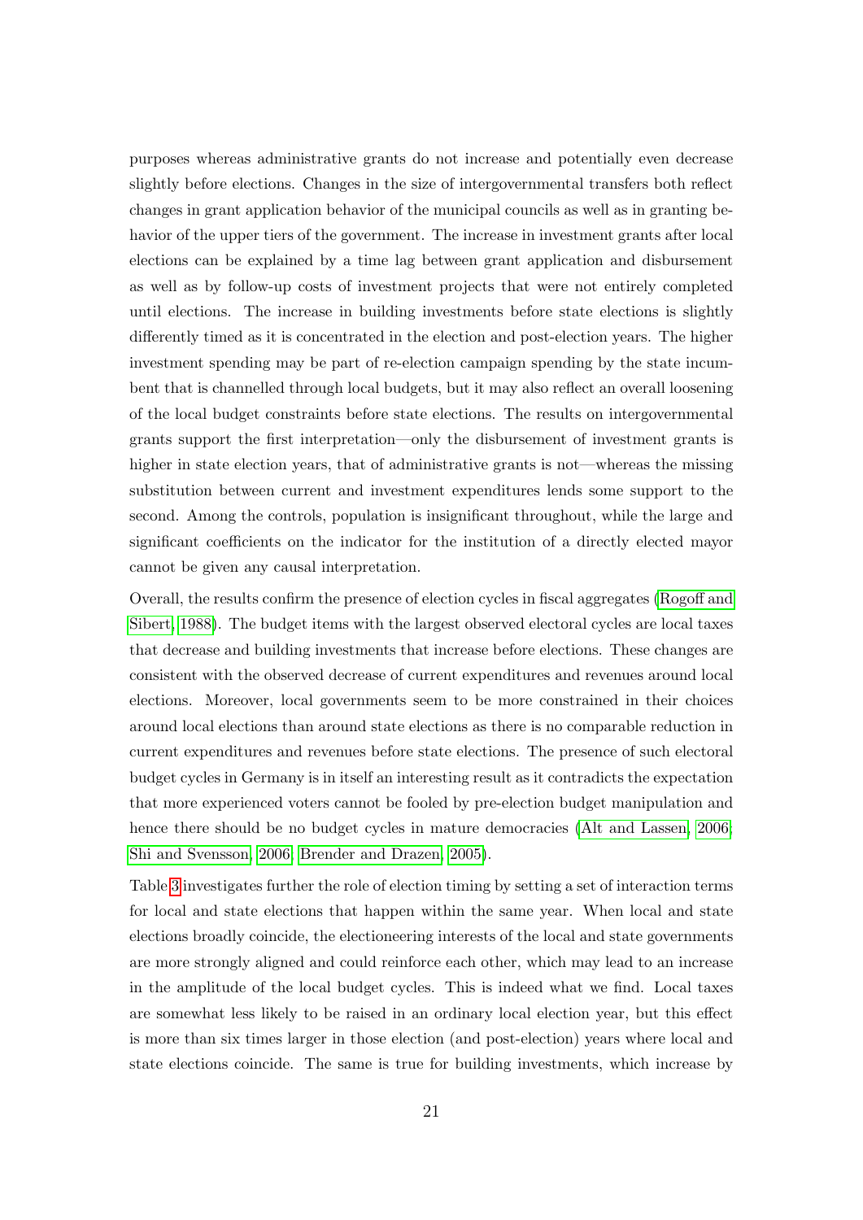purposes whereas administrative grants do not increase and potentially even decrease slightly before elections. Changes in the size of intergovernmental transfers both reflect changes in grant application behavior of the municipal councils as well as in granting behavior of the upper tiers of the government. The increase in investment grants after local elections can be explained by a time lag between grant application and disbursement as well as by follow-up costs of investment projects that were not entirely completed until elections. The increase in building investments before state elections is slightly differently timed as it is concentrated in the election and post-election years. The higher investment spending may be part of re-election campaign spending by the state incumbent that is channelled through local budgets, but it may also reflect an overall loosening of the local budget constraints before state elections. The results on intergovernmental grants support the first interpretation—only the disbursement of investment grants is higher in state election years, that of administrative grants is not—whereas the missing substitution between current and investment expenditures lends some support to the second. Among the controls, population is insignificant throughout, while the large and significant coefficients on the indicator for the institution of a directly elected mayor cannot be given any causal interpretation.

Overall, the results confirm the presence of election cycles in fiscal aggregates (Rogoff and Sibert, 1988). The budget items with the largest observed electoral cycles are local taxes that decrease and building investments that increase before elections. These changes are consistent with the observed decrease of current expenditures and revenues around local elections. Moreover, local governments seem to be more constrained in their choices around local elections than around state elections as there is no comparable reduction in current expenditures and revenues before state elections. The presence of such electoral budget cycles in Germany is in itself an interesting result as it contradicts the expectation that more experienced voters cannot be fooled by pre-election budget manipulation and hence there should be no budget cycles in mature democracies (Alt and Lassen, 2006; Shi and Svensson, 2006; Brender and Drazen, 2005).

Table 3 investigates further the role of election timing by setting a set of interaction terms for local and state elections that happen within the same year. When local and state elections broadly coincide, the electioneering interests of the local and state governments are more strongly aligned and could reinforce each other, which may lead to an increase in the amplitude of the local budget cycles. This is indeed what we find. Local taxes are somewhat less likely to be raised in an ordinary local election year, but this effect is more than six times larger in those election (and post-election) years where local and state elections coincide. The same is true for building investments, which increase by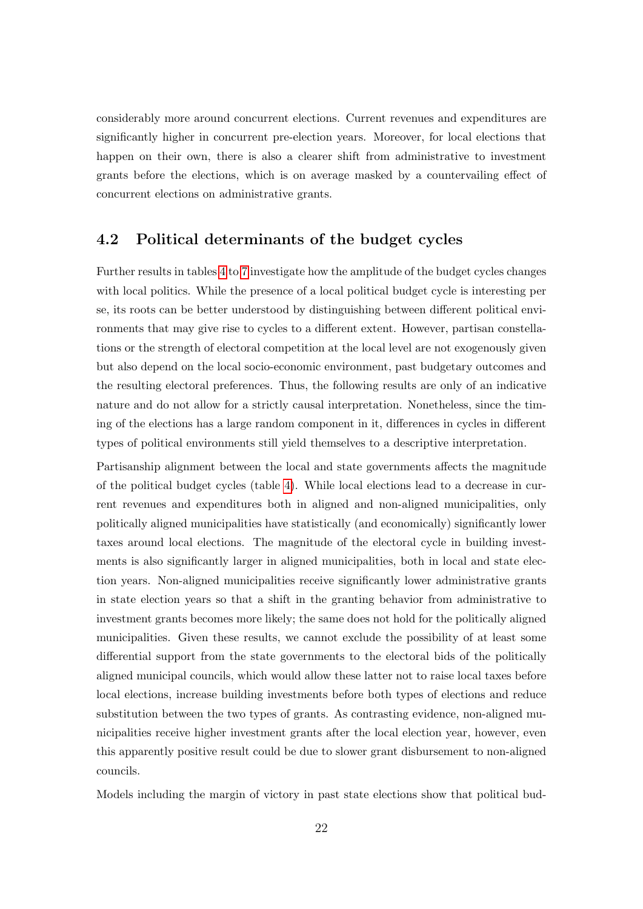considerably more around concurrent elections. Current revenues and expenditures are significantly higher in concurrent pre-election years. Moreover, for local elections that happen on their own, there is also a clearer shift from administrative to investment grants before the elections, which is on average masked by a countervailing effect of concurrent elections on administrative grants.

## 4.2 Political determinants of the budget cycles

Further results in tables 4 to 7 investigate how the amplitude of the budget cycles changes with local politics. While the presence of a local political budget cycle is interesting per se, its roots can be better understood by distinguishing between different political environments that may give rise to cycles to a different extent. However, partisan constellations or the strength of electoral competition at the local level are not exogenously given but also depend on the local socio-economic environment, past budgetary outcomes and the resulting electoral preferences. Thus, the following results are only of an indicative nature and do not allow for a strictly causal interpretation. Nonetheless, since the timing of the elections has a large random component in it, differences in cycles in different types of political environments still yield themselves to a descriptive interpretation.

Partisanship alignment between the local and state governments affects the magnitude of the political budget cycles (table 4). While local elections lead to a decrease in current revenues and expenditures both in aligned and non-aligned municipalities, only politically aligned municipalities have statistically (and economically) significantly lower taxes around local elections. The magnitude of the electoral cycle in building investments is also significantly larger in aligned municipalities, both in local and state election years. Non-aligned municipalities receive significantly lower administrative grants in state election years so that a shift in the granting behavior from administrative to investment grants becomes more likely; the same does not hold for the politically aligned municipalities. Given these results, we cannot exclude the possibility of at least some differential support from the state governments to the electoral bids of the politically aligned municipal councils, which would allow these latter not to raise local taxes before local elections, increase building investments before both types of elections and reduce substitution between the two types of grants. As contrasting evidence, non-aligned municipalities receive higher investment grants after the local election year, however, even this apparently positive result could be due to slower grant disbursement to non-aligned councils.

Models including the margin of victory in past state elections show that political bud-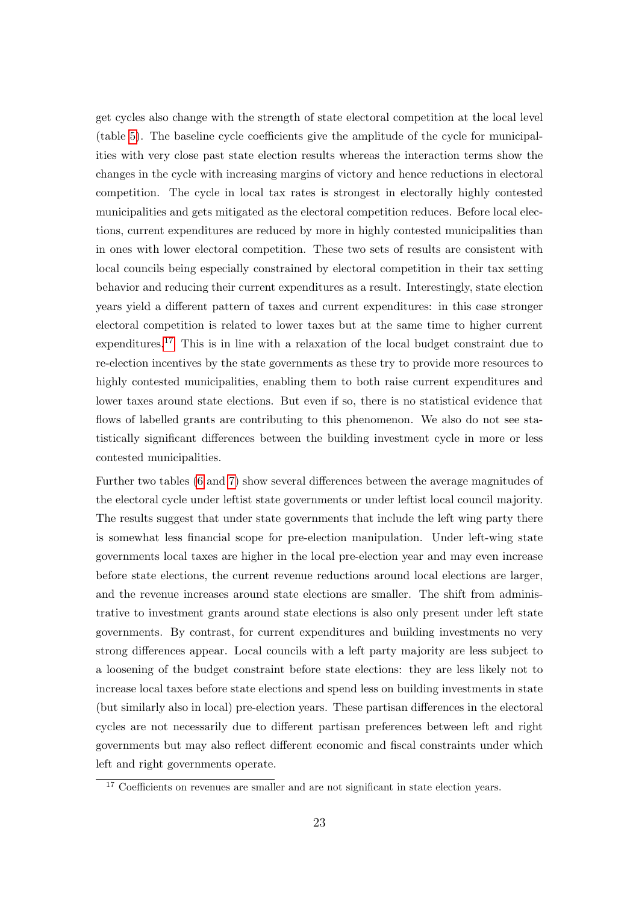get cycles also change with the strength of state electoral competition at the local level (table 5). The baseline cycle coefficients give the amplitude of the cycle for municipalities with very close past state election results whereas the interaction terms show the changes in the cycle with increasing margins of victory and hence reductions in electoral competition. The cycle in local tax rates is strongest in electorally highly contested municipalities and gets mitigated as the electoral competition reduces. Before local elections, current expenditures are reduced by more in highly contested municipalities than in ones with lower electoral competition. These two sets of results are consistent with local councils being especially constrained by electoral competition in their tax setting behavior and reducing their current expenditures as a result. Interestingly, state election years yield a different pattern of taxes and current expenditures: in this case stronger electoral competition is related to lower taxes but at the same time to higher current expenditures.[17] This is in line with a relaxation of the local budget constraint due to re-election incentives by the state governments as these try to provide more resources to highly contested municipalities, enabling them to both raise current expenditures and lower taxes around state elections. But even if so, there is no statistical evidence that flows of labelled grants are contributing to this phenomenon. We also do not see statistically significant differences between the building investment cycle in more or less contested municipalities.

Further two tables (6 and 7) show several differences between the average magnitudes of the electoral cycle under leftist state governments or under leftist local council majority. The results suggest that under state governments that include the left wing party there is somewhat less financial scope for pre-election manipulation. Under left-wing state governments local taxes are higher in the local pre-election year and may even increase before state elections, the current revenue reductions around local elections are larger, and the revenue increases around state elections are smaller. The shift from administrative to investment grants around state elections is also only present under left state governments. By contrast, for current expenditures and building investments no very strong differences appear. Local councils with a left party majority are less subject to a loosening of the budget constraint before state elections: they are less likely not to increase local taxes before state elections and spend less on building investments in state (but similarly also in local) pre-election years. These partisan differences in the electoral cycles are not necessarily due to different partisan preferences between left and right governments but may also reflect different economic and fiscal constraints under which left and right governments operate.

[17] Coefficients on revenues are smaller and are not significant in state election years.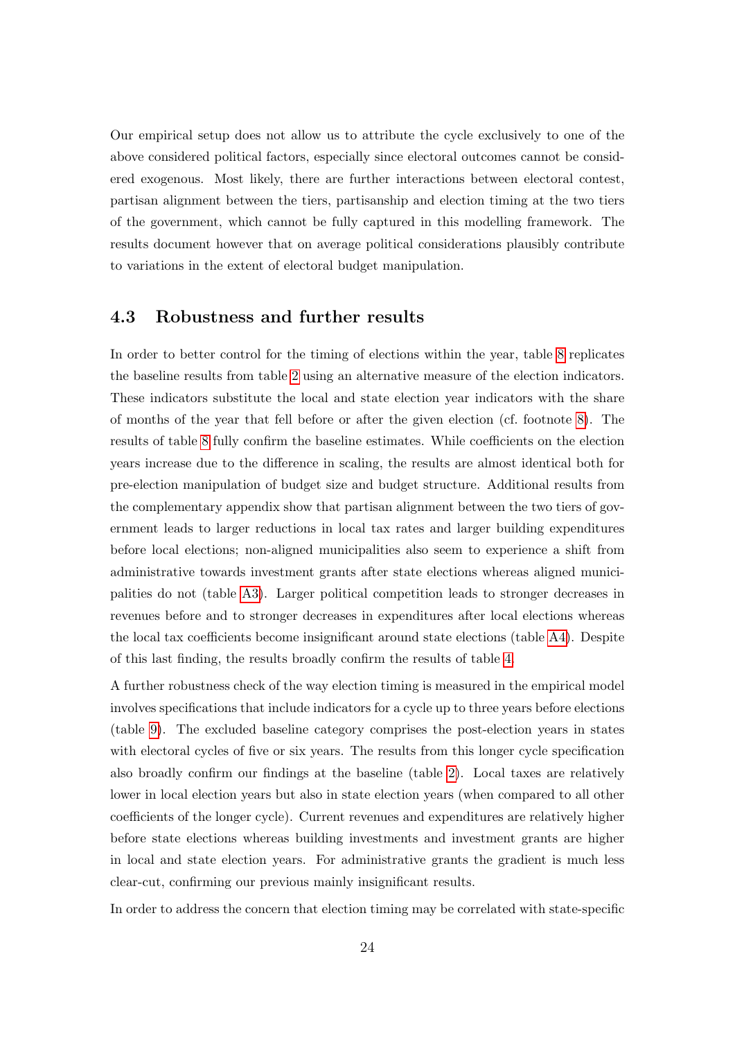Our empirical setup does not allow us to attribute the cycle exclusively to one of the above considered political factors, especially since electoral outcomes cannot be considered exogenous. Most likely, there are further interactions between electoral contest, partisan alignment between the tiers, partisanship and election timing at the two tiers of the government, which cannot be fully captured in this modelling framework. The results document however that on average political considerations plausibly contribute to variations in the extent of electoral budget manipulation.

### 4.3 Robustness and further results

In order to better control for the timing of elections within the year, table 8 replicates the baseline results from table 2 using an alternative measure of the election indicators. These indicators substitute the local and state election year indicators with the share of months of the year that fell before or after the given election (cf. footnote 8). The results of table 8 fully confirm the baseline estimates. While coefficients on the election years increase due to the difference in scaling, the results are almost identical both for pre-election manipulation of budget size and budget structure. Additional results from the complementary appendix show that partisan alignment between the two tiers of government leads to larger reductions in local tax rates and larger building expenditures before local elections; non-aligned municipalities also seem to experience a shift from administrative towards investment grants after state elections whereas aligned municipalities do not (table A3). Larger political competition leads to stronger decreases in revenues before and to stronger decreases in expenditures after local elections whereas the local tax coefficients become insignificant around state elections (table A4). Despite of this last finding, the results broadly confirm the results of table 4.

A further robustness check of the way election timing is measured in the empirical model involves specifications that include indicators for a cycle up to three years before elections (table 9). The excluded baseline category comprises the post-election years in states with electoral cycles of five or six years. The results from this longer cycle specification also broadly confirm our findings at the baseline (table 2). Local taxes are relatively lower in local election years but also in state election years (when compared to all other coefficients of the longer cycle). Current revenues and expenditures are relatively higher before state elections whereas building investments and investment grants are higher in local and state election years. For administrative grants the gradient is much less clear-cut, confirming our previous mainly insignificant results.

In order to address the concern that election timing may be correlated with state-specific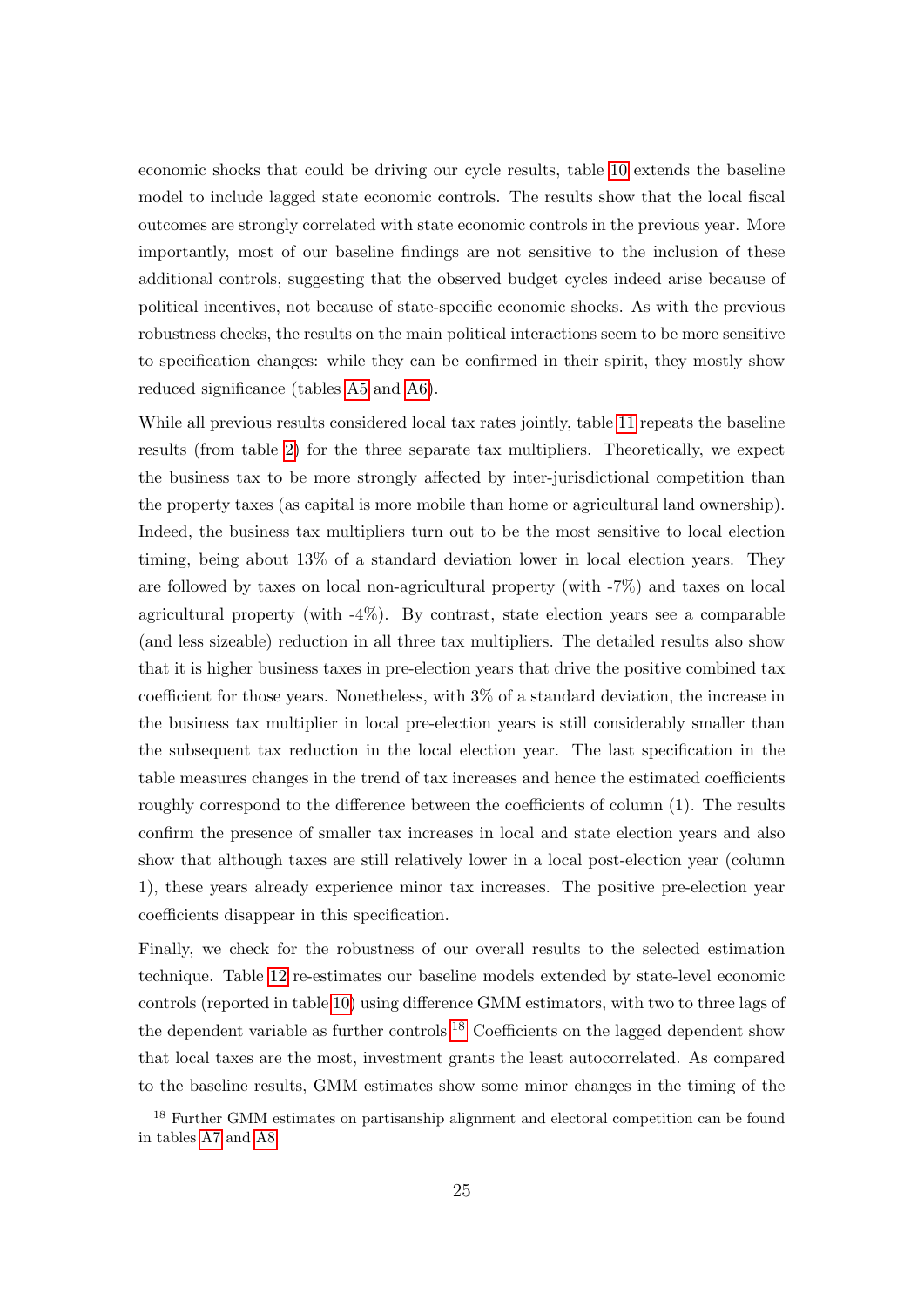economic shocks that could be driving our cycle results, table 10 extends the baseline model to include lagged state economic controls. The results show that the local fiscal outcomes are strongly correlated with state economic controls in the previous year. More importantly, most of our baseline findings are not sensitive to the inclusion of these additional controls, suggesting that the observed budget cycles indeed arise because of political incentives, not because of state-specific economic shocks. As with the previous robustness checks, the results on the main political interactions seem to be more sensitive to specification changes: while they can be confirmed in their spirit, they mostly show reduced significance (tables A5 and A6).

While all previous results considered local tax rates jointly, table 11 repeats the baseline results (from table 2) for the three separate tax multipliers. Theoretically, we expect the business tax to be more strongly affected by inter-jurisdictional competition than the property taxes (as capital is more mobile than home or agricultural land ownership). Indeed, the business tax multipliers turn out to be the most sensitive to local election timing, being about 13% of a standard deviation lower in local election years. They are followed by taxes on local non-agricultural property (with -7%) and taxes on local agricultural property (with -4%). By contrast, state election years see a comparable (and less sizeable) reduction in all three tax multipliers. The detailed results also show that it is higher business taxes in pre-election years that drive the positive combined tax coefficient for those years. Nonetheless, with 3% of a standard deviation, the increase in the business tax multiplier in local pre-election years is still considerably smaller than the subsequent tax reduction in the local election year. The last specification in the table measures changes in the trend of tax increases and hence the estimated coefficients roughly correspond to the difference between the coefficients of column (1). The results confirm the presence of smaller tax increases in local and state election years and also show that although taxes are still relatively lower in a local post-election year (column 1), these years already experience minor tax increases. The positive pre-election year coefficients disappear in this specification.

Finally, we check for the robustness of our overall results to the selected estimation technique. Table 12 re-estimates our baseline models extended by state-level economic controls (reported in table 10) using difference GMM estimators, with two to three lags of the dependent variable as further controls.[18] Coefficients on the lagged dependent show that local taxes are the most, investment grants the least autocorrelated. As compared to the baseline results, GMM estimates show some minor changes in the timing of the

[18] Further GMM estimates on partisanship alignment and electoral competition can be found in tables A7 and A8.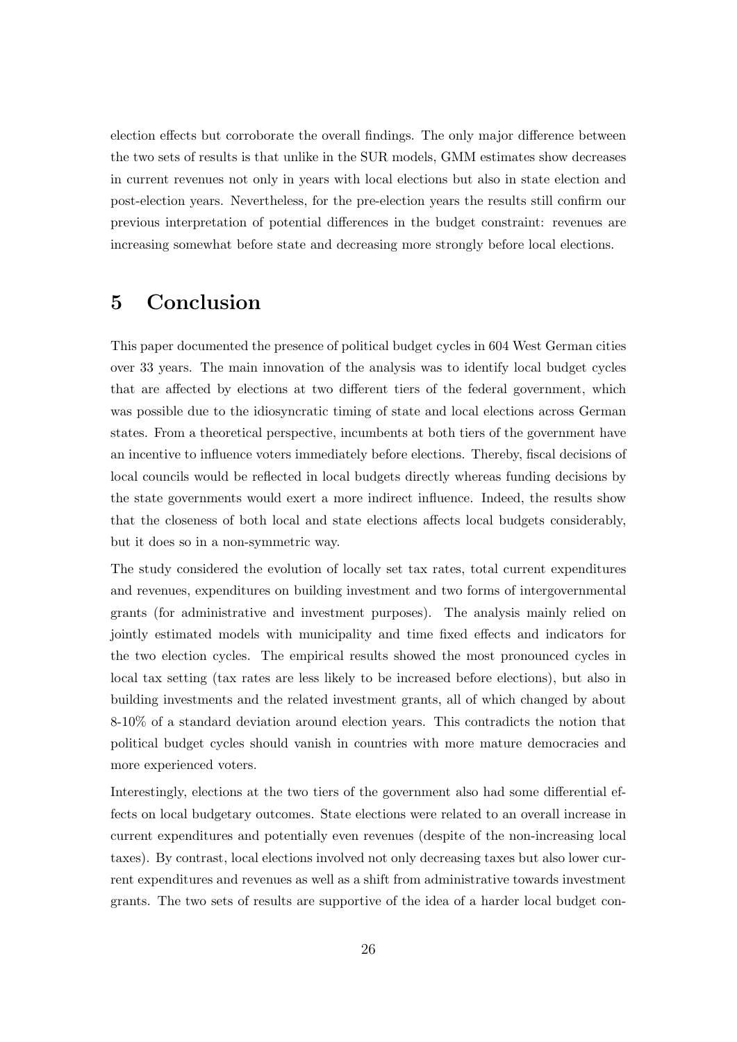election effects but corroborate the overall findings. The only major difference between the two sets of results is that unlike in the SUR models, GMM estimates show decreases in current revenues not only in years with local elections but also in state election and post-election years. Nevertheless, for the pre-election years the results still confirm our previous interpretation of potential differences in the budget constraint: revenues are increasing somewhat before state and decreasing more strongly before local elections.

# 5 Conclusion

This paper documented the presence of political budget cycles in 604 West German cities over 33 years. The main innovation of the analysis was to identify local budget cycles that are affected by elections at two different tiers of the federal government, which was possible due to the idiosyncratic timing of state and local elections across German states. From a theoretical perspective, incumbents at both tiers of the government have an incentive to influence voters immediately before elections. Thereby, fiscal decisions of local councils would be reflected in local budgets directly whereas funding decisions by the state governments would exert a more indirect influence. Indeed, the results show that the closeness of both local and state elections affects local budgets considerably, but it does so in a non-symmetric way.

The study considered the evolution of locally set tax rates, total current expenditures and revenues, expenditures on building investment and two forms of intergovernmental grants (for administrative and investment purposes). The analysis mainly relied on jointly estimated models with municipality and time fixed effects and indicators for the two election cycles. The empirical results showed the most pronounced cycles in local tax setting (tax rates are less likely to be increased before elections), but also in building investments and the related investment grants, all of which changed by about 8-10% of a standard deviation around election years. This contradicts the notion that political budget cycles should vanish in countries with more mature democracies and more experienced voters.

Interestingly, elections at the two tiers of the government also had some differential effects on local budgetary outcomes. State elections were related to an overall increase in current expenditures and potentially even revenues (despite of the non-increasing local taxes). By contrast, local elections involved not only decreasing taxes but also lower current expenditures and revenues as well as a shift from administrative towards investment grants. The two sets of results are supportive of the idea of a harder local budget con-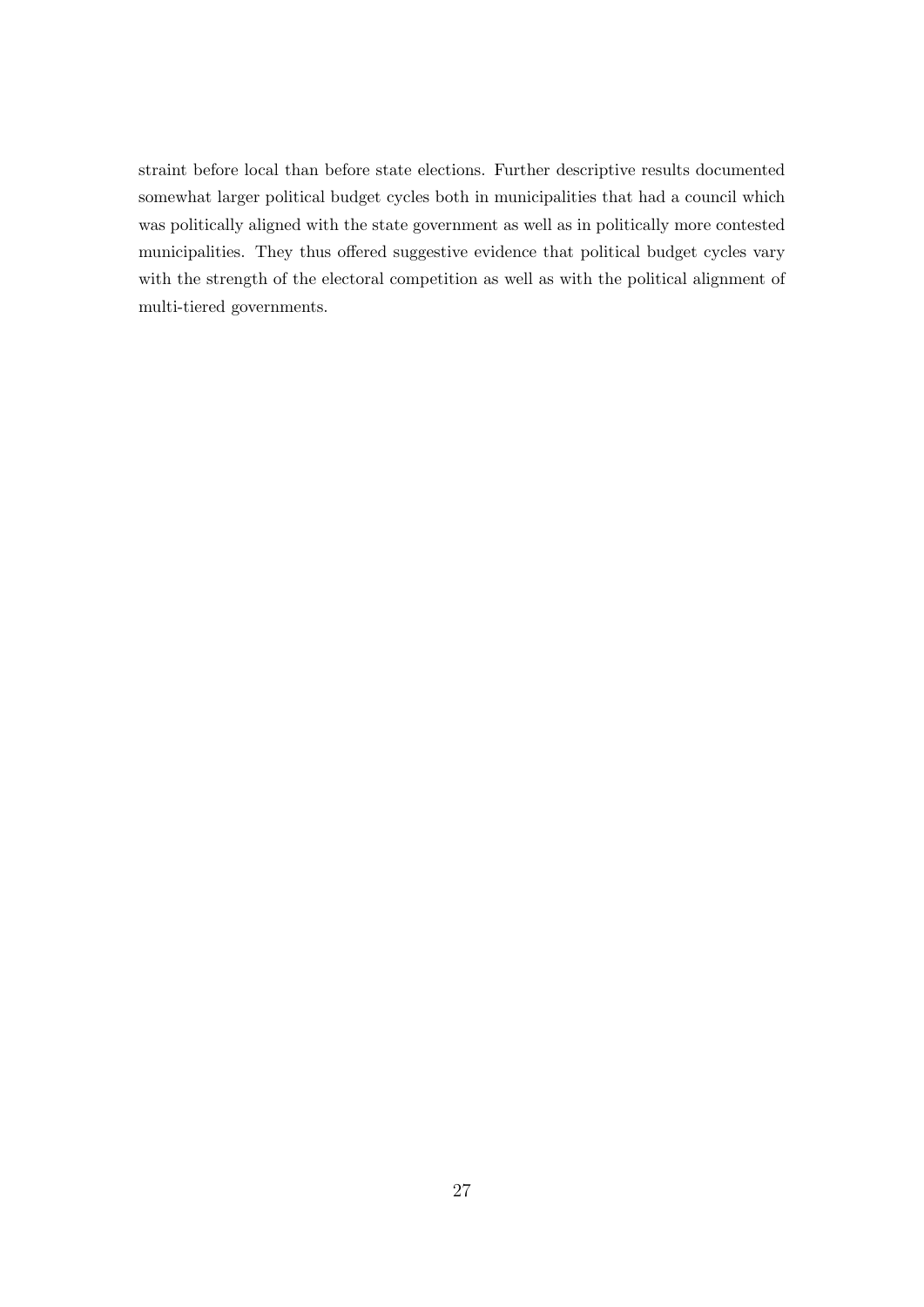straint before local than before state elections. Further descriptive results documented somewhat larger political budget cycles both in municipalities that had a council which was politically aligned with the state government as well as in politically more contested municipalities. They thus offered suggestive evidence that political budget cycles vary with the strength of the electoral competition as well as with the political alignment of multi-tiered governments.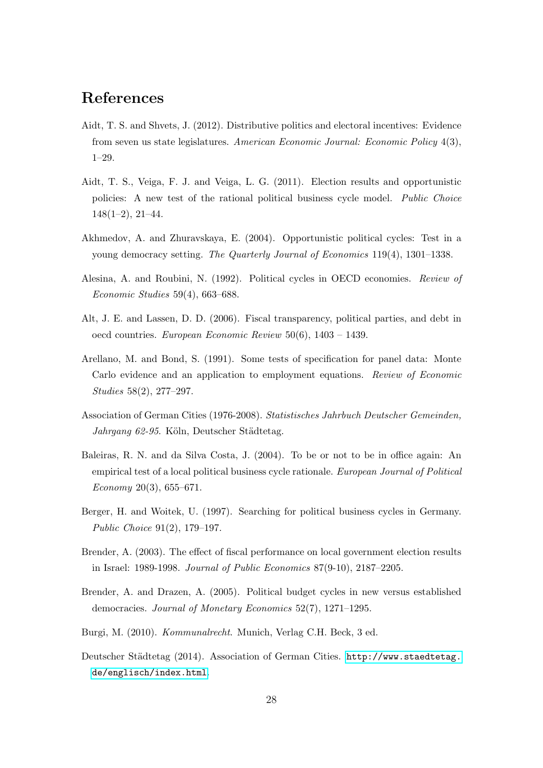## References

Aidt, T. S. and Shvets, J. (2012). Distributive politics and electoral incentives: Evidence from seven us state legislatures. *American Economic Journal: Economic Policy* 4(3), 1–29.

Aidt, T. S., Veiga, F. J. and Veiga, L. G. (2011). Election results and opportunistic policies: A new test of the rational political business cycle model. *Public Choice* 148(1–2), 21–44.

Akhmedov, A. and Zhuravskaya, E. (2004). Opportunistic political cycles: Test in a young democracy setting. *The Quarterly Journal of Economics* 119(4), 1301–1338.

Alesina, A. and Roubini, N. (1992). Political cycles in OECD economies. *Review of Economic Studies* 59(4), 663–688.

Alt, J. E. and Lassen, D. D. (2006). Fiscal transparency, political parties, and debt in oecd countries. *European Economic Review* 50(6), 1403 – 1439.

Arellano, M. and Bond, S. (1991). Some tests of specification for panel data: Monte Carlo evidence and an application to employment equations. *Review of Economic Studies* 58(2), 277–297.

Association of German Cities (1976-2008). *Statistisches Jahrbuch Deutscher Gemeinden, Jahrgang 62-95*. Köln, Deutscher Städtetag.

Baleiras, R. N. and da Silva Costa, J. (2004). To be or not to be in office again: An empirical test of a local political business cycle rationale. *European Journal of Political Economy* 20(3), 655–671.

Berger, H. and Woitek, U. (1997). Searching for political business cycles in Germany. *Public Choice* 91(2), 179–197.

Brender, A. (2003). The effect of fiscal performance on local government election results in Israel: 1989-1998. *Journal of Public Economics* 87(9-10), 2187–2205.

Brender, A. and Drazen, A. (2005). Political budget cycles in new versus established democracies. *Journal of Monetary Economics* 52(7), 1271–1295.

Burgi, M. (2010). *Kommunalrecht*. Munich, Verlag C.H. Beck, 3 ed.

Deutscher Städtetag (2014). Association of German Cities. http://www.staedtetag.de/englisch/index.html.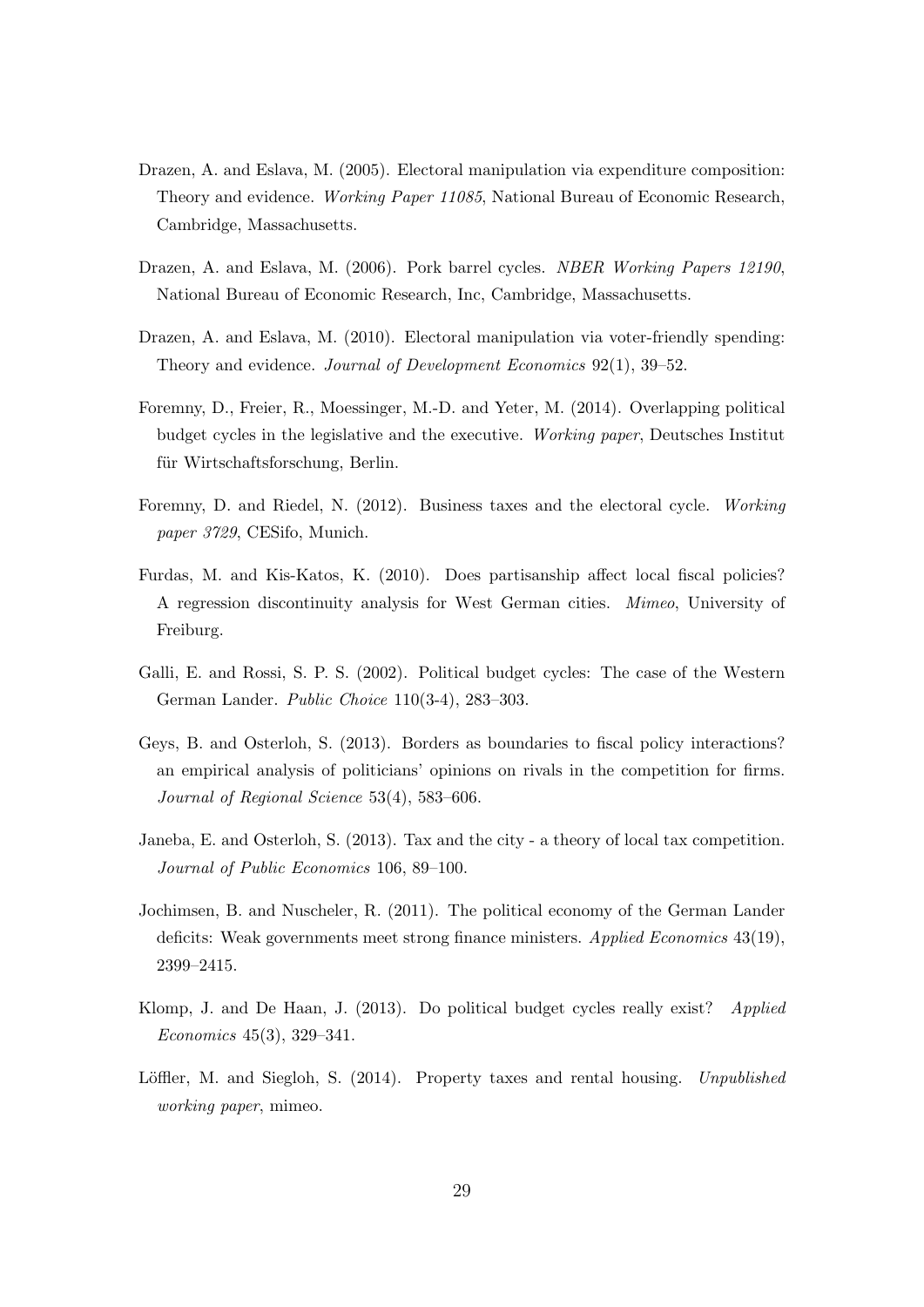Drazen, A. and Eslava, M. (2005). Electoral manipulation via expenditure composition: Theory and evidence. *Working Paper 11085*, National Bureau of Economic Research, Cambridge, Massachusetts.

Drazen, A. and Eslava, M. (2006). Pork barrel cycles. *NBER Working Papers 12190*, National Bureau of Economic Research, Inc, Cambridge, Massachusetts.

Drazen, A. and Eslava, M. (2010). Electoral manipulation via voter-friendly spending: Theory and evidence. *Journal of Development Economics* 92(1), 39–52.

Foremny, D., Freier, R., Moessinger, M.-D. and Yeter, M. (2014). Overlapping political budget cycles in the legislative and the executive. *Working paper*, Deutsches Institut für Wirtschaftsforschung, Berlin.

Foremny, D. and Riedel, N. (2012). Business taxes and the electoral cycle. *Working paper 3729*, CESifo, Munich.

Furdas, M. and Kis-Katos, K. (2010). Does partisanship affect local fiscal policies? A regression discontinuity analysis for West German cities. *Mimeo*, University of Freiburg.

Galli, E. and Rossi, S. P. S. (2002). Political budget cycles: The case of the Western German Lander. *Public Choice* 110(3-4), 283–303.

Geys, B. and Osterloh, S. (2013). Borders as boundaries to fiscal policy interactions? an empirical analysis of politicians' opinions on rivals in the competition for firms. *Journal of Regional Science* 53(4), 583–606.

Janeba, E. and Osterloh, S. (2013). Tax and the city - a theory of local tax competition. *Journal of Public Economics* 106, 89–100.

Jochimsen, B. and Nuscheler, R. (2011). The political economy of the German Lander deficits: Weak governments meet strong finance ministers. *Applied Economics* 43(19), 2399–2415.

Klomp, J. and De Haan, J. (2013). Do political budget cycles really exist? *Applied Economics* 45(3), 329–341.

Löffler, M. and Siegloh, S. (2014). Property taxes and rental housing. *Unpublished working paper*, mimeo.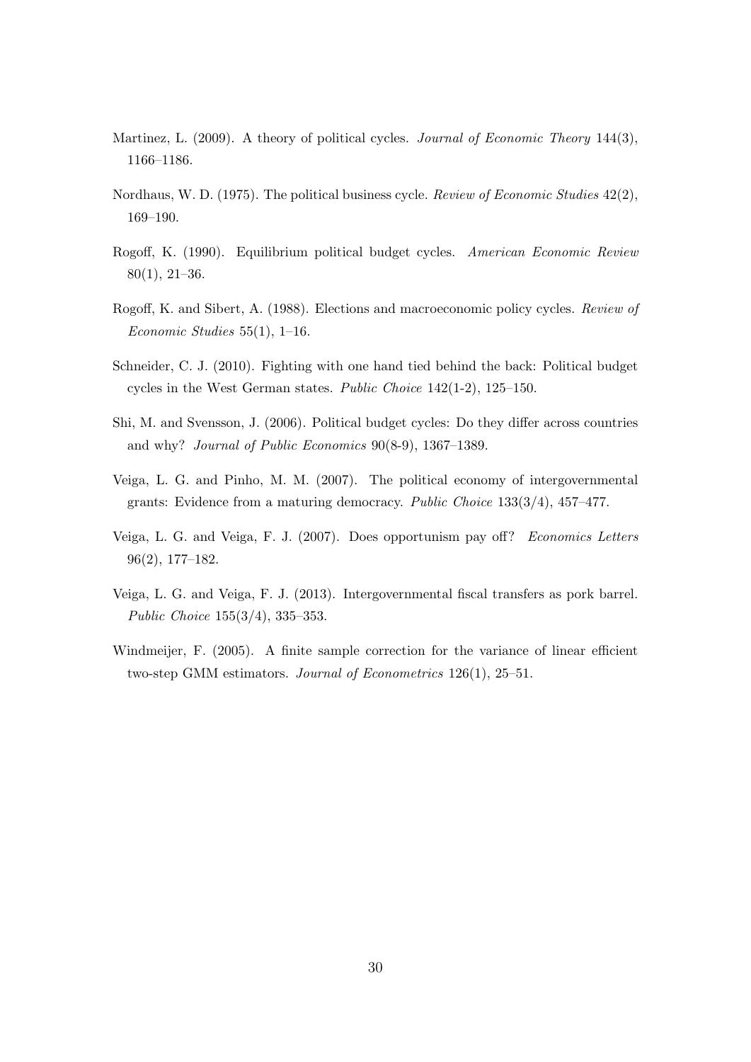Martinez, L. (2009). A theory of political cycles. *Journal of Economic Theory* 144(3), 1166–1186.

Nordhaus, W. D. (1975). The political business cycle. *Review of Economic Studies* 42(2), 169–190.

Rogoff, K. (1990). Equilibrium political budget cycles. *American Economic Review* 80(1), 21–36.

Rogoff, K. and Sibert, A. (1988). Elections and macroeconomic policy cycles. *Review of Economic Studies* 55(1), 1–16.

Schneider, C. J. (2010). Fighting with one hand tied behind the back: Political budget cycles in the West German states. *Public Choice* 142(1-2), 125–150.

Shi, M. and Svensson, J. (2006). Political budget cycles: Do they differ across countries and why? *Journal of Public Economics* 90(8-9), 1367–1389.

Veiga, L. G. and Pinho, M. M. (2007). The political economy of intergovernmental grants: Evidence from a maturing democracy. *Public Choice* 133(3/4), 457–477.

Veiga, L. G. and Veiga, F. J. (2007). Does opportunism pay off? *Economics Letters* 96(2), 177–182.

Veiga, L. G. and Veiga, F. J. (2013). Intergovernmental fiscal transfers as pork barrel. *Public Choice* 155(3/4), 335–353.

Windmeijer, F. (2005). A finite sample correction for the variance of linear efficient two-step GMM estimators. *Journal of Econometrics* 126(1), 25–51.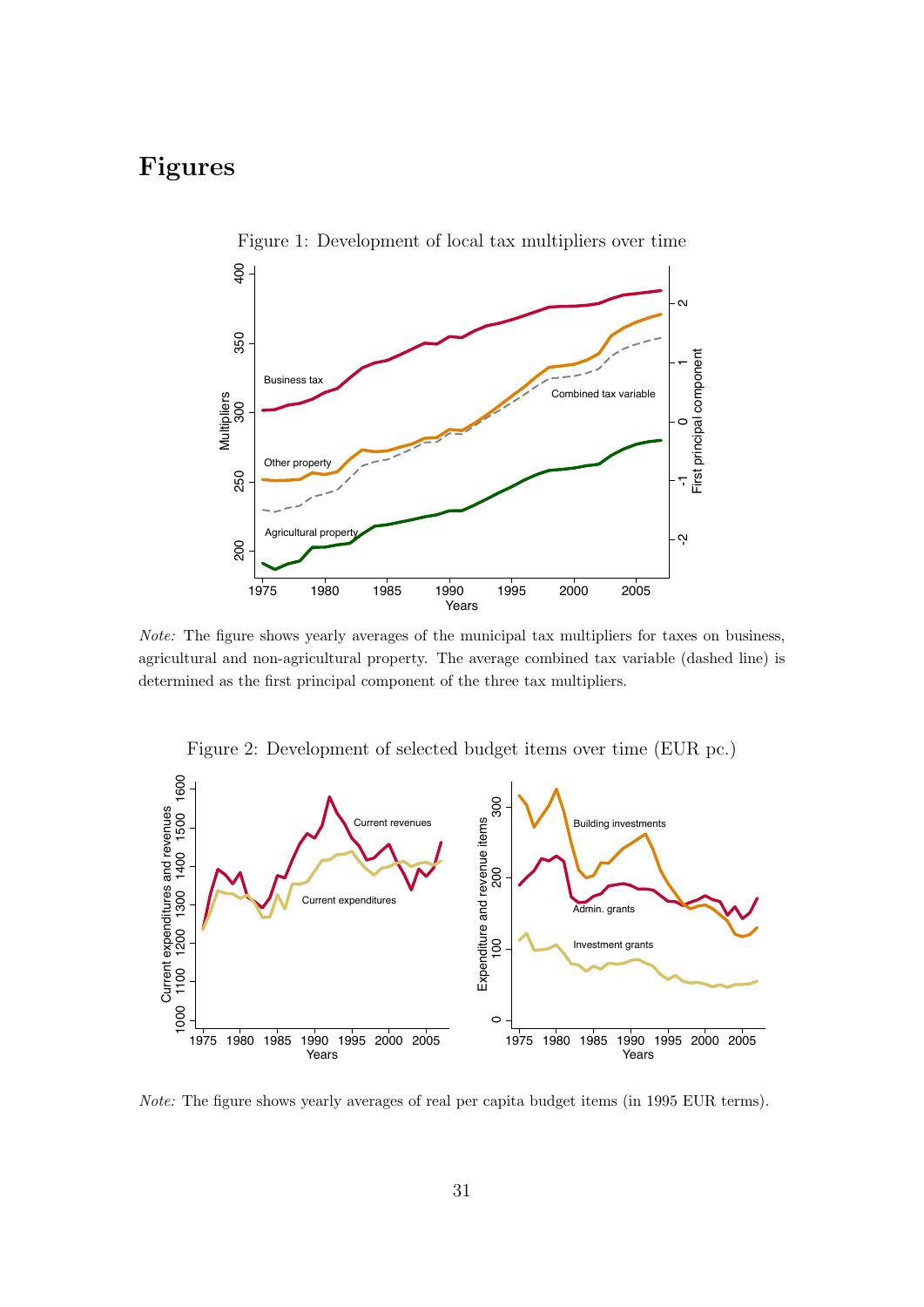# Figures

Figure 1: Development of local tax multipliers over time

*Note:* The figure shows yearly averages of the municipal tax multipliers for taxes on business, agricultural and non-agricultural property. The average combined tax variable (dashed line) is determined as the first principal component of the three tax multipliers.

Figure 2: Development of selected budget items over time (EUR pc.)

*Note:* The figure shows yearly averages of real per capita budget items (in 1995 EUR terms).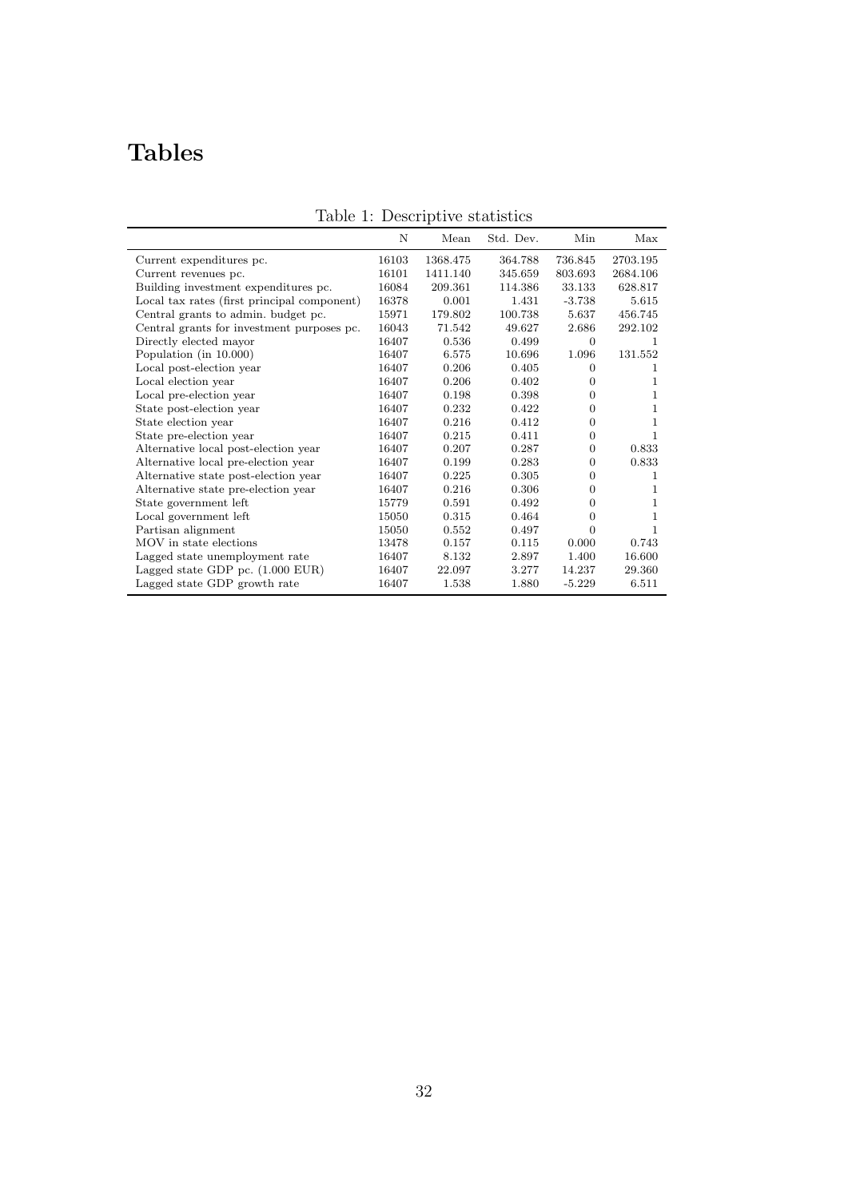# Tables

Table 1: Descriptive statistics

| | N | Mean | Std. Dev. | Min | Max |
|---|---|---|---|---|---|
| Current expenditures pc. | 16103 | 1368.475 | 364.788 | 736.845 | 2703.195 |
| Current revenues pc. | 16101 | 1411.140 | 345.659 | 803.693 | 2684.106 |
| Building investment expenditures pc. | 16084 | 209.361 | 114.386 | 33.133 | 628.817 |
| Local tax rates (first principal component) | 16378 | 0.001 | 1.431 | -3.738 | 5.615 |
| Central grants to admin. budget pc. | 15971 | 179.802 | 100.738 | 5.637 | 456.745 |
| Central grants for investment purposes pc. | 16043 | 71.542 | 49.627 | 2.686 | 292.102 |
| Directly elected mayor | 16407 | 0.536 | 0.499 | 0 | 1 |
| Population (in 10.000) | 16407 | 6.575 | 10.696 | 1.096 | 131.552 |
| Local post-election year | 16407 | 0.206 | 0.405 | 0 | 1 |
| Local election year | 16407 | 0.206 | 0.402 | 0 | 1 |
| Local pre-election year | 16407 | 0.198 | 0.398 | 0 | 1 |
| State post-election year | 16407 | 0.232 | 0.422 | 0 | 1 |
| State election year | 16407 | 0.216 | 0.412 | 0 | 1 |
| State pre-election year | 16407 | 0.215 | 0.411 | 0 | 1 |
| Alternative local post-election year | 16407 | 0.207 | 0.287 | 0 | 0.833 |
| Alternative local pre-election year | 16407 | 0.199 | 0.283 | 0 | 0.833 |
| Alternative state post-election year | 16407 | 0.225 | 0.305 | 0 | 1 |
| Alternative state pre-election year | 16407 | 0.216 | 0.306 | 0 | 1 |
| State government left | 15779 | 0.591 | 0.492 | 0 | 1 |
| Local government left | 15050 | 0.315 | 0.464 | 0 | 1 |
| Partisan alignment | 15050 | 0.552 | 0.497 | 0 | 1 |
| MOV in state elections | 13478 | 0.157 | 0.115 | 0.000 | 0.743 |
| Lagged state unemployment rate | 16407 | 8.132 | 2.897 | 1.400 | 16.600 |
| Lagged state GDP pc. (1.000 EUR) | 16407 | 22.097 | 3.277 | 14.237 | 29.360 |
| Lagged state GDP growth rate | 16407 | 1.538 | 1.880 | -5.229 | 6.511 |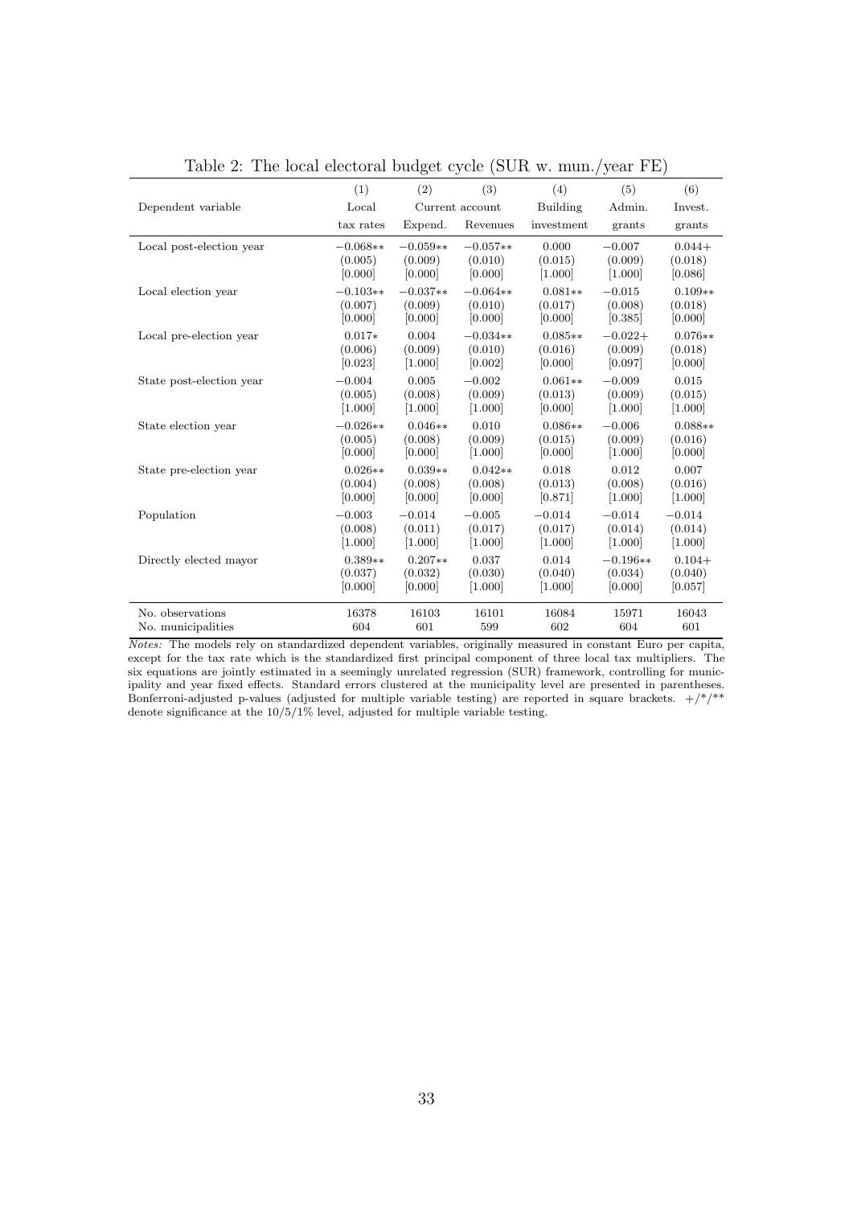Table 2: The local electoral budget cycle (SUR w. mun./year FE)

| | (1) | (2) | (3) | (4) | (5) | (6) |
|---|---|---|---|---|---|---|
| Dependent variable | Local | Current account | | Building | Admin. | Invest. |
| | tax rates | Expend. | Revenues | investment | grants | grants |
| Local post-election year | −0.068** | −0.059** | −0.057** | 0.000 | −0.007 | 0.044+ |
| | (0.005) | (0.009) | (0.010) | (0.015) | (0.009) | (0.018) |
| | [0.000] | [0.000] | [0.000] | [1.000] | [1.000] | [0.086] |
| Local election year | −0.103** | −0.037** | −0.064** | 0.081** | −0.015 | 0.109** |
| | (0.007) | (0.009) | (0.010) | (0.017) | (0.008) | (0.018) |
| | [0.000] | [0.000] | [0.000] | [0.000] | [0.385] | [0.000] |
| Local pre-election year | 0.017* | 0.004 | −0.034** | 0.085** | −0.022+ | 0.076** |
| | (0.006) | (0.009) | (0.010) | (0.016) | (0.009) | (0.018) |
| | [0.023] | [1.000] | [0.002] | [0.000] | [0.097] | [0.000] |
| State post-election year | −0.004 | 0.005 | −0.002 | 0.061** | −0.009 | 0.015 |
| | (0.005) | (0.008) | (0.009) | (0.013) | (0.009) | (0.015) |
| | [1.000] | [1.000] | [1.000] | [0.000] | [1.000] | [1.000] |
| State election year | −0.026** | 0.046** | 0.010 | 0.086** | −0.006 | 0.088** |
| | (0.005) | (0.008) | (0.009) | (0.015) | (0.009) | (0.016) |
| | [0.000] | [0.000] | [1.000] | [0.000] | [1.000] | [0.000] |
| State pre-election year | 0.026** | 0.039** | 0.042** | 0.018 | 0.012 | 0.007 |
| | (0.004) | (0.008) | (0.008) | (0.013) | (0.008) | (0.016) |
| | [0.000] | [0.000] | [0.000] | [0.871] | [1.000] | [1.000] |
| Population | −0.003 | −0.014 | −0.005 | −0.014 | −0.014 | −0.014 |
| | (0.008) | (0.011) | (0.017) | (0.017) | (0.014) | (0.014) |
| | [1.000] | [1.000] | [1.000] | [1.000] | [1.000] | [1.000] |
| Directly elected mayor | 0.389** | 0.207** | 0.037 | 0.014 | −0.196** | 0.104+ |
| | (0.037) | (0.032) | (0.030) | (0.040) | (0.034) | (0.040) |
| | [0.000] | [0.000] | [1.000] | [1.000] | [0.000] | [0.057] |
| No. observations | 16378 | 16103 | 16101 | 16084 | 15971 | 16043 |
| No. municipalities | 604 | 601 | 599 | 602 | 604 | 601 |

*Notes:* The models rely on standardized dependent variables, originally measured in constant Euro per capita, except for the tax rate which is the standardized first principal component of three local tax multipliers. The six equations are jointly estimated in a seemingly unrelated regression (SUR) framework, controlling for municipality and year fixed effects. Standard errors clustered at the municipality level are presented in parentheses. Bonferroni-adjusted p-values (adjusted for multiple variable testing) are reported in square brackets. +/*/** denote significance at the 10/5/1% level, adjusted for multiple variable testing.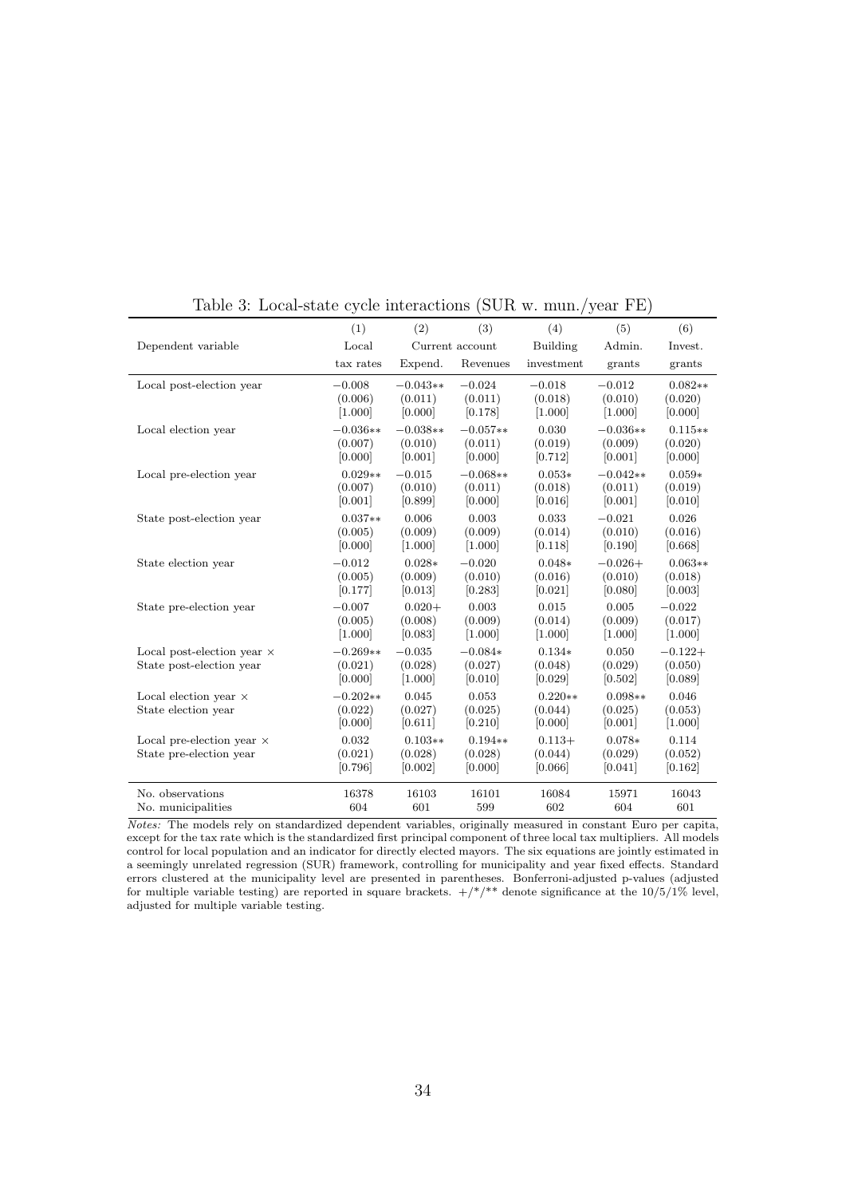Table 3: Local-state cycle interactions (SUR w. mun./year FE)

| | (1) | (2) | (3) | (4) | (5) | (6) |
|---|---|---|---|---|---|---|
| Dependent variable | Local | Current account | | Building | Admin. | Invest. |
| | tax rates | Expend. | Revenues | investment | grants | grants |
| Local post-election year | −0.008 | −0.043** | −0.024 | −0.018 | −0.012 | 0.082** |
| | (0.006) | (0.011) | (0.011) | (0.018) | (0.010) | (0.020) |
| | [1.000] | [0.000] | [0.178] | [1.000] | [1.000] | [0.000] |
| Local election year | −0.036** | −0.038** | −0.057** | 0.030 | −0.036** | 0.115** |
| | (0.007) | (0.010) | (0.011) | (0.019) | (0.009) | (0.020) |
| | [0.000] | [0.001] | [0.000] | [0.712] | [0.001] | [0.000] |
| Local pre-election year | 0.029** | −0.015 | −0.068** | 0.053* | −0.042** | 0.059* |
| | (0.007) | (0.010) | (0.011) | (0.018) | (0.011) | (0.019) |
| | [0.001] | [0.899] | [0.000] | [0.016] | [0.001] | [0.010] |
| State post-election year | 0.037** | 0.006 | 0.003 | 0.033 | −0.021 | 0.026 |
| | (0.005) | (0.009) | (0.009) | (0.014) | (0.010) | (0.016) |
| | [0.000] | [1.000] | [1.000] | [0.118] | [0.190] | [0.668] |
| State election year | −0.012 | 0.028* | −0.020 | 0.048* | −0.026+ | 0.063** |
| | (0.005) | (0.009) | (0.010) | (0.016) | (0.010) | (0.018) |
| | [0.177] | [0.013] | [0.283] | [0.021] | [0.080] | [0.003] |
| State pre-election year | −0.007 | 0.020+ | 0.003 | 0.015 | 0.005 | −0.022 |
| | (0.005) | (0.008) | (0.009) | (0.014) | (0.009) | (0.017) |
| | [1.000] | [0.083] | [1.000] | [1.000] | [1.000] | [1.000] |
| Local post-election year × State post-election year | −0.269** | −0.035 | −0.084* | 0.134* | 0.050 | −0.122+ |
| | (0.021) | (0.028) | (0.027) | (0.048) | (0.029) | (0.050) |
| | [0.000] | [1.000] | [0.010] | [0.029] | [0.502] | [0.089] |
| Local election year × State election year | −0.202** | 0.045 | 0.053 | 0.220** | 0.098** | 0.046 |
| | (0.022) | (0.027) | (0.025) | (0.044) | (0.025) | (0.053) |
| | [0.000] | [0.611] | [0.210] | [0.000] | [0.001] | [1.000] |
| Local pre-election year × State pre-election year | 0.032 | 0.103** | 0.194** | 0.113+ | 0.078* | 0.114 |
| | (0.021) | (0.028) | (0.028) | (0.044) | (0.029) | (0.052) |
| | [0.796] | [0.002] | [0.000] | [0.066] | [0.041] | [0.162] |
| No. observations | 16378 | 16103 | 16101 | 16084 | 15971 | 16043 |
| No. municipalities | 604 | 601 | 599 | 602 | 604 | 601 |

*Notes:* The models rely on standardized dependent variables, originally measured in constant Euro per capita, except for the tax rate which is the standardized first principal component of three local tax multipliers. All models control for local population and an indicator for directly elected mayors. The six equations are jointly estimated in a seemingly unrelated regression (SUR) framework, controlling for municipality and year fixed effects. Standard errors clustered at the municipality level are presented in parentheses. Bonferroni-adjusted p-values (adjusted for multiple variable testing) are reported in square brackets. +/*/** denote significance at the 10/5/1% level, adjusted for multiple variable testing.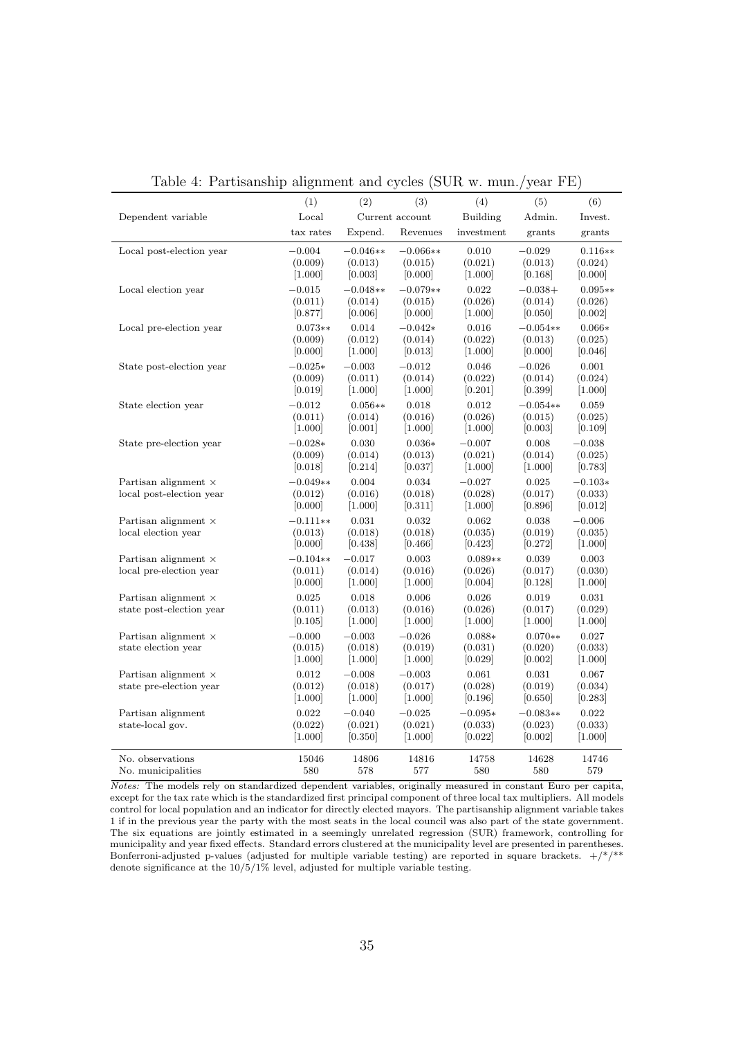Table 4: Partisanship alignment and cycles (SUR w. mun./year FE)

| | (1) | (2) | (3) | (4) | (5) | (6) |
|---|---|---|---|---|---|---|
| Dependent variable | Local | Current account | | Building | Admin. | Invest. |
| | tax rates | Expend. | Revenues | investment | grants | grants |
| Local post-election year | −0.004 | −0.046** | −0.066** | 0.010 | −0.029 | 0.116** |
| | (0.009) | (0.013) | (0.015) | (0.021) | (0.013) | (0.024) |
| | [1.000] | [0.003] | [0.000] | [1.000] | [0.168] | [0.000] |
| Local election year | −0.015 | −0.048** | −0.079** | 0.022 | −0.038+ | 0.095** |
| | (0.011) | (0.014) | (0.015) | (0.026) | (0.014) | (0.026) |
| | [0.877] | [0.006] | [0.000] | [1.000] | [0.050] | [0.002] |
| Local pre-election year | 0.073** | 0.014 | −0.042* | 0.016 | −0.054** | 0.066* |
| | (0.009) | (0.012) | (0.014) | (0.022) | (0.013) | (0.025) |
| | [0.000] | [1.000] | [0.013] | [1.000] | [0.000] | [0.046] |
| State post-election year | −0.025* | −0.003 | −0.012 | 0.046 | −0.026 | 0.001 |
| | (0.009) | (0.011) | (0.014) | (0.022) | (0.014) | (0.024) |
| | [0.019] | [1.000] | [1.000] | [0.201] | [0.399] | [1.000] |
| State election year | −0.012 | 0.056** | 0.018 | 0.012 | −0.054** | 0.059 |
| | (0.011) | (0.014) | (0.016) | (0.026) | (0.015) | (0.025) |
| | [1.000] | [0.001] | [1.000] | [1.000] | [0.003] | [0.109] |
| State pre-election year | −0.028* | 0.030 | 0.036* | −0.007 | 0.008 | −0.038 |
| | (0.009) | (0.014) | (0.013) | (0.021) | (0.014) | (0.025) |
| | [0.018] | [0.214] | [0.037] | [1.000] | [1.000] | [0.783] |
| Partisan alignment × local post-election year | −0.049** | 0.004 | 0.034 | −0.027 | 0.025 | −0.103* |
| | (0.012) | (0.016) | (0.018) | (0.028) | (0.017) | (0.033) |
| | [0.000] | [1.000] | [0.311] | [1.000] | [0.896] | [0.012] |
| Partisan alignment × local election year | −0.111** | 0.031 | 0.032 | 0.062 | 0.038 | −0.006 |
| | (0.013) | (0.018) | (0.018) | (0.035) | (0.019) | (0.035) |
| | [0.000] | [0.438] | [0.466] | [0.423] | [0.272] | [1.000] |
| Partisan alignment × local pre-election year | −0.104** | −0.017 | 0.003 | 0.089** | 0.039 | 0.003 |
| | (0.011) | (0.014) | (0.016) | (0.026) | (0.017) | (0.030) |
| | [0.000] | [1.000] | [1.000] | [0.004] | [0.128] | [1.000] |
| Partisan alignment × state post-election year | 0.025 | 0.018 | 0.006 | 0.026 | 0.019 | 0.031 |
| | (0.011) | (0.013) | (0.016) | (0.026) | (0.017) | (0.029) |
| | [0.105] | [1.000] | [1.000] | [1.000] | [1.000] | [1.000] |
| Partisan alignment × state election year | −0.000 | −0.003 | −0.026 | 0.088* | 0.070** | 0.027 |
| | (0.015) | (0.018) | (0.019) | (0.031) | (0.020) | (0.033) |
| | [1.000] | [1.000] | [1.000] | [0.029] | [0.002] | [1.000] |
| Partisan alignment × state pre-election year | 0.012 | −0.008 | −0.003 | 0.061 | 0.031 | 0.067 |
| | (0.012) | (0.018) | (0.017) | (0.028) | (0.019) | (0.034) |
| | [1.000] | [1.000] | [1.000] | [0.196] | [0.650] | [0.283] |
| Partisan alignment state-local gov. | 0.022 | −0.040 | −0.025 | −0.095* | −0.083** | 0.022 |
| | (0.022) | (0.021) | (0.021) | (0.033) | (0.023) | (0.033) |
| | [1.000] | [0.350] | [1.000] | [0.022] | [0.002] | [1.000] |
| No. observations | 15046 | 14806 | 14816 | 14758 | 14628 | 14746 |
| No. municipalities | 580 | 578 | 577 | 580 | 580 | 579 |

*Notes:* The models rely on standardized dependent variables, originally measured in constant Euro per capita, except for the tax rate which is the standardized first principal component of three local tax multipliers. All models control for local population and an indicator for directly elected mayors. The partisanship alignment variable takes 1 if in the previous year the party with the most seats in the local council was also part of the state government. The six equations are jointly estimated in a seemingly unrelated regression (SUR) framework, controlling for municipality and year fixed effects. Standard errors clustered at the municipality level are presented in parentheses. Bonferroni-adjusted p-values (adjusted for multiple variable testing) are reported in square brackets. +/*/** denote significance at the 10/5/1% level, adjusted for multiple variable testing.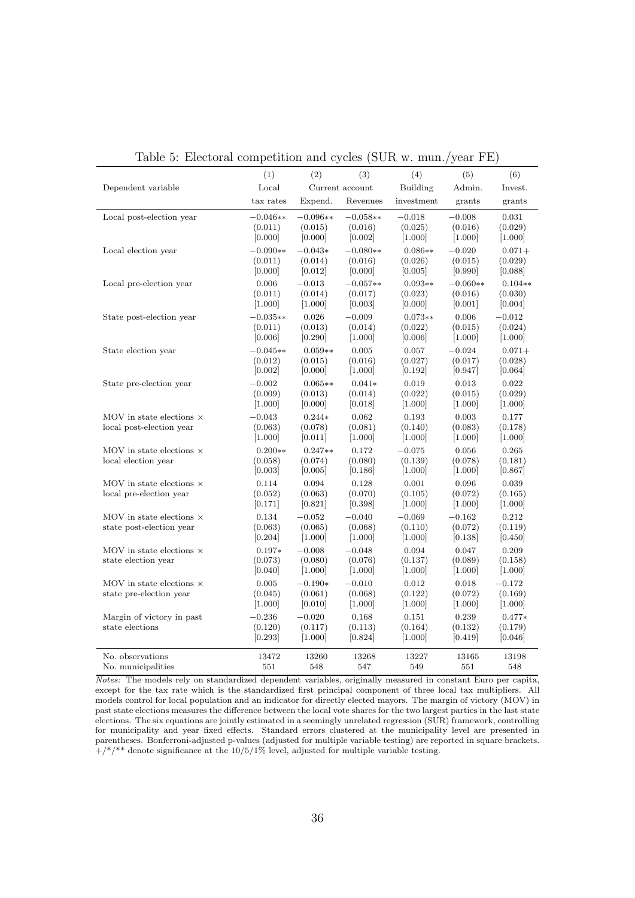Table 5: Electoral competition and cycles (SUR w. mun./year FE)

| | (1) | (2) | (3) | (4) | (5) | (6) |
|---|---|---|---|---|---|---|
| Dependent variable | Local | Current account | | Building | Admin. | Invest. |
| | tax rates | Expend. | Revenues | investment | grants | grants |
| Local post-election year | −0.046** | −0.096** | −0.058** | −0.018 | −0.008 | 0.031 |
| | (0.011) | (0.015) | (0.016) | (0.025) | (0.016) | (0.029) |
| | [0.000] | [0.000] | [0.002] | [1.000] | [1.000] | [1.000] |
| Local election year | −0.090** | −0.043* | −0.080** | 0.086** | −0.020 | 0.071+ |
| | (0.011) | (0.014) | (0.016) | (0.026) | (0.015) | (0.029) |
| | [0.000] | [0.012] | [0.000] | [0.005] | [0.990] | [0.088] |
| Local pre-election year | 0.006 | −0.013 | −0.057** | 0.093** | −0.060** | 0.104** |
| | (0.011) | (0.014) | (0.017) | (0.023) | (0.016) | (0.030) |
| | [1.000] | [1.000] | [0.003] | [0.000] | [0.001] | [0.004] |
| State post-election year | −0.035** | 0.026 | −0.009 | 0.073** | 0.006 | −0.012 |
| | (0.011) | (0.013) | (0.014) | (0.022) | (0.015) | (0.024) |
| | [0.006] | [0.290] | [1.000] | [0.006] | [1.000] | [1.000] |
| State election year | −0.045** | 0.059** | 0.005 | 0.057 | −0.024 | 0.071+ |
| | (0.012) | (0.015) | (0.016) | (0.027) | (0.017) | (0.028) |
| | [0.002] | [0.000] | [1.000] | [0.192] | [0.947] | [0.064] |
| State pre-election year | −0.002 | 0.065** | 0.041* | 0.019 | 0.013 | 0.022 |
| | (0.009) | (0.013) | (0.014) | (0.022) | (0.015) | (0.029) |
| | [1.000] | [0.000] | [0.018] | [1.000] | [1.000] | [1.000] |
| MOV in state elections × local post-election year | −0.043 | 0.244* | 0.062 | 0.193 | 0.003 | 0.177 |
| | (0.063) | (0.078) | (0.081) | (0.140) | (0.083) | (0.178) |
| | [1.000] | [0.011] | [1.000] | [1.000] | [1.000] | [1.000] |
| MOV in state elections × local election year | 0.200** | 0.247** | 0.172 | −0.075 | 0.056 | 0.265 |
| | (0.058) | (0.074) | (0.080) | (0.139) | (0.078) | (0.181) |
| | [0.003] | [0.005] | [0.186] | [1.000] | [1.000] | [0.867] |
| MOV in state elections × local pre-election year | 0.114 | 0.094 | 0.128 | 0.001 | 0.096 | 0.039 |
| | (0.052) | (0.063) | (0.070) | (0.105) | (0.072) | (0.165) |
| | [0.171] | [0.821] | [0.398] | [1.000] | [1.000] | [1.000] |
| MOV in state elections × state post-election year | 0.134 | −0.052 | −0.040 | −0.069 | −0.162 | 0.212 |
| | (0.063) | (0.065) | (0.068) | (0.110) | (0.072) | (0.119) |
| | [0.204] | [1.000] | [1.000] | [1.000] | [0.138] | [0.450] |
| MOV in state elections × state election year | 0.197* | −0.008 | −0.048 | 0.094 | 0.047 | 0.209 |
| | (0.073) | (0.080) | (0.076) | (0.137) | (0.089) | (0.158) |
| | [0.040] | [1.000] | [1.000] | [1.000] | [1.000] | [1.000] |
| MOV in state elections × state pre-election year | 0.005 | −0.190* | −0.010 | 0.012 | 0.018 | −0.172 |
| | (0.045) | (0.061) | (0.068) | (0.122) | (0.072) | (0.169) |
| | [1.000] | [0.010] | [1.000] | [1.000] | [1.000] | [1.000] |
| Margin of victory in past state elections | −0.236 | −0.020 | 0.168 | 0.151 | 0.239 | 0.477* |
| | (0.120) | (0.117) | (0.113) | (0.164) | (0.132) | (0.179) |
| | [0.293] | [1.000] | [0.824] | [1.000] | [0.419] | [0.046] |
| No. observations | 13472 | 13260 | 13268 | 13227 | 13165 | 13198 |
| No. municipalities | 551 | 548 | 547 | 549 | 551 | 548 |

*Notes:* The models rely on standardized dependent variables, originally measured in constant Euro per capita, except for the tax rate which is the standardized first principal component of three local tax multipliers. All models control for local population and an indicator for directly elected mayors. The margin of victory (MOV) in past state elections measures the difference between the local vote shares for the two largest parties in the last state elections. The six equations are jointly estimated in a seemingly unrelated regression (SUR) framework, controlling for municipality and year fixed effects. Standard errors clustered at the municipality level are presented in parentheses. Bonferroni-adjusted p-values (adjusted for multiple variable testing) are reported in square brackets. +/*/** denote significance at the 10/5/1% level, adjusted for multiple variable testing.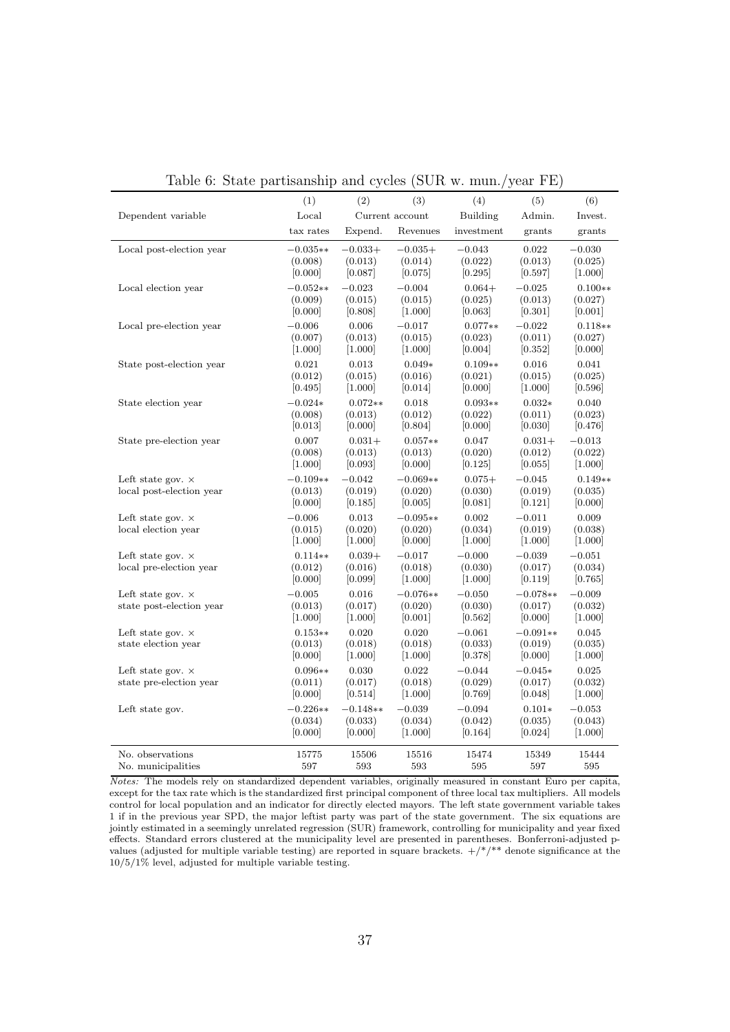Table 6: State partisanship and cycles (SUR w. mun./year FE)

| | (1) | (2) | (3) | (4) | (5) | (6) |
|---|---|---|---|---|---|---|
| Dependent variable | Local | Current account | | Building | Admin. | Invest. |
| | tax rates | Expend. | Revenues | investment | grants | grants |
| Local post-election year | −0.035** | −0.033+ | −0.035+ | −0.043 | 0.022 | −0.030 |
| | (0.008) | (0.013) | (0.014) | (0.022) | (0.013) | (0.025) |
| | [0.000] | [0.087] | [0.075] | [0.295] | [0.597] | [1.000] |
| Local election year | −0.052** | −0.023 | −0.004 | 0.064+ | −0.025 | 0.100** |
| | (0.009) | (0.015) | (0.015) | (0.025) | (0.013) | (0.027) |
| | [0.000] | [0.808] | [1.000] | [0.063] | [0.301] | [0.001] |
| Local pre-election year | −0.006 | 0.006 | −0.017 | 0.077** | −0.022 | 0.118** |
| | (0.007) | (0.013) | (0.015) | (0.023) | (0.011) | (0.027) |
| | [1.000] | [1.000] | [1.000] | [0.004] | [0.352] | [0.000] |
| State post-election year | 0.021 | 0.013 | 0.049* | 0.109** | 0.016 | 0.041 |
| | (0.012) | (0.015) | (0.016) | (0.021) | (0.015) | (0.025) |
| | [0.495] | [1.000] | [0.014] | [0.000] | [1.000] | [0.596] |
| State election year | −0.024* | 0.072** | 0.018 | 0.093** | 0.032* | 0.040 |
| | (0.008) | (0.013) | (0.012) | (0.022) | (0.011) | (0.023) |
| | [0.013] | [0.000] | [0.804] | [0.000] | [0.030] | [0.476] |
| State pre-election year | 0.007 | 0.031+ | 0.057** | 0.047 | 0.031+ | −0.013 |
| | (0.008) | (0.013) | (0.013) | (0.020) | (0.012) | (0.022) |
| | [1.000] | [0.093] | [0.000] | [0.125] | [0.055] | [1.000] |
| Left state gov. × local post-election year | −0.109** | −0.042 | −0.069** | 0.075+ | −0.045 | 0.149** |
| | (0.013) | (0.019) | (0.020) | (0.030) | (0.019) | (0.035) |
| | [0.000] | [0.185] | [0.005] | [0.081] | [0.121] | [0.000] |
| Left state gov. × local election year | −0.006 | 0.013 | −0.095** | 0.002 | −0.011 | 0.009 |
| | (0.015) | (0.020) | (0.020) | (0.034) | (0.019) | (0.038) |
| | [1.000] | [1.000] | [0.000] | [1.000] | [1.000] | [1.000] |
| Left state gov. × local pre-election year | 0.114** | 0.039+ | −0.017 | −0.000 | −0.039 | −0.051 |
| | (0.012) | (0.016) | (0.018) | (0.030) | (0.017) | (0.034) |
| | [0.000] | [0.099] | [1.000] | [1.000] | [0.119] | [0.765] |
| Left state gov. × state post-election year | −0.005 | 0.016 | −0.076** | −0.050 | −0.078** | −0.009 |
| | (0.013) | (0.017) | (0.020) | (0.030) | (0.017) | (0.032) |
| | [1.000] | [1.000] | [0.001] | [0.562] | [0.000] | [1.000] |
| Left state gov. × state election year | 0.153** | 0.020 | 0.020 | −0.061 | −0.091** | 0.045 |
| | (0.013) | (0.018) | (0.018) | (0.033) | (0.019) | (0.035) |
| | [0.000] | [1.000] | [1.000] | [0.378] | [0.000] | [1.000] |
| Left state gov. × state pre-election year | 0.096** | 0.030 | 0.022 | −0.044 | −0.045* | 0.025 |
| | (0.011) | (0.017) | (0.018) | (0.029) | (0.017) | (0.032) |
| | [0.000] | [0.514] | [1.000] | [0.769] | [0.048] | [1.000] |
| Left state gov. | −0.226** | −0.148** | −0.039 | −0.094 | 0.101* | −0.053 |
| | (0.034) | (0.033) | (0.034) | (0.042) | (0.035) | (0.043) |
| | [0.000] | [0.000] | [1.000] | [0.164] | [0.024] | [1.000] |
| No. observations | 15775 | 15506 | 15516 | 15474 | 15349 | 15444 |
| No. municipalities | 597 | 593 | 593 | 595 | 597 | 595 |

*Notes:* The models rely on standardized dependent variables, originally measured in constant Euro per capita, except for the tax rate which is the standardized first principal component of three local tax multipliers. All models control for local population and an indicator for directly elected mayors. The left state government variable takes 1 if in the previous year SPD, the major leftist party was part of the state government. The six equations are jointly estimated in a seemingly unrelated regression (SUR) framework, controlling for municipality and year fixed effects. Standard errors clustered at the municipality level are presented in parentheses. Bonferroni-adjusted p-values (adjusted for multiple variable testing) are reported in square brackets. +/*/** denote significance at the 10/5/1% level, adjusted for multiple variable testing.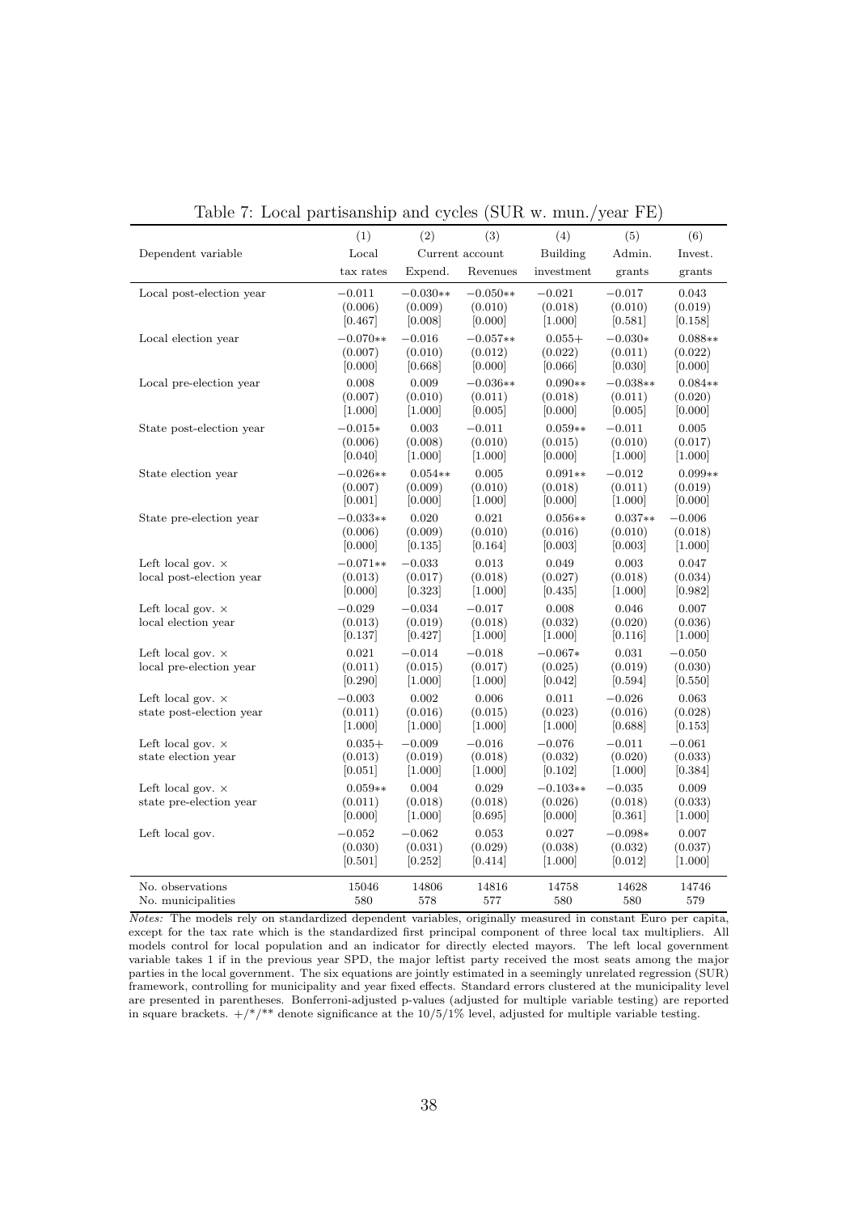Table 7: Local partisanship and cycles (SUR w. mun./year FE)

| | (1) | (2) | (3) | (4) | (5) | (6) |
|---|---|---|---|---|---|---|
| Dependent variable | Local | Current account | | Building | Admin. | Invest. |
| | tax rates | Expend. | Revenues | investment | grants | grants |
| Local post-election year | −0.011 | −0.030** | −0.050** | −0.021 | −0.017 | 0.043 |
| | (0.006) | (0.009) | (0.010) | (0.018) | (0.010) | (0.019) |
| | [0.467] | [0.008] | [0.000] | [1.000] | [0.581] | [0.158] |
| Local election year | −0.070** | −0.016 | −0.057** | 0.055+ | −0.030* | 0.088** |
| | (0.007) | (0.010) | (0.012) | (0.022) | (0.011) | (0.022) |
| | [0.000] | [0.668] | [0.000] | [0.066] | [0.030] | [0.000] |
| Local pre-election year | 0.008 | 0.009 | −0.036** | 0.090** | −0.038** | 0.084** |
| | (0.007) | (0.010) | (0.011) | (0.018) | (0.011) | (0.020) |
| | [1.000] | [1.000] | [0.005] | [0.000] | [0.005] | [0.000] |
| State post-election year | −0.015* | 0.003 | −0.011 | 0.059** | −0.011 | 0.005 |
| | (0.006) | (0.008) | (0.010) | (0.015) | (0.010) | (0.017) |
| | [0.040] | [1.000] | [1.000] | [0.000] | [1.000] | [1.000] |
| State election year | −0.026** | 0.054** | 0.005 | 0.091** | −0.012 | 0.099** |
| | (0.007) | (0.009) | (0.010) | (0.018) | (0.011) | (0.019) |
| | [0.001] | [0.000] | [1.000] | [0.000] | [1.000] | [0.000] |
| State pre-election year | −0.033** | 0.020 | 0.021 | 0.056** | 0.037** | −0.006 |
| | (0.006) | (0.009) | (0.010) | (0.016) | (0.010) | (0.018) |
| | [0.000] | [0.135] | [0.164] | [0.003] | [0.003] | [1.000] |
| Left local gov. × local post-election year | −0.071** | −0.033 | 0.013 | 0.049 | 0.003 | 0.047 |
| | (0.013) | (0.017) | (0.018) | (0.027) | (0.018) | (0.034) |
| | [0.000] | [0.323] | [1.000] | [0.435] | [1.000] | [0.982] |
| Left local gov. × local election year | −0.029 | −0.034 | −0.017 | 0.008 | 0.046 | 0.007 |
| | (0.013) | (0.019) | (0.018) | (0.032) | (0.020) | (0.036) |
| | [0.137] | [0.427] | [1.000] | [1.000] | [0.116] | [1.000] |
| Left local gov. × local pre-election year | 0.021 | −0.014 | −0.018 | −0.067* | 0.031 | −0.050 |
| | (0.011) | (0.015) | (0.017) | (0.025) | (0.019) | (0.030) |
| | [0.290] | [1.000] | [1.000] | [0.042] | [0.594] | [0.550] |
| Left local gov. × state post-election year | −0.003 | 0.002 | 0.006 | 0.011 | −0.026 | 0.063 |
| | (0.011) | (0.016) | (0.015) | (0.023) | (0.016) | (0.028) |
| | [1.000] | [1.000] | [1.000] | [1.000] | [0.688] | [0.153] |
| Left local gov. × state election year | 0.035+ | −0.009 | −0.016 | −0.076 | −0.011 | −0.061 |
| | (0.013) | (0.019) | (0.018) | (0.032) | (0.020) | (0.033) |
| | [0.051] | [1.000] | [1.000] | [0.102] | [1.000] | [0.384] |
| Left local gov. × state pre-election year | 0.059** | 0.004 | 0.029 | −0.103** | −0.035 | 0.009 |
| | (0.011) | (0.018) | (0.018) | (0.026) | (0.018) | (0.033) |
| | [0.000] | [1.000] | [0.695] | [0.000] | [0.361] | [1.000] |
| Left local gov. | −0.052 | −0.062 | 0.053 | 0.027 | −0.098* | 0.007 |
| | (0.030) | (0.031) | (0.029) | (0.038) | (0.032) | (0.037) |
| | [0.501] | [0.252] | [0.414] | [1.000] | [0.012] | [1.000] |
| No. observations | 15046 | 14806 | 14816 | 14758 | 14628 | 14746 |
| No. municipalities | 580 | 578 | 577 | 580 | 580 | 579 |

*Notes:* The models rely on standardized dependent variables, originally measured in constant Euro per capita, except for the tax rate which is the standardized first principal component of three local tax multipliers. All models control for local population and an indicator for directly elected mayors. The left local government variable takes 1 if in the previous year SPD, the major leftist party received the most seats among the major parties in the local government. The six equations are jointly estimated in a seemingly unrelated regression (SUR) framework, controlling for municipality and year fixed effects. Standard errors clustered at the municipality level are presented in parentheses. Bonferroni-adjusted p-values (adjusted for multiple variable testing) are reported in square brackets. +/*/** denote significance at the 10/5/1% level, adjusted for multiple variable testing.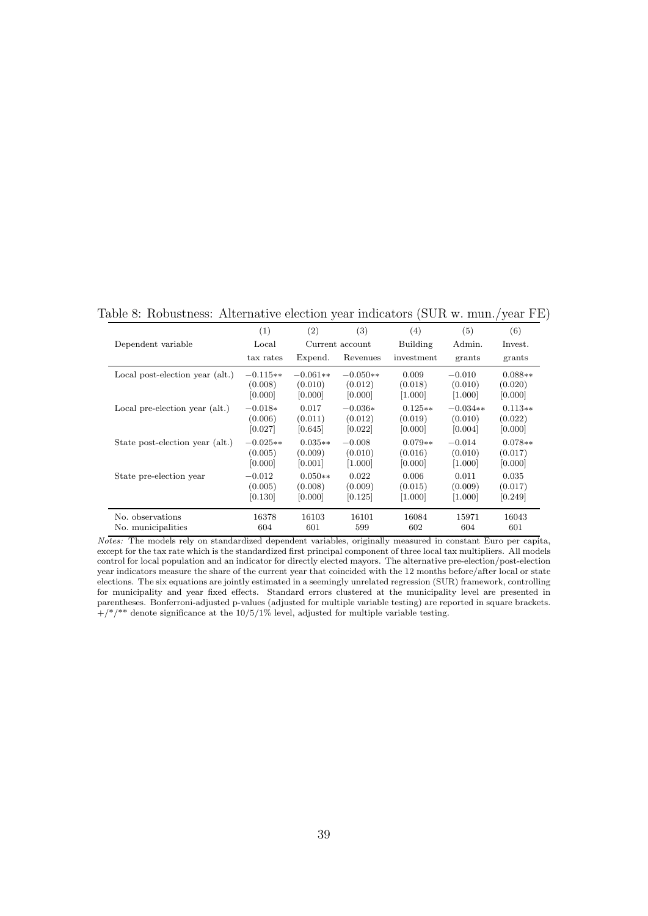Table 8: Robustness: Alternative election year indicators (SUR w. mun./year FE)

| | (1) | (2) | (3) | (4) | (5) | (6) |
|---|---|---|---|---|---|---|
| Dependent variable | Local | Current account | | Building | Admin. | Invest. |
| | tax rates | Expend. | Revenues | investment | grants | grants |
| Local post-election year (alt.) | −0.115** | −0.061** | −0.050** | 0.009 | −0.010 | 0.088** |
| | (0.008) | (0.010) | (0.012) | (0.018) | (0.010) | (0.020) |
| | [0.000] | [0.000] | [0.000] | [1.000] | [1.000] | [0.000] |
| Local pre-election year (alt.) | −0.018* | 0.017 | −0.036* | 0.125** | −0.034** | 0.113** |
| | (0.006) | (0.011) | (0.012) | (0.019) | (0.010) | (0.022) |
| | [0.027] | [0.645] | [0.022] | [0.000] | [0.004] | [0.000] |
| State post-election year (alt.) | −0.025** | 0.035** | −0.008 | 0.079** | −0.014 | 0.078** |
| | (0.005) | (0.009) | (0.010) | (0.016) | (0.010) | (0.017) |
| | [0.000] | [0.001] | [1.000] | [0.000] | [1.000] | [0.000] |
| State pre-election year | −0.012 | 0.050** | 0.022 | 0.006 | 0.011 | 0.035 |
| | (0.005) | (0.008) | (0.009) | (0.015) | (0.009) | (0.017) |
| | [0.130] | [0.000] | [0.125] | [1.000] | [1.000] | [0.249] |
| No. observations | 16378 | 16103 | 16101 | 16084 | 15971 | 16043 |
| No. municipalities | 604 | 601 | 599 | 602 | 604 | 601 |

*Notes:* The models rely on standardized dependent variables, originally measured in constant Euro per capita, except for the tax rate which is the standardized first principal component of three local tax multipliers. All models control for local population and an indicator for directly elected mayors. The alternative pre-election/post-election year indicators measure the share of the current year that coincided with the 12 months before/after local or state elections. The six equations are jointly estimated in a seemingly unrelated regression (SUR) framework, controlling for municipality and year fixed effects. Standard errors clustered at the municipality level are presented in parentheses. Bonferroni-adjusted p-values (adjusted for multiple variable testing) are reported in square brackets. +/*/** denote significance at the 10/5/1% level, adjusted for multiple variable testing.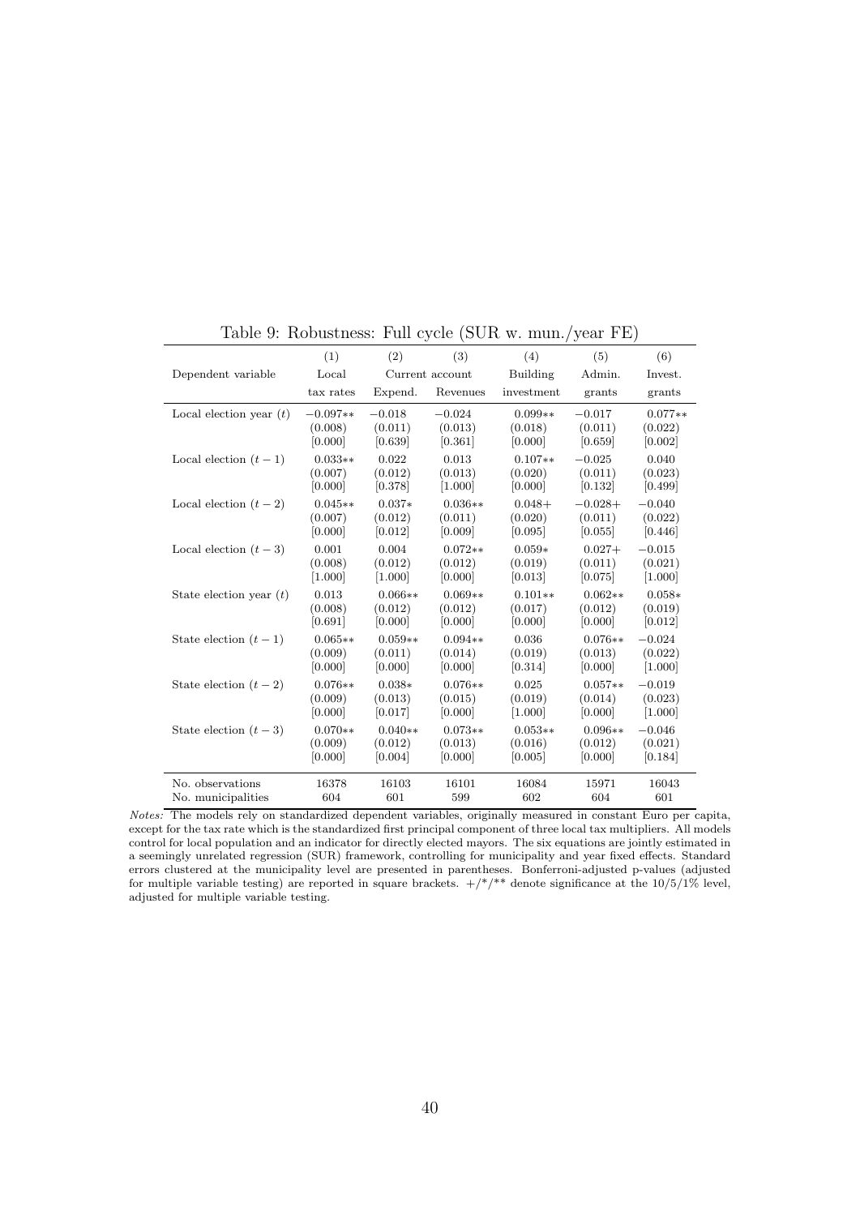Table 9: Robustness: Full cycle (SUR w. mun./year FE)

| | (1) | (2) | (3) | (4) | (5) | (6) |
|---|---|---|---|---|---|---|
| Dependent variable | Local | Current account | | Building | Admin. | Invest. |
| | tax rates | Expend. | Revenues | investment | grants | grants |
| Local election year $(t)$ | $-0.097$** | $-0.018$ | $-0.024$ | 0.099** | $-0.017$ | 0.077** |
| | (0.008) | (0.011) | (0.013) | (0.018) | (0.011) | (0.022) |
| | [0.000] | [0.639] | [0.361] | [0.000] | [0.659] | [0.002] |
| Local election $(t-1)$ | 0.033** | 0.022 | 0.013 | 0.107** | $-0.025$ | 0.040 |
| | (0.007) | (0.012) | (0.013) | (0.020) | (0.011) | (0.023) |
| | [0.000] | [0.378] | [1.000] | [0.000] | [0.132] | [0.499] |
| Local election $(t-2)$ | 0.045** | 0.037* | 0.036** | 0.048+ | $-0.028$+ | $-0.040$ |
| | (0.007) | (0.012) | (0.011) | (0.020) | (0.011) | (0.022) |
| | [0.000] | [0.012] | [0.009] | [0.095] | [0.055] | [0.446] |
| Local election $(t-3)$ | 0.001 | 0.004 | 0.072** | 0.059* | 0.027+ | $-0.015$ |
| | (0.008) | (0.012) | (0.012) | (0.019) | (0.011) | (0.021) |
| | [1.000] | [1.000] | [0.000] | [0.013] | [0.075] | [1.000] |
| State election year $(t)$ | 0.013 | 0.066** | 0.069** | 0.101** | 0.062** | 0.058* |
| | (0.008) | (0.012) | (0.012) | (0.017) | (0.012) | (0.019) |
| | [0.691] | [0.000] | [0.000] | [0.000] | [0.000] | [0.012] |
| State election $(t-1)$ | 0.065** | 0.059** | 0.094** | 0.036 | 0.076** | $-0.024$ |
| | (0.009) | (0.011) | (0.014) | (0.019) | (0.013) | (0.022) |
| | [0.000] | [0.000] | [0.000] | [0.314] | [0.000] | [1.000] |
| State election $(t-2)$ | 0.076** | 0.038* | 0.076** | 0.025 | 0.057** | $-0.019$ |
| | (0.009) | (0.013) | (0.015) | (0.019) | (0.014) | (0.023) |
| | [0.000] | [0.017] | [0.000] | [1.000] | [0.000] | [1.000] |
| State election $(t-3)$ | 0.070** | 0.040** | 0.073** | 0.053** | 0.096** | $-0.046$ |
| | (0.009) | (0.012) | (0.013) | (0.016) | (0.012) | (0.021) |
| | [0.000] | [0.004] | [0.000] | [0.005] | [0.000] | [0.184] |
| No. observations | 16378 | 16103 | 16101 | 16084 | 15971 | 16043 |
| No. municipalities | 604 | 601 | 599 | 602 | 604 | 601 |

*Notes:* The models rely on standardized dependent variables, originally measured in constant Euro per capita, except for the tax rate which is the standardized first principal component of three local tax multipliers. All models control for local population and an indicator for directly elected mayors. The six equations are jointly estimated in a seemingly unrelated regression (SUR) framework, controlling for municipality and year fixed effects. Standard errors clustered at the municipality level are presented in parentheses. Bonferroni-adjusted p-values (adjusted for multiple variable testing) are reported in square brackets. +/*/** denote significance at the 10/5/1% level, adjusted for multiple variable testing.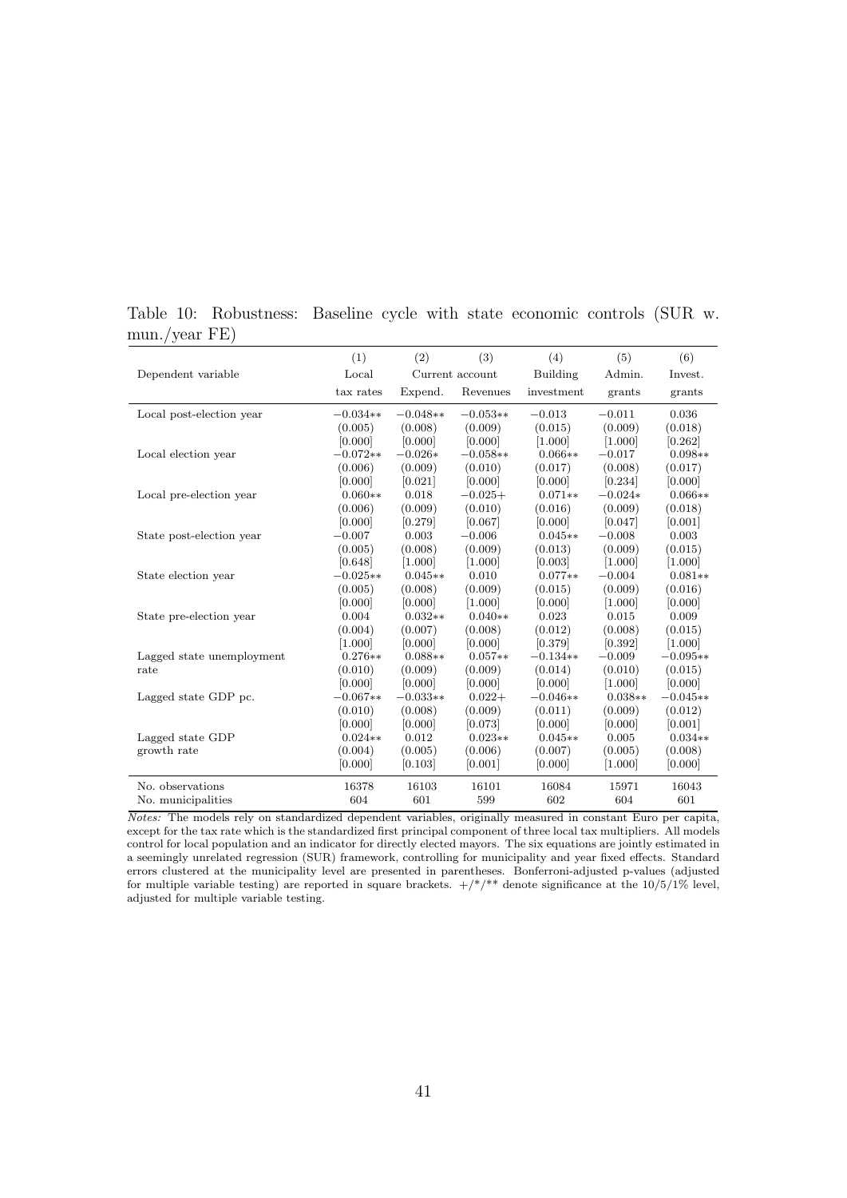Table 10: Robustness: Baseline cycle with state economic controls (SUR w. mun./year FE)

| | (1) | (2) | (3) | (4) | (5) | (6) |
|---|---|---|---|---|---|---|
| Dependent variable | Local | Current account | | Building | Admin. | Invest. |
| | tax rates | Expend. | Revenues | investment | grants | grants |
| Local post-election year | −0.034** | −0.048** | −0.053** | −0.013 | −0.011 | 0.036 |
| | (0.005) | (0.008) | (0.009) | (0.015) | (0.009) | (0.018) |
| | [0.000] | [0.000] | [0.000] | [1.000] | [1.000] | [0.262] |
| Local election year | −0.072** | −0.026* | −0.058** | 0.066** | −0.017 | 0.098** |
| | (0.006) | (0.009) | (0.010) | (0.017) | (0.008) | (0.017) |
| | [0.000] | [0.021] | [0.000] | [0.000] | [0.234] | [0.000] |
| Local pre-election year | 0.060** | 0.018 | −0.025+ | 0.071** | −0.024* | 0.066** |
| | (0.006) | (0.009) | (0.010) | (0.016) | (0.009) | (0.018) |
| | [0.000] | [0.279] | [0.067] | [0.000] | [0.047] | [0.001] |
| State post-election year | −0.007 | 0.003 | −0.006 | 0.045** | −0.008 | 0.003 |
| | (0.005) | (0.008) | (0.009) | (0.013) | (0.009) | (0.015) |
| | [0.648] | [1.000] | [1.000] | [0.003] | [1.000] | [1.000] |
| State election year | −0.025** | 0.045** | 0.010 | 0.077** | −0.004 | 0.081** |
| | (0.005) | (0.008) | (0.009) | (0.015) | (0.009) | (0.016) |
| | [0.000] | [0.000] | [1.000] | [0.000] | [1.000] | [0.000] |
| State pre-election year | 0.004 | 0.032** | 0.040** | 0.023 | 0.015 | 0.009 |
| | (0.004) | (0.007) | (0.008) | (0.012) | (0.008) | (0.015) |
| | [1.000] | [0.000] | [0.000] | [0.379] | [0.392] | [1.000] |
| Lagged state unemployment rate | 0.276** | 0.088** | 0.057** | −0.134** | −0.009 | −0.095** |
| | (0.010) | (0.009) | (0.009) | (0.014) | (0.010) | (0.015) |
| | [0.000] | [0.000] | [0.000] | [0.000] | [1.000] | [0.000] |
| Lagged state GDP pc. | −0.067** | −0.033** | 0.022+ | −0.046** | 0.038** | −0.045** |
| | (0.010) | (0.008) | (0.009) | (0.011) | (0.009) | (0.012) |
| | [0.000] | [0.000] | [0.073] | [0.000] | [0.000] | [0.001] |
| Lagged state GDP growth rate | 0.024** | 0.012 | 0.023** | 0.045** | 0.005 | 0.034** |
| | (0.004) | (0.005) | (0.006) | (0.007) | (0.005) | (0.008) |
| | [0.000] | [0.103] | [0.001] | [0.000] | [1.000] | [0.000] |
| No. observations | 16378 | 16103 | 16101 | 16084 | 15971 | 16043 |
| No. municipalities | 604 | 601 | 599 | 602 | 604 | 601 |

*Notes:* The models rely on standardized dependent variables, originally measured in constant Euro per capita, except for the tax rate which is the standardized first principal component of three local tax multipliers. All models control for local population and an indicator for directly elected mayors. The six equations are jointly estimated in a seemingly unrelated regression (SUR) framework, controlling for municipality and year fixed effects. Standard errors clustered at the municipality level are presented in parentheses. Bonferroni-adjusted p-values (adjusted for multiple variable testing) are reported in square brackets. +/*/** denote significance at the 10/5/1% level, adjusted for multiple variable testing.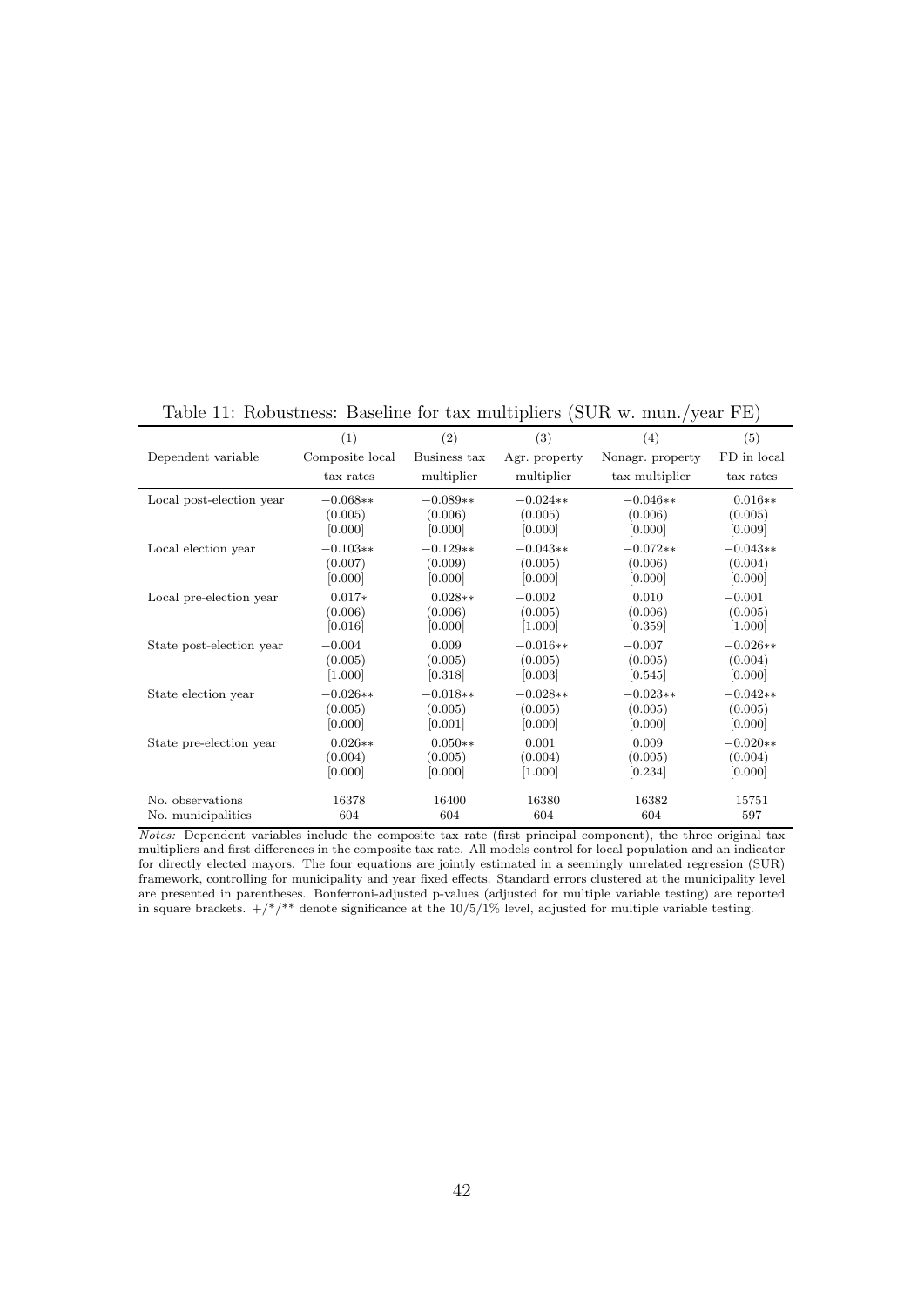Table 11: Robustness: Baseline for tax multipliers (SUR w. mun./year FE)

| | (1) | (2) | (3) | (4) | (5) |
|---|---|---|---|---|---|
| Dependent variable | Composite local tax rates | Business tax multiplier | Agr. property multiplier | Nonagr. property tax multiplier | FD in local tax rates |
| Local post-election year | −0.068** | −0.089** | −0.024** | −0.046** | 0.016** |
| | (0.005) | (0.006) | (0.005) | (0.006) | (0.005) |
| | [0.000] | [0.000] | [0.000] | [0.000] | [0.009] |
| Local election year | −0.103** | −0.129** | −0.043** | −0.072** | −0.043** |
| | (0.007) | (0.009) | (0.005) | (0.006) | (0.004) |
| | [0.000] | [0.000] | [0.000] | [0.000] | [0.000] |
| Local pre-election year | 0.017* | 0.028** | −0.002 | 0.010 | −0.001 |
| | (0.006) | (0.006) | (0.005) | (0.006) | (0.005) |
| | [0.016] | [0.000] | [1.000] | [0.359] | [1.000] |
| State post-election year | −0.004 | 0.009 | −0.016** | −0.007 | −0.026** |
| | (0.005) | (0.005) | (0.005) | (0.005) | (0.004) |
| | [1.000] | [0.318] | [0.003] | [0.545] | [0.000] |
| State election year | −0.026** | −0.018** | −0.028** | −0.023** | −0.042** |
| | (0.005) | (0.005) | (0.005) | (0.005) | (0.005) |
| | [0.000] | [0.001] | [0.000] | [0.000] | [0.000] |
| State pre-election year | 0.026** | 0.050** | 0.001 | 0.009 | −0.020** |
| | (0.004) | (0.005) | (0.004) | (0.005) | (0.004) |
| | [0.000] | [0.000] | [1.000] | [0.234] | [0.000] |
| No. observations | 16378 | 16400 | 16380 | 16382 | 15751 |
| No. municipalities | 604 | 604 | 604 | 604 | 597 |

*Notes:* Dependent variables include the composite tax rate (first principal component), the three original tax multipliers and first differences in the composite tax rate. All models control for local population and an indicator for directly elected mayors. The four equations are jointly estimated in a seemingly unrelated regression (SUR) framework, controlling for municipality and year fixed effects. Standard errors clustered at the municipality level are presented in parentheses. Bonferroni-adjusted p-values (adjusted for multiple variable testing) are reported in square brackets. +/*/** denote significance at the 10/5/1% level, adjusted for multiple variable testing.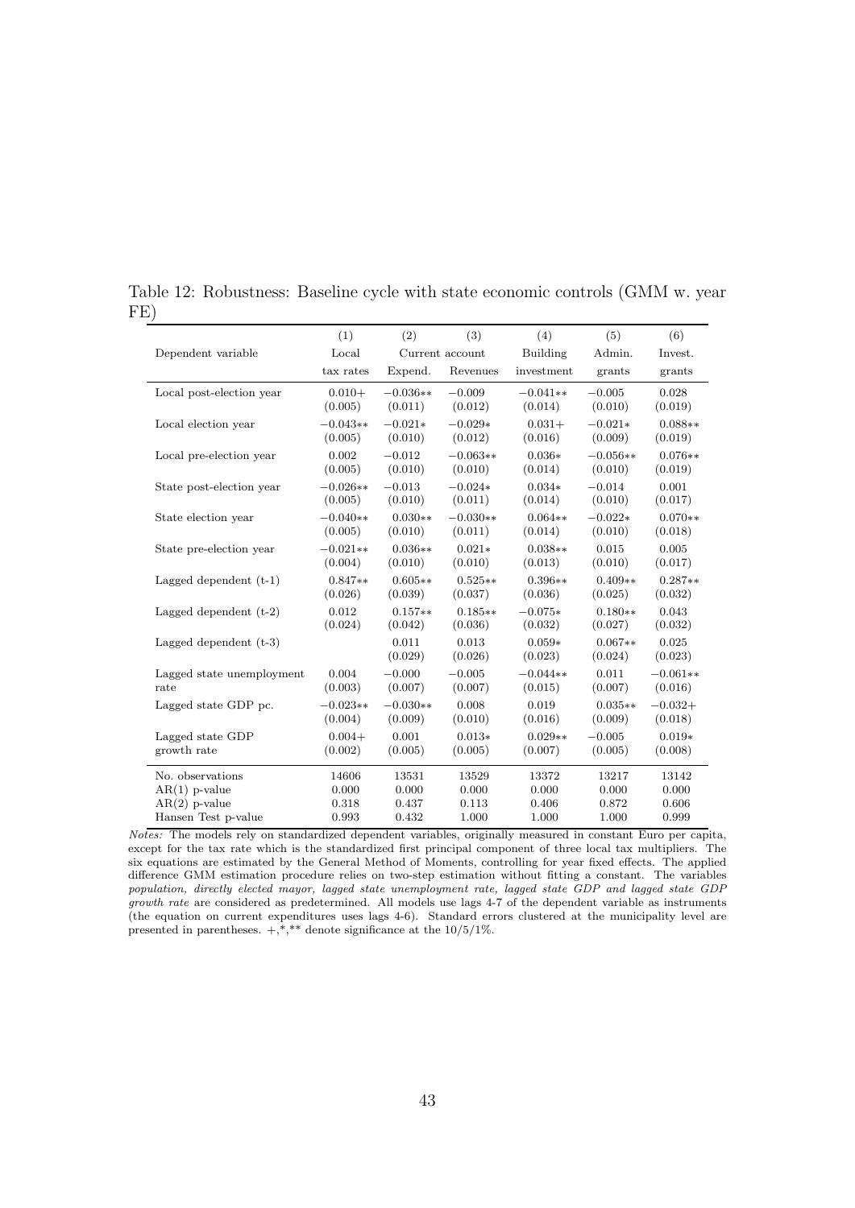Table 12: Robustness: Baseline cycle with state economic controls (GMM w. year FE)

| | (1) | (2) | (3) | (4) | (5) | (6) |
|---|---|---|---|---|---|---|
| Dependent variable | Local | Current account | | Building | Admin. | Invest. |
| | tax rates | Expend. | Revenues | investment | grants | grants |
| Local post-election year | 0.010+ | −0.036** | −0.009 | −0.041** | −0.005 | 0.028 |
| | (0.005) | (0.011) | (0.012) | (0.014) | (0.010) | (0.019) |
| Local election year | −0.043** | −0.021* | −0.029* | 0.031+ | −0.021* | 0.088** |
| | (0.005) | (0.010) | (0.012) | (0.016) | (0.009) | (0.019) |
| Local pre-election year | 0.002 | −0.012 | −0.063** | 0.036* | −0.056** | 0.076** |
| | (0.005) | (0.010) | (0.010) | (0.014) | (0.010) | (0.019) |
| State post-election year | −0.026** | −0.013 | −0.024* | 0.034* | −0.014 | 0.001 |
| | (0.005) | (0.010) | (0.011) | (0.014) | (0.010) | (0.017) |
| State election year | −0.040** | 0.030** | −0.030** | 0.064** | −0.022* | 0.070** |
| | (0.005) | (0.010) | (0.011) | (0.014) | (0.010) | (0.018) |
| State pre-election year | −0.021** | 0.036** | 0.021* | 0.038** | 0.015 | 0.005 |
| | (0.004) | (0.010) | (0.010) | (0.013) | (0.010) | (0.017) |
| Lagged dependent (t-1) | 0.847** | 0.605** | 0.525** | 0.396** | 0.409** | 0.287** |
| | (0.026) | (0.039) | (0.037) | (0.036) | (0.025) | (0.032) |
| Lagged dependent (t-2) | 0.012 | 0.157** | 0.185** | −0.075* | 0.180** | 0.043 |
| | (0.024) | (0.042) | (0.036) | (0.032) | (0.027) | (0.032) |
| Lagged dependent (t-3) | | 0.011 | 0.013 | 0.059* | 0.067** | 0.025 |
| | | (0.029) | (0.026) | (0.023) | (0.024) | (0.023) |
| Lagged state unemployment rate | 0.004 | −0.000 | −0.005 | −0.044** | 0.011 | −0.061** |
| | (0.003) | (0.007) | (0.007) | (0.015) | (0.007) | (0.016) |
| Lagged state GDP pc. | −0.023** | −0.030** | 0.008 | 0.019 | 0.035** | −0.032+ |
| | (0.004) | (0.009) | (0.010) | (0.016) | (0.009) | (0.018) |
| Lagged state GDP growth rate | 0.004+ | 0.001 | 0.013* | 0.029** | −0.005 | 0.019* |
| | (0.002) | (0.005) | (0.005) | (0.007) | (0.005) | (0.008) |
| No. observations | 14606 | 13531 | 13529 | 13372 | 13217 | 13142 |
| AR(1) p-value | 0.000 | 0.000 | 0.000 | 0.000 | 0.000 | 0.000 |
| AR(2) p-value | 0.318 | 0.437 | 0.113 | 0.406 | 0.872 | 0.606 |
| Hansen Test p-value | 0.993 | 0.432 | 1.000 | 1.000 | 1.000 | 0.999 |

*Notes:* The models rely on standardized dependent variables, originally measured in constant Euro per capita, except for the tax rate which is the standardized first principal component of three local tax multipliers. The six equations are estimated by the General Method of Moments, controlling for year fixed effects. The applied difference GMM estimation procedure relies on two-step estimation without fitting a constant. The variables *population, directly elected mayor, lagged state unemployment rate, lagged state GDP and lagged state GDP growth rate* are considered as predetermined. All models use lags 4-7 of the dependent variable as instruments (the equation on current expenditures uses lags 4-6). Standard errors clustered at the municipality level are presented in parentheses. +,*,** denote significance at the 10/5/1%.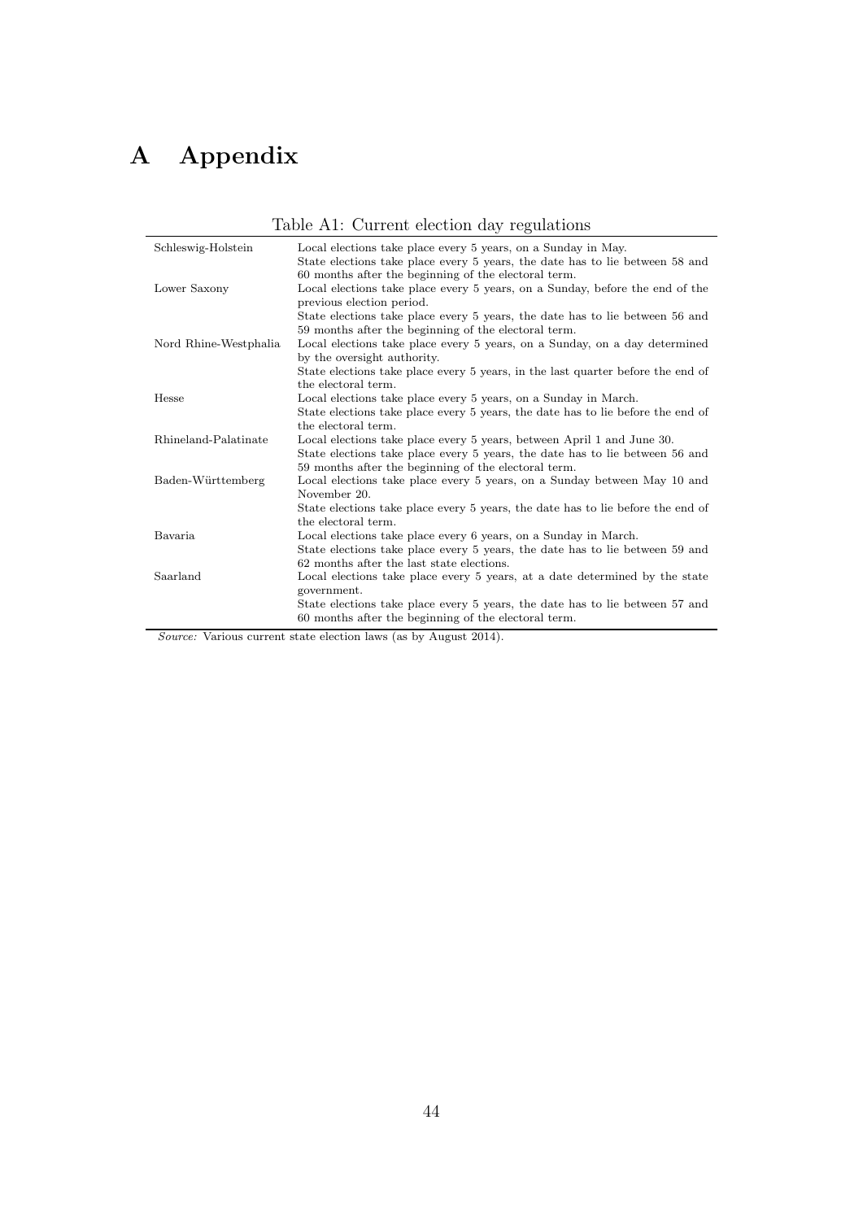# A Appendix

Table A1: Current election day regulations

| | |
|---|---|
| Schleswig-Holstein | Local elections take place every 5 years, on a Sunday in May. State elections take place every 5 years, the date has to lie between 58 and 60 months after the beginning of the electoral term. |
| Lower Saxony | Local elections take place every 5 years, on a Sunday, before the end of the previous election period. State elections take place every 5 years, the date has to lie between 56 and 59 months after the beginning of the electoral term. |
| Nord Rhine-Westphalia | Local elections take place every 5 years, on a Sunday, on a day determined by the oversight authority. State elections take place every 5 years, in the last quarter before the end of the electoral term. |
| Hesse | Local elections take place every 5 years, on a Sunday in March. State elections take place every 5 years, the date has to lie before the end of the electoral term. |
| Rhineland-Palatinate | Local elections take place every 5 years, between April 1 and June 30. State elections take place every 5 years, the date has to lie between 56 and 59 months after the beginning of the electoral term. |
| Baden-Württemberg | Local elections take place every 5 years, on a Sunday between May 10 and November 20. State elections take place every 5 years, the date has to lie before the end of the electoral term. |
| Bavaria | Local elections take place every 6 years, on a Sunday in March. State elections take place every 5 years, the date has to lie between 59 and 62 months after the last state elections. |
| Saarland | Local elections take place every 5 years, at a date determined by the state government. State elections take place every 5 years, the date has to lie between 57 and 60 months after the beginning of the electoral term. |

*Source:* Various current state election laws (as by August 2014).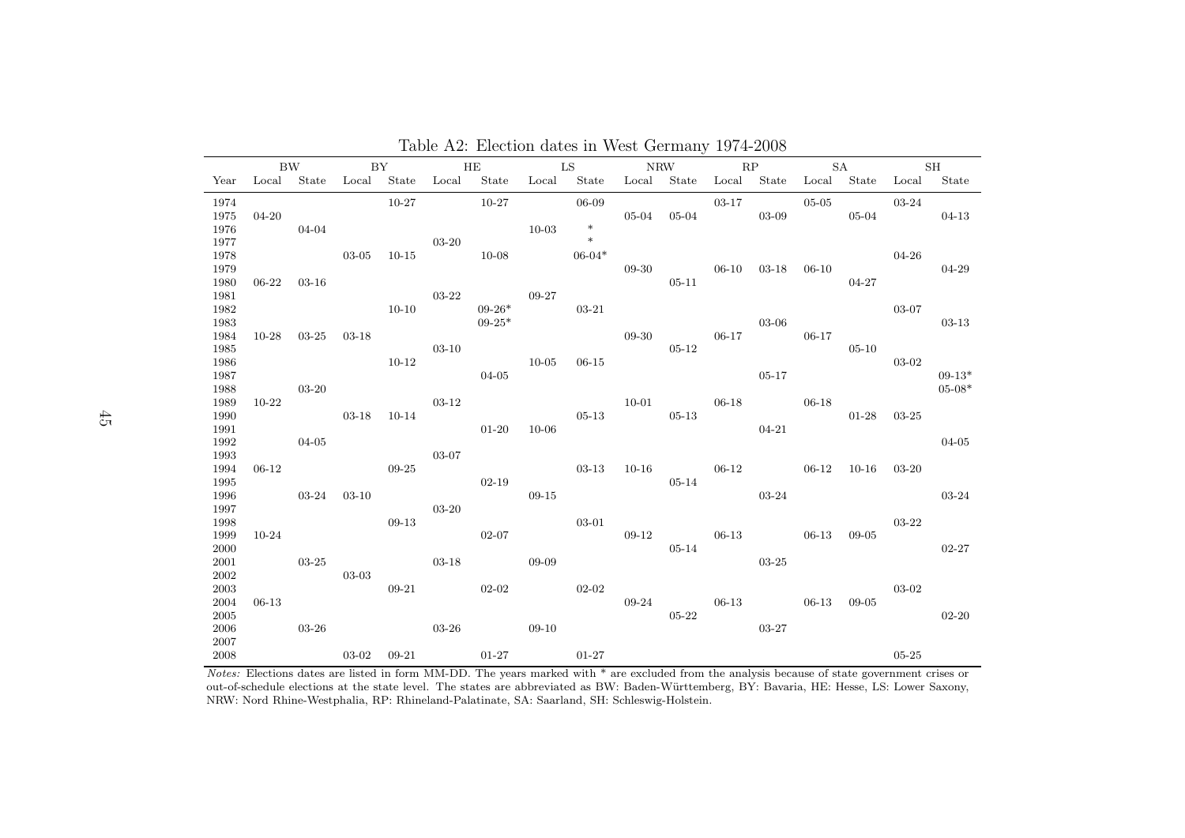Table A2: Election dates in West Germany 1974-2008

| | BW | | BY | | HE | | LS | | NRW | | RP | | SA | | SH | |
|---|---|---|---|---|---|---|---|---|---|---|---|---|---|---|---|---|
| Year | Local | State | Local | State | Local | State | Local | State | Local | State | Local | State | Local | State | Local | State |
| 1974 | | | | 10-27 | | 10-27 | | 06-09 | | | 03-17 | | 05-05 | | 03-24 | |
| 1975 | 04-20 | | | | | | | | 05-04 | 05-04 | | 03-09 | | 05-04 | | 04-13 |
| 1976 | | 04-04 | | | | | 10-03 | * | | | | | | | | |
| 1977 | | | | | 03-20 | | | * | | | | | | | | |
| 1978 | | | 03-05 | 10-15 | | 10-08 | | 06-04* | | | | | | | 04-26 | |
| 1979 | | | | | | | | | 09-30 | | 06-10 | 03-18 | 06-10 | | | 04-29 |
| 1980 | 06-22 | 03-16 | | | | | | | | 05-11 | | | | 04-27 | | |
| 1981 | | | | | 03-22 | | 09-27 | | | | | | | | | |
| 1982 | | | | 10-10 | | 09-26* | | 03-21 | | | | | | | 03-07 | |
| 1983 | | | | | | 09-25* | | | | | | 03-06 | | | | 03-13 |
| 1984 | 10-28 | 03-25 | 03-18 | | | | | | 09-30 | | 06-17 | | 06-17 | | | |
| 1985 | | | | | 03-10 | | | | | 05-12 | | | | 05-10 | | |
| 1986 | | | | 10-12 | | | 10-05 | 06-15 | | | | | | | 03-02 | |
| 1987 | | | | | | 04-05 | | | | | | 05-17 | | | | 09-13* |
| 1988 | | 03-20 | | | | | | | | | | | | | | 05-08* |
| 1989 | 10-22 | | | | 03-12 | | | | 10-01 | | 06-18 | | 06-18 | | | |
| 1990 | | | 03-18 | 10-14 | | | | 05-13 | | 05-13 | | | | 01-28 | 03-25 | |
| 1991 | | | | | | 01-20 | 10-06 | | | | | 04-21 | | | | |
| 1992 | | 04-05 | | | | | | | | | | | | | | 04-05 |
| 1993 | | | | | 03-07 | | | | | | | | | | | |
| 1994 | 06-12 | | | 09-25 | | | | 03-13 | 10-16 | | 06-12 | | 06-12 | 10-16 | 03-20 | |
| 1995 | | | | | | 02-19 | | | | 05-14 | | | | | | |
| 1996 | | 03-24 | 03-10 | | | | 09-15 | | | | | 03-24 | | | | 03-24 |
| 1997 | | | | | 03-20 | | | | | | | | | | | |
| 1998 | | | | 09-13 | | | | 03-01 | | | | | | | 03-22 | |
| 1999 | 10-24 | | | | | 02-07 | | | 09-12 | | 06-13 | | 06-13 | 09-05 | | |
| 2000 | | | | | | | | | | 05-14 | | | | | | 02-27 |
| 2001 | | 03-25 | | | 03-18 | | 09-09 | | | | | 03-25 | | | | |
| 2002 | | | 03-03 | | | | | | | | | | | | | |
| 2003 | | | | 09-21 | | 02-02 | | 02-02 | | | | | | | 03-02 | |
| 2004 | 06-13 | | | | | | | | 09-24 | | 06-13 | | 06-13 | 09-05 | | |
| 2005 | | | | | | | | | | 05-22 | | | | | | 02-20 |
| 2006 | | 03-26 | | | 03-26 | | 09-10 | | | | | 03-27 | | | | |
| 2007 | | | | | | | | | | | | | | | | |
| 2008 | | | 03-02 | 09-21 | | 01-27 | | 01-27 | | | | | | | 05-25 | |

*Notes:* Elections dates are listed in form MM-DD. The years marked with * are excluded from the analysis because of state government crises or out-of-schedule elections at the state level. The states are abbreviated as BW: Baden-Württemberg, BY: Bavaria, HE: Hesse, LS: Lower Saxony, NRW: Nord Rhine-Westphalia, RP: Rhineland-Palatinate, SA: Saarland, SH: Schleswig-Holstein.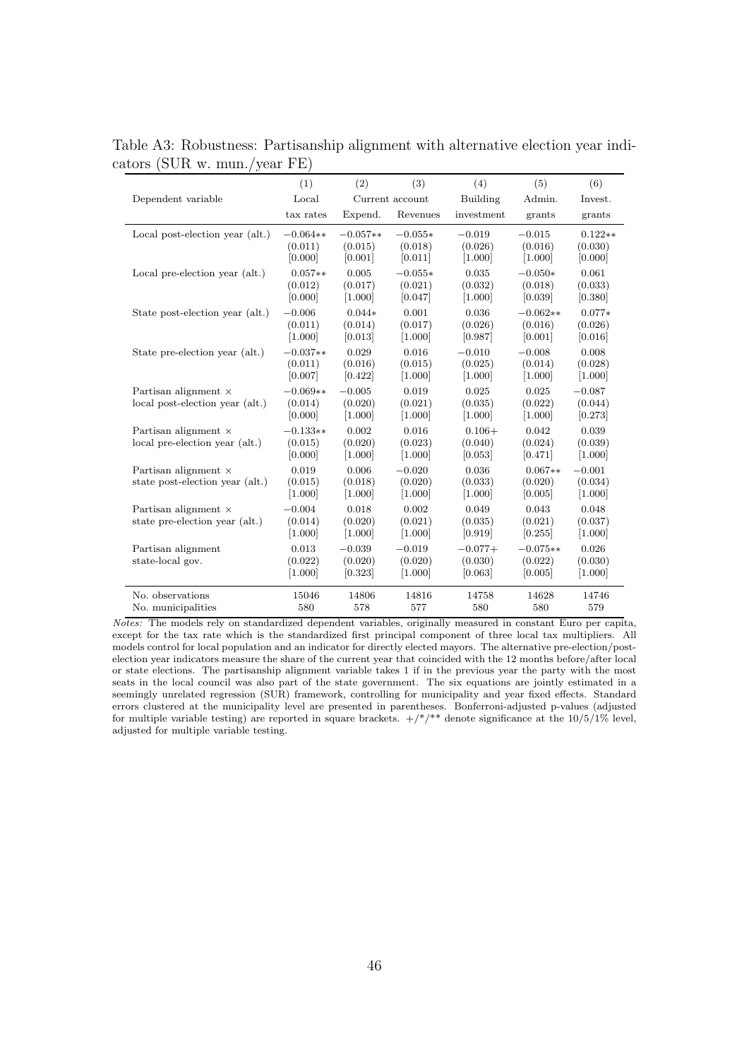Table A3: Robustness: Partisanship alignment with alternative election year indicators (SUR w. mun./year FE)

| | (1) | (2) | (3) | (4) | (5) | (6) |
|---|---|---|---|---|---|---|
| Dependent variable | Local | Current account | | Building | Admin. | Invest. |
| | tax rates | Expend. | Revenues | investment | grants | grants |
| Local post-election year (alt.) | −0.064** | −0.057** | −0.055* | −0.019 | −0.015 | 0.122** |
| | (0.011) | (0.015) | (0.018) | (0.026) | (0.016) | (0.030) |
| | [0.000] | [0.001] | [0.011] | [1.000] | [1.000] | [0.000] |
| Local pre-election year (alt.) | 0.057** | 0.005 | −0.055* | 0.035 | −0.050* | 0.061 |
| | (0.012) | (0.017) | (0.021) | (0.032) | (0.018) | (0.033) |
| | [0.000] | [1.000] | [0.047] | [1.000] | [0.039] | [0.380] |
| State post-election year (alt.) | −0.006 | 0.044* | 0.001 | 0.036 | −0.062** | 0.077* |
| | (0.011) | (0.014) | (0.017) | (0.026) | (0.016) | (0.026) |
| | [1.000] | [0.013] | [1.000] | [0.987] | [0.001] | [0.016] |
| State pre-election year (alt.) | −0.037** | 0.029 | 0.016 | −0.010 | −0.008 | 0.008 |
| | (0.011) | (0.016) | (0.015) | (0.025) | (0.014) | (0.028) |
| | [0.007] | [0.422] | [1.000] | [1.000] | [1.000] | [1.000] |
| Partisan alignment × local post-election year (alt.) | −0.069** | −0.005 | 0.019 | 0.025 | 0.025 | −0.087 |
| | (0.014) | (0.020) | (0.021) | (0.035) | (0.022) | (0.044) |
| | [0.000] | [1.000] | [1.000] | [1.000] | [1.000] | [0.273] |
| Partisan alignment × local pre-election year (alt.) | −0.133** | 0.002 | 0.016 | 0.106+ | 0.042 | 0.039 |
| | (0.015) | (0.020) | (0.023) | (0.040) | (0.024) | (0.039) |
| | [0.000] | [1.000] | [1.000] | [0.053] | [0.471] | [1.000] |
| Partisan alignment × state post-election year (alt.) | 0.019 | 0.006 | −0.020 | 0.036 | 0.067** | −0.001 |
| | (0.015) | (0.018) | (0.020) | (0.033) | (0.020) | (0.034) |
| | [1.000] | [1.000] | [1.000] | [1.000] | [0.005] | [1.000] |
| Partisan alignment × state pre-election year (alt.) | −0.004 | 0.018 | 0.002 | 0.049 | 0.043 | 0.048 |
| | (0.014) | (0.020) | (0.021) | (0.035) | (0.021) | (0.037) |
| | [1.000] | [1.000] | [1.000] | [0.919] | [0.255] | [1.000] |
| Partisan alignment state-local gov. | 0.013 | −0.039 | −0.019 | −0.077+ | −0.075** | 0.026 |
| | (0.022) | (0.020) | (0.020) | (0.030) | (0.022) | (0.030) |
| | [1.000] | [0.323] | [1.000] | [0.063] | [0.005] | [1.000] |
| No. observations | 15046 | 14806 | 14816 | 14758 | 14628 | 14746 |
| No. municipalities | 580 | 578 | 577 | 580 | 580 | 579 |

*Notes:* The models rely on standardized dependent variables, originally measured in constant Euro per capita, except for the tax rate which is the standardized first principal component of three local tax multipliers. All models control for local population and an indicator for directly elected mayors. The alternative pre-election/post-election year indicators measure the share of the current year that coincided with the 12 months before/after local or state elections. The partisanship alignment variable takes 1 if in the previous year the party with the most seats in the local council was also part of the state government. The six equations are jointly estimated in a seemingly unrelated regression (SUR) framework, controlling for municipality and year fixed effects. Standard errors clustered at the municipality level are presented in parentheses. Bonferroni-adjusted p-values (adjusted for multiple variable testing) are reported in square brackets. +/*/** denote significance at the 10/5/1% level, adjusted for multiple variable testing.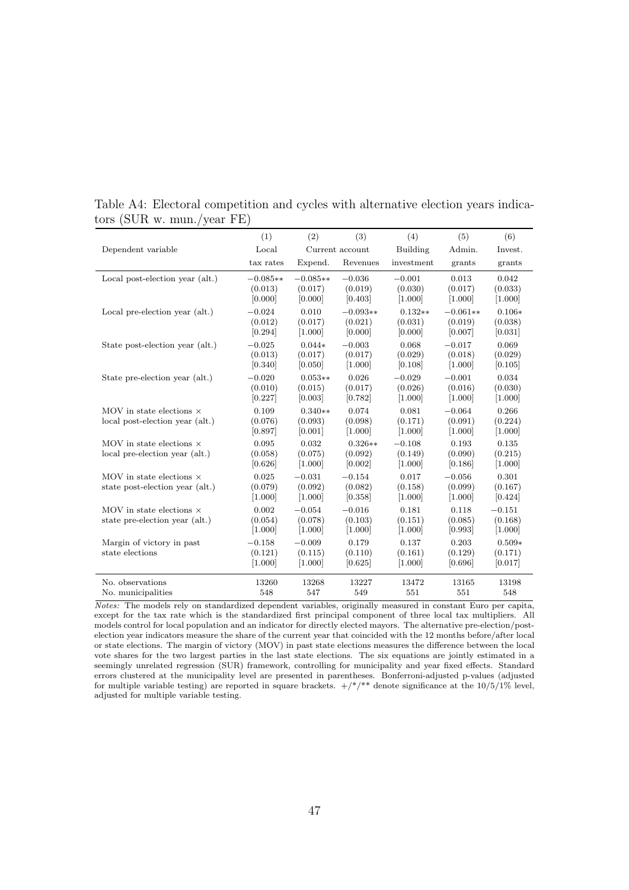Table A4: Electoral competition and cycles with alternative election years indicators (SUR w. mun./year FE)

| | (1) | (2) | (3) | (4) | (5) | (6) |
|---|---|---|---|---|---|---|
| Dependent variable | Local | Current account | | Building | Admin. | Invest. |
| | tax rates | Expend. | Revenues | investment | grants | grants |
| Local post-election year (alt.) | −0.085** | −0.085** | −0.036 | −0.001 | 0.013 | 0.042 |
| | (0.013) | (0.017) | (0.019) | (0.030) | (0.017) | (0.033) |
| | [0.000] | [0.000] | [0.403] | [1.000] | [1.000] | [1.000] |
| Local pre-election year (alt.) | −0.024 | 0.010 | −0.093** | 0.132** | −0.061** | 0.106* |
| | (0.012) | (0.017) | (0.021) | (0.031) | (0.019) | (0.038) |
| | [0.294] | [1.000] | [0.000] | [0.000] | [0.007] | [0.031] |
| State post-election year (alt.) | −0.025 | 0.044* | −0.003 | 0.068 | −0.017 | 0.069 |
| | (0.013) | (0.017) | (0.017) | (0.029) | (0.018) | (0.029) |
| | [0.340] | [0.050] | [1.000] | [0.108] | [1.000] | [0.105] |
| State pre-election year (alt.) | −0.020 | 0.053** | 0.026 | −0.029 | −0.001 | 0.034 |
| | (0.010) | (0.015) | (0.017) | (0.026) | (0.016) | (0.030) |
| | [0.227] | [0.003] | [0.782] | [1.000] | [1.000] | [1.000] |
| MOV in state elections × local post-election year (alt.) | 0.109 | 0.340** | 0.074 | 0.081 | −0.064 | 0.266 |
| | (0.076) | (0.093) | (0.098) | (0.171) | (0.091) | (0.224) |
| | [0.897] | [0.001] | [1.000] | [1.000] | [1.000] | [1.000] |
| MOV in state elections × local pre-election year (alt.) | 0.095 | 0.032 | 0.326** | −0.108 | 0.193 | 0.135 |
| | (0.058) | (0.075) | (0.092) | (0.149) | (0.090) | (0.215) |
| | [0.626] | [1.000] | [0.002] | [1.000] | [0.186] | [1.000] |
| MOV in state elections × state post-election year (alt.) | 0.025 | −0.031 | −0.154 | 0.017 | −0.056 | 0.301 |
| | (0.079) | (0.092) | (0.082) | (0.158) | (0.099) | (0.167) |
| | [1.000] | [1.000] | [0.358] | [1.000] | [1.000] | [0.424] |
| MOV in state elections × state pre-election year (alt.) | 0.002 | −0.054 | −0.016 | 0.181 | 0.118 | −0.151 |
| | (0.054) | (0.078) | (0.103) | (0.151) | (0.085) | (0.168) |
| | [1.000] | [1.000] | [1.000] | [1.000] | [0.993] | [1.000] |
| Margin of victory in past state elections | −0.158 | −0.009 | 0.179 | 0.137 | 0.203 | 0.509* |
| | (0.121) | (0.115) | (0.110) | (0.161) | (0.129) | (0.171) |
| | [1.000] | [1.000] | [0.625] | [1.000] | [0.696] | [0.017] |
| No. observations | 13260 | 13268 | 13227 | 13472 | 13165 | 13198 |
| No. municipalities | 548 | 547 | 549 | 551 | 551 | 548 |

*Notes:* The models rely on standardized dependent variables, originally measured in constant Euro per capita, except for the tax rate which is the standardized first principal component of three local tax multipliers. All models control for local population and an indicator for directly elected mayors. The alternative pre-election/post-election year indicators measure the share of the current year that coincided with the 12 months before/after local or state elections. The margin of victory (MOV) in past state elections measures the difference between the local vote shares for the two largest parties in the last state elections. The six equations are jointly estimated in a seemingly unrelated regression (SUR) framework, controlling for municipality and year fixed effects. Standard errors clustered at the municipality level are presented in parentheses. Bonferroni-adjusted p-values (adjusted for multiple variable testing) are reported in square brackets. +/*/** denote significance at the 10/5/1% level, adjusted for multiple variable testing.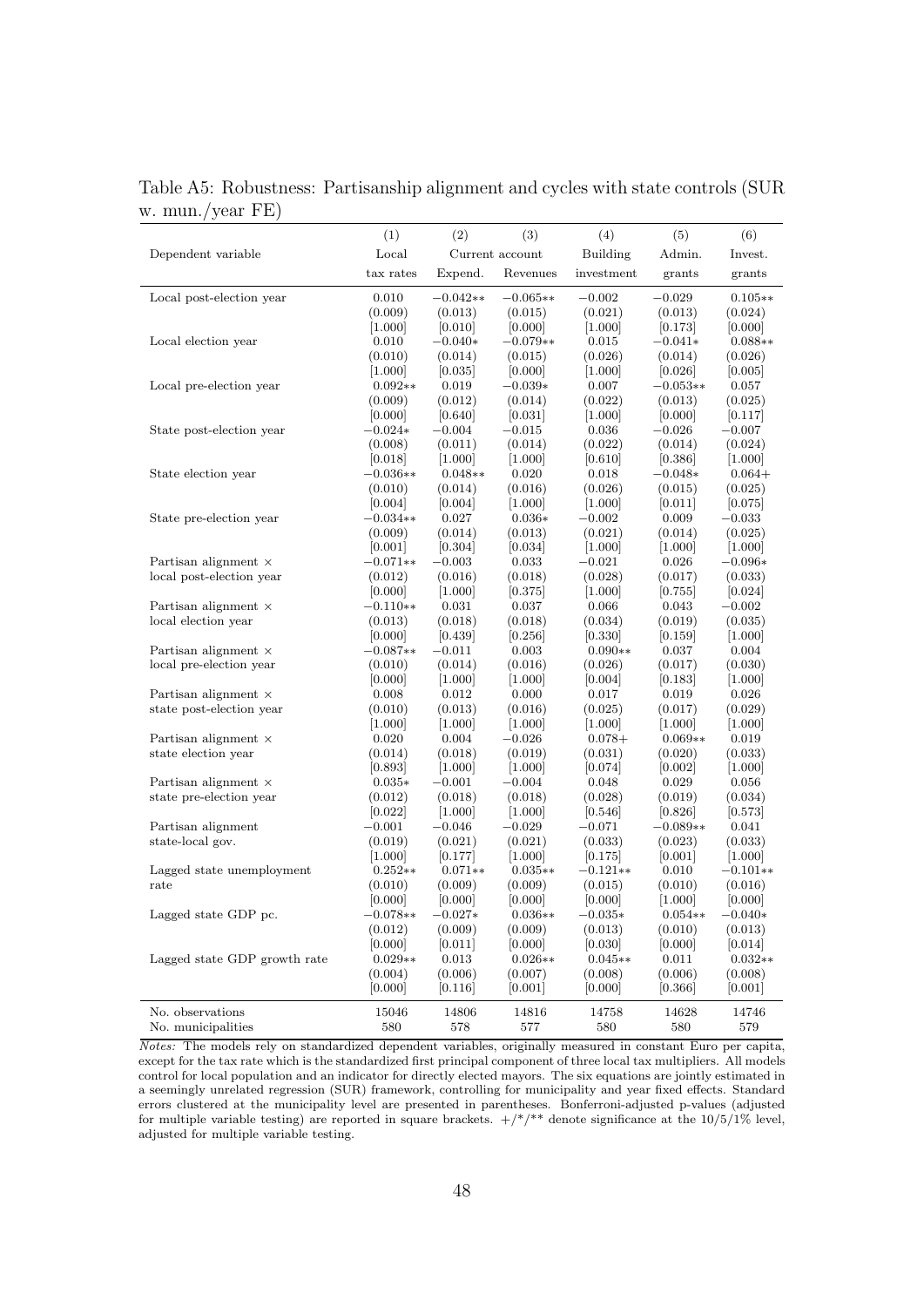Table A5: Robustness: Partisanship alignment and cycles with state controls (SUR w. mun./year FE)

| | (1) | (2) | (3) | (4) | (5) | (6) |
|---|---|---|---|---|---|---|
| Dependent variable | Local | Current account | | Building | Admin. | Invest. |
| | tax rates | Expend. | Revenues | investment | grants | grants |
| Local post-election year | 0.010 | −0.042** | −0.065** | −0.002 | −0.029 | 0.105** |
| | (0.009) | (0.013) | (0.015) | (0.021) | (0.013) | (0.024) |
| | [1.000] | [0.010] | [0.000] | [1.000] | [0.173] | [0.000] |
| Local election year | 0.010 | −0.040* | −0.079** | 0.015 | −0.041* | 0.088** |
| | (0.010) | (0.014) | (0.015) | (0.026) | (0.014) | (0.026) |
| | [1.000] | [0.035] | [0.000] | [1.000] | [0.026] | [0.005] |
| Local pre-election year | 0.092** | 0.019 | −0.039* | 0.007 | −0.053** | 0.057 |
| | (0.009) | (0.012) | (0.014) | (0.022) | (0.013) | (0.025) |
| | [0.000] | [0.640] | [0.031] | [1.000] | [0.000] | [0.117] |
| State post-election year | −0.024* | −0.004 | −0.015 | 0.036 | −0.026 | −0.007 |
| | (0.008) | (0.011) | (0.014) | (0.022) | (0.014) | (0.024) |
| | [0.018] | [1.000] | [1.000] | [0.610] | [0.386] | [1.000] |
| State election year | −0.036** | 0.048** | 0.020 | 0.018 | −0.048* | 0.064+ |
| | (0.010) | (0.014) | (0.016) | (0.026) | (0.015) | (0.025) |
| | [0.004] | [0.004] | [1.000] | [1.000] | [0.011] | [0.075] |
| State pre-election year | −0.034** | 0.027 | 0.036* | −0.002 | 0.009 | −0.033 |
| | (0.009) | (0.014) | (0.013) | (0.021) | (0.014) | (0.025) |
| | [0.001] | [0.304] | [0.034] | [1.000] | [1.000] | [1.000] |
| Partisan alignment × local post-election year | −0.071** | −0.003 | 0.033 | −0.021 | 0.026 | −0.096* |
| | (0.012) | (0.016) | (0.018) | (0.028) | (0.017) | (0.033) |
| | [0.000] | [1.000] | [0.375] | [1.000] | [0.755] | [0.024] |
| Partisan alignment × local election year | −0.110** | 0.031 | 0.037 | 0.066 | 0.043 | −0.002 |
| | (0.013) | (0.018) | (0.018) | (0.034) | (0.019) | (0.035) |
| | [0.000] | [0.439] | [0.256] | [0.330] | [0.159] | [1.000] |
| Partisan alignment × local pre-election year | −0.087** | −0.011 | 0.003 | 0.090** | 0.037 | 0.004 |
| | (0.010) | (0.014) | (0.016) | (0.026) | (0.017) | (0.030) |
| | [0.000] | [1.000] | [1.000] | [0.004] | [0.183] | [1.000] |
| Partisan alignment × state post-election year | 0.008 | 0.012 | 0.000 | 0.017 | 0.019 | 0.026 |
| | (0.010) | (0.013) | (0.016) | (0.025) | (0.017) | (0.029) |
| | [1.000] | [1.000] | [1.000] | [1.000] | [1.000] | [1.000] |
| Partisan alignment × state election year | 0.020 | 0.004 | −0.026 | 0.078+ | 0.069** | 0.019 |
| | (0.014) | (0.018) | (0.019) | (0.031) | (0.020) | (0.033) |
| | [0.893] | [1.000] | [1.000] | [0.074] | [0.002] | [1.000] |
| Partisan alignment × state pre-election year | 0.035* | −0.001 | −0.004 | 0.048 | 0.029 | 0.056 |
| | (0.012) | (0.018) | (0.018) | (0.028) | (0.019) | (0.034) |
| | [0.022] | [1.000] | [1.000] | [0.546] | [0.826] | [0.573] |
| Partisan alignment state-local gov. | −0.001 | −0.046 | −0.029 | −0.071 | −0.089** | 0.041 |
| | (0.019) | (0.021) | (0.021) | (0.033) | (0.023) | (0.033) |
| | [1.000] | [0.177] | [1.000] | [0.175] | [0.001] | [1.000] |
| Lagged state unemployment rate | 0.252** | 0.071** | 0.035** | −0.121** | 0.010 | −0.101** |
| | (0.010) | (0.009) | (0.009) | (0.015) | (0.010) | (0.016) |
| | [0.000] | [0.000] | [0.000] | [0.000] | [1.000] | [0.000] |
| Lagged state GDP pc. | −0.078** | −0.027* | 0.036** | −0.035* | 0.054** | −0.040* |
| | (0.012) | (0.009) | (0.009) | (0.013) | (0.010) | (0.013) |
| | [0.000] | [0.011] | [0.000] | [0.030] | [0.000] | [0.014] |
| Lagged state GDP growth rate | 0.029** | 0.013 | 0.026** | 0.045** | 0.011 | 0.032** |
| | (0.004) | (0.006) | (0.007) | (0.008) | (0.006) | (0.008) |
| | [0.000] | [0.116] | [0.001] | [0.000] | [0.366] | [0.001] |
| No. observations | 15046 | 14806 | 14816 | 14758 | 14628 | 14746 |
| No. municipalities | 580 | 578 | 577 | 580 | 580 | 579 |

*Notes:* The models rely on standardized dependent variables, originally measured in constant Euro per capita, except for the tax rate which is the standardized first principal component of three local tax multipliers. All models control for local population and an indicator for directly elected mayors. The six equations are jointly estimated in a seemingly unrelated regression (SUR) framework, controlling for municipality and year fixed effects. Standard errors clustered at the municipality level are presented in parentheses. Bonferroni-adjusted p-values (adjusted for multiple variable testing) are reported in square brackets. +/*/** denote significance at the 10/5/1% level, adjusted for multiple variable testing.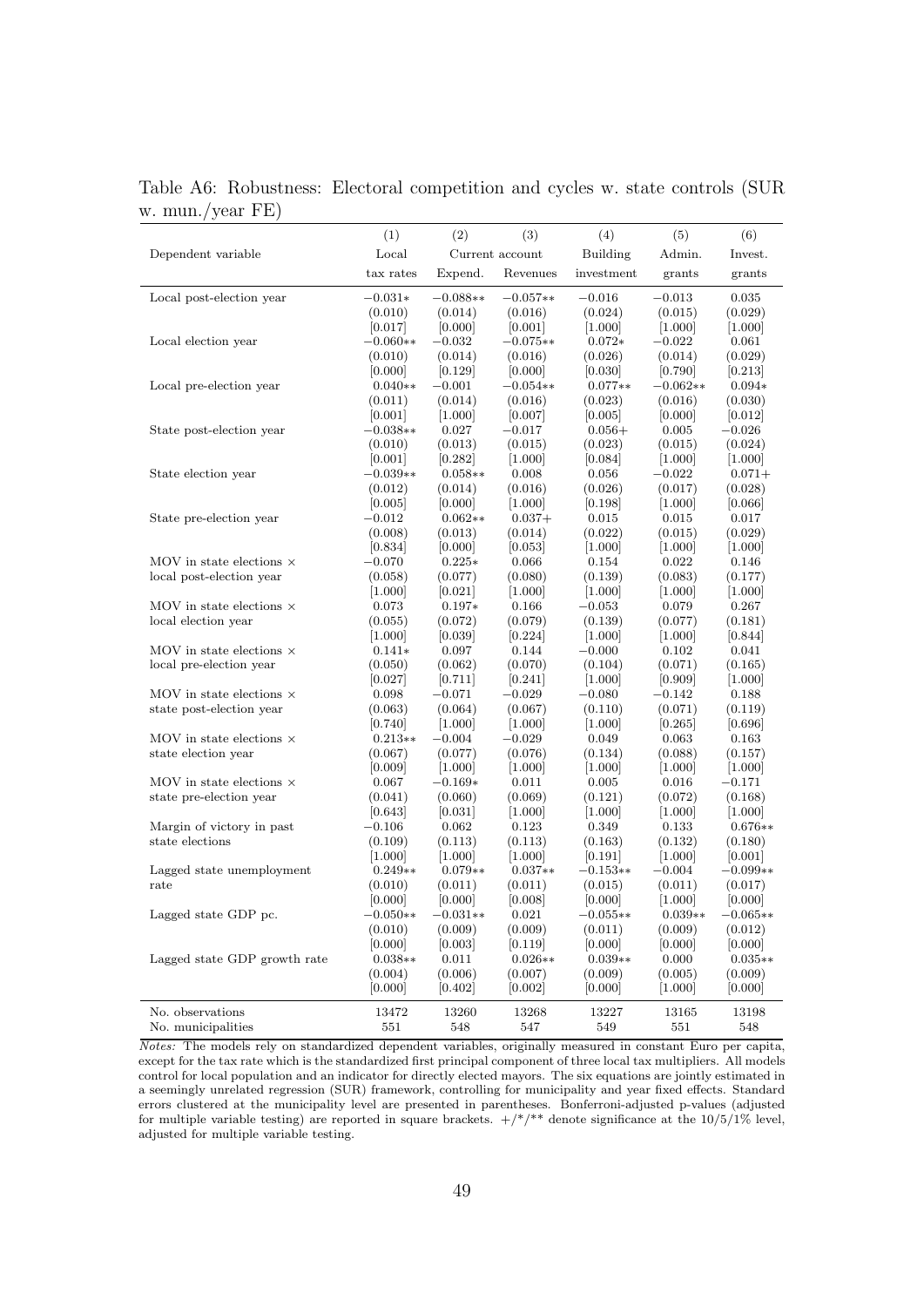Table A6: Robustness: Electoral competition and cycles w. state controls (SUR w. mun./year FE)

| | (1) | (2) | (3) | (4) | (5) | (6) |
|---|---|---|---|---|---|---|
| Dependent variable | Local | Current account | | Building | Admin. | Invest. |
| | tax rates | Expend. | Revenues | investment | grants | grants |
| Local post-election year | −0.031* | −0.088** | −0.057** | −0.016 | −0.013 | 0.035 |
| | (0.010) | (0.014) | (0.016) | (0.024) | (0.015) | (0.029) |
| | [0.017] | [0.000] | [0.001] | [1.000] | [1.000] | [1.000] |
| Local election year | −0.060** | −0.032 | −0.075** | 0.072* | −0.022 | 0.061 |
| | (0.010) | (0.014) | (0.016) | (0.026) | (0.014) | (0.029) |
| | [0.000] | [0.129] | [0.000] | [0.030] | [0.790] | [0.213] |
| Local pre-election year | 0.040** | −0.001 | −0.054** | 0.077** | −0.062** | 0.094* |
| | (0.011) | (0.014) | (0.016) | (0.023) | (0.016) | (0.030) |
| | [0.001] | [1.000] | [0.007] | [0.005] | [0.000] | [0.012] |
| State post-election year | −0.038** | 0.027 | −0.017 | 0.056+ | 0.005 | −0.026 |
| | (0.010) | (0.013) | (0.015) | (0.023) | (0.015) | (0.024) |
| | [0.001] | [0.282] | [1.000] | [0.084] | [1.000] | [1.000] |
| State election year | −0.039** | 0.058** | 0.008 | 0.056 | −0.022 | 0.071+ |
| | (0.012) | (0.014) | (0.016) | (0.026) | (0.017) | (0.028) |
| | [0.005] | [0.000] | [1.000] | [0.198] | [1.000] | [0.066] |
| State pre-election year | −0.012 | 0.062** | 0.037+ | 0.015 | 0.015 | 0.017 |
| | (0.008) | (0.013) | (0.014) | (0.022) | (0.015) | (0.029) |
| | [0.834] | [0.000] | [0.053] | [1.000] | [1.000] | [1.000] |
| MOV in state elections × local post-election year | −0.070 | 0.225* | 0.066 | 0.154 | 0.022 | 0.146 |
| | (0.058) | (0.077) | (0.080) | (0.139) | (0.083) | (0.177) |
| | [1.000] | [0.021] | [1.000] | [1.000] | [1.000] | [1.000] |
| MOV in state elections × local election year | 0.073 | 0.197* | 0.166 | −0.053 | 0.079 | 0.267 |
| | (0.055) | (0.072) | (0.079) | (0.139) | (0.077) | (0.181) |
| | [1.000] | [0.039] | [0.224] | [1.000] | [1.000] | [0.844] |
| MOV in state elections × local pre-election year | 0.141* | 0.097 | 0.144 | −0.000 | 0.102 | 0.041 |
| | (0.050) | (0.062) | (0.070) | (0.104) | (0.071) | (0.165) |
| | [0.027] | [0.711] | [0.241] | [1.000] | [0.909] | [1.000] |
| MOV in state elections × state post-election year | 0.098 | −0.071 | −0.029 | −0.080 | −0.142 | 0.188 |
| | (0.063) | (0.064) | (0.067) | (0.110) | (0.071) | (0.119) |
| | [0.740] | [1.000] | [1.000] | [1.000] | [0.265] | [0.696] |
| MOV in state elections × state election year | 0.213** | −0.004 | −0.029 | 0.049 | 0.063 | 0.163 |
| | (0.067) | (0.077) | (0.076) | (0.134) | (0.088) | (0.157) |
| | [0.009] | [1.000] | [1.000] | [1.000] | [1.000] | [1.000] |
| MOV in state elections × state pre-election year | 0.067 | −0.169* | 0.011 | 0.005 | 0.016 | −0.171 |
| | (0.041) | (0.060) | (0.069) | (0.121) | (0.072) | (0.168) |
| | [0.643] | [0.031] | [1.000] | [1.000] | [1.000] | [1.000] |
| Margin of victory in past state elections | −0.106 | 0.062 | 0.123 | 0.349 | 0.133 | 0.676** |
| | (0.109) | (0.113) | (0.113) | (0.163) | (0.132) | (0.180) |
| | [1.000] | [1.000] | [1.000] | [0.191] | [1.000] | [0.001] |
| Lagged state unemployment rate | 0.249** | 0.079** | 0.037** | −0.153** | −0.004 | −0.099** |
| | (0.010) | (0.011) | (0.011) | (0.015) | (0.011) | (0.017) |
| | [0.000] | [0.000] | [0.008] | [0.000] | [1.000] | [0.000] |
| Lagged state GDP pc. | −0.050** | −0.031** | 0.021 | −0.055** | 0.039** | −0.065** |
| | (0.010) | (0.009) | (0.009) | (0.011) | (0.009) | (0.012) |
| | [0.000] | [0.003] | [0.119] | [0.000] | [0.000] | [0.000] |
| Lagged state GDP growth rate | 0.038** | 0.011 | 0.026** | 0.039** | 0.000 | 0.035** |
| | (0.004) | (0.006) | (0.007) | (0.009) | (0.005) | (0.009) |
| | [0.000] | [0.402] | [0.002] | [0.000] | [1.000] | [0.000] |
| No. observations | 13472 | 13260 | 13268 | 13227 | 13165 | 13198 |
| No. municipalities | 551 | 548 | 547 | 549 | 551 | 548 |

*Notes:* The models rely on standardized dependent variables, originally measured in constant Euro per capita, except for the tax rate which is the standardized first principal component of three local tax multipliers. All models control for local population and an indicator for directly elected mayors. The six equations are jointly estimated in a seemingly unrelated regression (SUR) framework, controlling for municipality and year fixed effects. Standard errors clustered at the municipality level are presented in parentheses. Bonferroni-adjusted p-values (adjusted for multiple variable testing) are reported in square brackets. +/*/** denote significance at the 10/5/1% level, adjusted for multiple variable testing.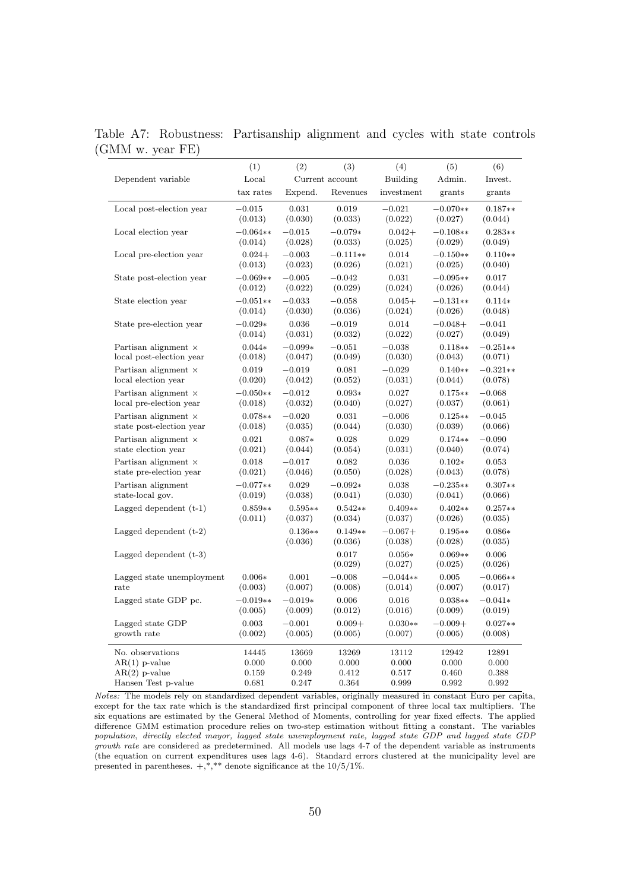Table A7: Robustness: Partisanship alignment and cycles with state controls (GMM w. year FE)

| | (1) | (2) | (3) | (4) | (5) | (6) |
|---|---|---|---|---|---|---|
| Dependent variable | Local | Current account | | Building | Admin. | Invest. |
| | tax rates | Expend. | Revenues | investment | grants | grants |
| Local post-election year | −0.015 | 0.031 | 0.019 | −0.021 | −0.070** | 0.187** |
| | (0.013) | (0.030) | (0.033) | (0.022) | (0.027) | (0.044) |
| Local election year | −0.064** | −0.015 | −0.079* | 0.042+ | −0.108** | 0.283** |
| | (0.014) | (0.028) | (0.033) | (0.025) | (0.029) | (0.049) |
| Local pre-election year | 0.024+ | −0.003 | −0.111** | 0.014 | −0.150** | 0.110** |
| | (0.013) | (0.023) | (0.026) | (0.021) | (0.025) | (0.040) |
| State post-election year | −0.069** | −0.005 | −0.042 | 0.031 | −0.095** | 0.017 |
| | (0.012) | (0.022) | (0.029) | (0.024) | (0.026) | (0.044) |
| State election year | −0.051** | −0.033 | −0.058 | 0.045+ | −0.131** | 0.114* |
| | (0.014) | (0.030) | (0.036) | (0.024) | (0.026) | (0.048) |
| State pre-election year | −0.029* | 0.036 | −0.019 | 0.014 | −0.048+ | −0.041 |
| | (0.014) | (0.031) | (0.032) | (0.022) | (0.027) | (0.049) |
| Partisan alignment × local post-election year | 0.044* | −0.099* | −0.051 | −0.038 | 0.118** | −0.251** |
| | (0.018) | (0.047) | (0.049) | (0.030) | (0.043) | (0.071) |
| Partisan alignment × local election year | 0.019 | −0.019 | 0.081 | −0.029 | 0.140** | −0.321** |
| | (0.020) | (0.042) | (0.052) | (0.031) | (0.044) | (0.078) |
| Partisan alignment × local pre-election year | −0.050** | −0.012 | 0.093* | 0.027 | 0.175** | −0.068 |
| | (0.018) | (0.032) | (0.040) | (0.027) | (0.037) | (0.061) |
| Partisan alignment × state post-election year | 0.078** | −0.020 | 0.031 | −0.006 | 0.125** | −0.045 |
| | (0.018) | (0.035) | (0.044) | (0.030) | (0.039) | (0.066) |
| Partisan alignment × state election year | 0.021 | 0.087* | 0.028 | 0.029 | 0.174** | −0.090 |
| | (0.021) | (0.044) | (0.054) | (0.031) | (0.040) | (0.074) |
| Partisan alignment × state pre-election year | 0.018 | −0.017 | 0.082 | 0.036 | 0.102* | 0.053 |
| | (0.021) | (0.046) | (0.050) | (0.028) | (0.043) | (0.078) |
| Partisan alignment state-local gov. | −0.077** | 0.029 | −0.092* | 0.038 | −0.235** | 0.307** |
| | (0.019) | (0.038) | (0.041) | (0.030) | (0.041) | (0.066) |
| Lagged dependent (t-1) | 0.859** | 0.595** | 0.542** | 0.409** | 0.402** | 0.257** |
| | (0.011) | (0.037) | (0.034) | (0.037) | (0.026) | (0.035) |
| Lagged dependent (t-2) | | 0.136** | 0.149** | −0.067+ | 0.195** | 0.086* |
| | | (0.036) | (0.036) | (0.038) | (0.028) | (0.035) |
| Lagged dependent (t-3) | | | 0.017 | 0.056* | 0.069** | 0.006 |
| | | | (0.029) | (0.027) | (0.025) | (0.026) |
| Lagged state unemployment rate | 0.006* | 0.001 | −0.008 | −0.044** | 0.005 | −0.066** |
| | (0.003) | (0.007) | (0.008) | (0.014) | (0.007) | (0.017) |
| Lagged state GDP pc. | −0.019** | −0.019* | 0.006 | 0.016 | 0.038** | −0.041* |
| | (0.005) | (0.009) | (0.012) | (0.016) | (0.009) | (0.019) |
| Lagged state GDP growth rate | 0.003 | −0.001 | 0.009+ | 0.030** | −0.009+ | 0.027** |
| | (0.002) | (0.005) | (0.005) | (0.007) | (0.005) | (0.008) |
| No. observations | 14445 | 13669 | 13269 | 13112 | 12942 | 12891 |
| AR(1) p-value | 0.000 | 0.000 | 0.000 | 0.000 | 0.000 | 0.000 |
| AR(2) p-value | 0.159 | 0.249 | 0.412 | 0.517 | 0.460 | 0.388 |
| Hansen Test p-value | 0.681 | 0.247 | 0.364 | 0.999 | 0.992 | 0.992 |

*Notes:* The models rely on standardized dependent variables, originally measured in constant Euro per capita, except for the tax rate which is the standardized first principal component of three local tax multipliers. The six equations are estimated by the General Method of Moments, controlling for year fixed effects. The applied difference GMM estimation procedure relies on two-step estimation without fitting a constant. The variables *population, directly elected mayor, lagged state unemployment rate, lagged state GDP and lagged state GDP growth rate* are considered as predetermined. All models use lags 4-7 of the dependent variable as instruments (the equation on current expenditures uses lags 4-6). Standard errors clustered at the municipality level are presented in parentheses. +,*,** denote significance at the 10/5/1%.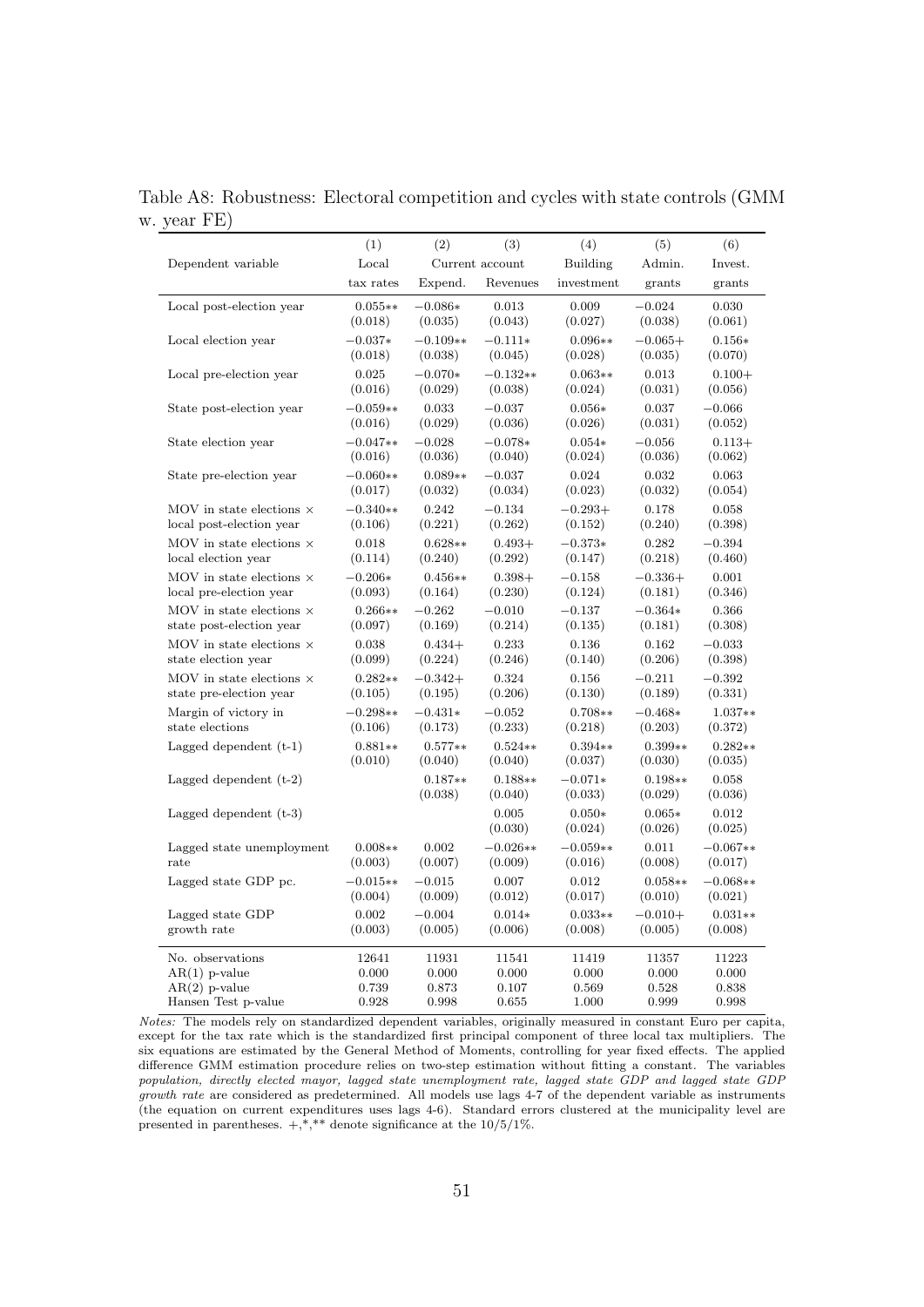Table A8: Robustness: Electoral competition and cycles with state controls (GMM w. year FE)

| | (1) | (2) | (3) | (4) | (5) | (6) |
|---|---|---|---|---|---|---|
| Dependent variable | Local | Current account | | Building | Admin. | Invest. |
| | tax rates | Expend. | Revenues | investment | grants | grants |
| Local post-election year | 0.055** | −0.086* | 0.013 | 0.009 | −0.024 | 0.030 |
| | (0.018) | (0.035) | (0.043) | (0.027) | (0.038) | (0.061) |
| Local election year | −0.037* | −0.109** | −0.111* | 0.096** | −0.065+ | 0.156* |
| | (0.018) | (0.038) | (0.045) | (0.028) | (0.035) | (0.070) |
| Local pre-election year | 0.025 | −0.070* | −0.132** | 0.063** | 0.013 | 0.100+ |
| | (0.016) | (0.029) | (0.038) | (0.024) | (0.031) | (0.056) |
| State post-election year | −0.059** | 0.033 | −0.037 | 0.056* | 0.037 | −0.066 |
| | (0.016) | (0.029) | (0.036) | (0.026) | (0.031) | (0.052) |
| State election year | −0.047** | −0.028 | −0.078* | 0.054* | −0.056 | 0.113+ |
| | (0.016) | (0.036) | (0.040) | (0.024) | (0.036) | (0.062) |
| State pre-election year | −0.060** | 0.089** | −0.037 | 0.024 | 0.032 | 0.063 |
| | (0.017) | (0.032) | (0.034) | (0.023) | (0.032) | (0.054) |
| MOV in state elections × local post-election year | −0.340** | 0.242 | −0.134 | −0.293+ | 0.178 | 0.058 |
| | (0.106) | (0.221) | (0.262) | (0.152) | (0.240) | (0.398) |
| MOV in state elections × local election year | 0.018 | 0.628** | 0.493+ | −0.373* | 0.282 | −0.394 |
| | (0.114) | (0.240) | (0.292) | (0.147) | (0.218) | (0.460) |
| MOV in state elections × local pre-election year | −0.206* | 0.456** | 0.398+ | −0.158 | −0.336+ | 0.001 |
| | (0.093) | (0.164) | (0.230) | (0.124) | (0.181) | (0.346) |
| MOV in state elections × state post-election year | 0.266** | −0.262 | −0.010 | −0.137 | −0.364* | 0.366 |
| | (0.097) | (0.169) | (0.214) | (0.135) | (0.181) | (0.308) |
| MOV in state elections × state election year | 0.038 | 0.434+ | 0.233 | 0.136 | 0.162 | −0.033 |
| | (0.099) | (0.224) | (0.246) | (0.140) | (0.206) | (0.398) |
| MOV in state elections × state pre-election year | 0.282** | −0.342+ | 0.324 | 0.156 | −0.211 | −0.392 |
| | (0.105) | (0.195) | (0.206) | (0.130) | (0.189) | (0.331) |
| Margin of victory in state elections | −0.298** | −0.431* | −0.052 | 0.708** | −0.468* | 1.037** |
| | (0.106) | (0.173) | (0.233) | (0.218) | (0.203) | (0.372) |
| Lagged dependent (t-1) | 0.881** | 0.577** | 0.524** | 0.394** | 0.399** | 0.282** |
| | (0.010) | (0.040) | (0.040) | (0.037) | (0.030) | (0.035) |
| Lagged dependent (t-2) | | 0.187** | 0.188** | −0.071* | 0.198** | 0.058 |
| | | (0.038) | (0.040) | (0.033) | (0.029) | (0.036) |
| Lagged dependent (t-3) | | | 0.005 | 0.050* | 0.065* | 0.012 |
| | | | (0.030) | (0.024) | (0.026) | (0.025) |
| Lagged state unemployment rate | 0.008** | 0.002 | −0.026** | −0.059** | 0.011 | −0.067** |
| | (0.003) | (0.007) | (0.009) | (0.016) | (0.008) | (0.017) |
| Lagged state GDP pc. | −0.015** | −0.015 | 0.007 | 0.012 | 0.058** | −0.068** |
| | (0.004) | (0.009) | (0.012) | (0.017) | (0.010) | (0.021) |
| Lagged state GDP growth rate | 0.002 | −0.004 | 0.014* | 0.033** | −0.010+ | 0.031** |
| | (0.003) | (0.005) | (0.006) | (0.008) | (0.005) | (0.008) |
| No. observations | 12641 | 11931 | 11541 | 11419 | 11357 | 11223 |
| AR(1) p-value | 0.000 | 0.000 | 0.000 | 0.000 | 0.000 | 0.000 |
| AR(2) p-value | 0.739 | 0.873 | 0.107 | 0.569 | 0.528 | 0.838 |
| Hansen Test p-value | 0.928 | 0.998 | 0.655 | 1.000 | 0.999 | 0.998 |

*Notes:* The models rely on standardized dependent variables, originally measured in constant Euro per capita, except for the tax rate which is the standardized first principal component of three local tax multipliers. The six equations are estimated by the General Method of Moments, controlling for year fixed effects. The applied difference GMM estimation procedure relies on two-step estimation without fitting a constant. The variables *population, directly elected mayor, lagged state unemployment rate, lagged state GDP and lagged state GDP growth rate* are considered as predetermined. All models use lags 4-7 of the dependent variable as instruments (the equation on current expenditures uses lags 4-6). Standard errors clustered at the municipality level are presented in parentheses. +,*,** denote significance at the 10/5/1%.